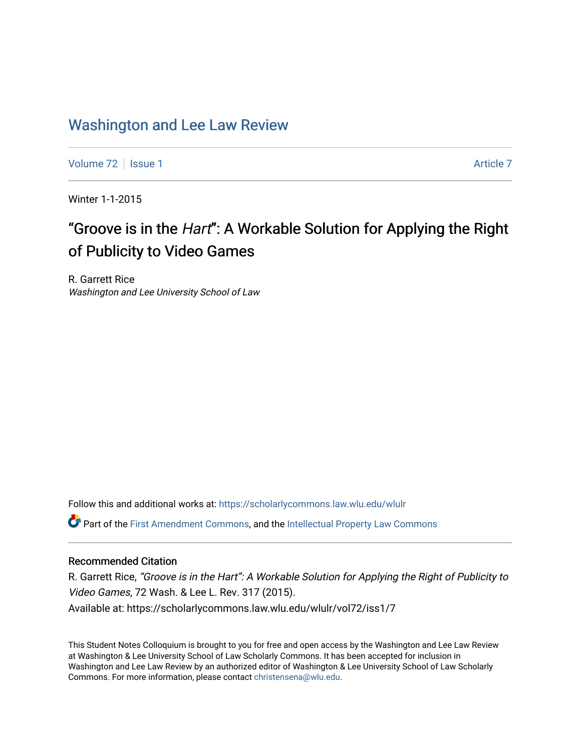# Washington and Lee Law Review

Volume 72 | Issue 1 | Article 7

Winter 1-1-2015

## "Groove is in the *Hart*": A Workable Solution for Applying the Right of Publicity to Video Games

R. Garrett Rice
*Washington and Lee University School of Law*

Follow this and additional works at: https://scholarlycommons.law.wlu.edu/wlulr

Part of the First Amendment Commons, and the Intellectual Property Law Commons

### Recommended Citation

R. Garrett Rice, *"Groove is in the Hart": A Workable Solution for Applying the Right of Publicity to Video Games*, 72 Wash. & Lee L. Rev. 317 (2015).
Available at: https://scholarlycommons.law.wlu.edu/wlulr/vol72/iss1/7

This Student Notes Colloquium is brought to you for free and open access by the Washington and Lee Law Review at Washington & Lee University School of Law Scholarly Commons. It has been accepted for inclusion in Washington and Lee Law Review by an authorized editor of Washington & Lee University School of Law Scholarly Commons. For more information, please contact christensena@wlu.edu.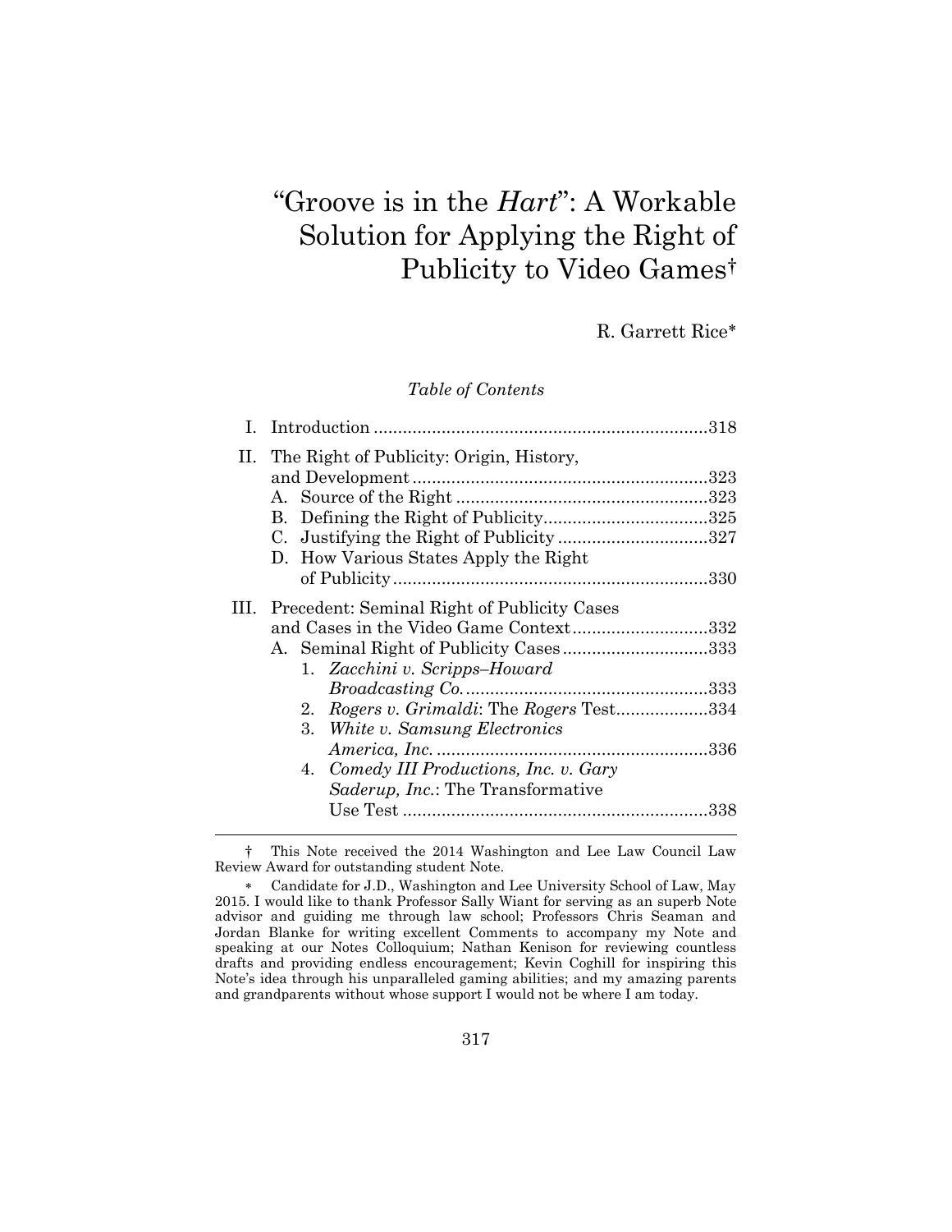# "Groove is in the *Hart*": A Workable Solution for Applying the Right of Publicity to Video Games†

R. Garrett Rice*

*Table of Contents*

I. Introduction ....................................................................318

II. The Right of Publicity: Origin, History, and Development ............................................................323

- A. Source of the Right ....................................................323
- B. Defining the Right of Publicity..................................325
- C. Justifying the Right of Publicity ...............................327
- D. How Various States Apply the Right of Publicity .................................................................330

III. Precedent: Seminal Right of Publicity Cases and Cases in the Video Game Context............................332

- A. Seminal Right of Publicity Cases ..............................333
  1. *Zacchini v. Scripps–Howard Broadcasting Co.* ..................................................333
  2. *Rogers v. Grimaldi*: The *Rogers* Test...................334
  3. *White v. Samsung Electronics America, Inc.* ........................................................336
  4. *Comedy III Productions, Inc. v. Gary Saderup, Inc.*: The Transformative Use Test ..............................................................338

---

† This Note received the 2014 Washington and Lee Law Council Law Review Award for outstanding student Note.

\* Candidate for J.D., Washington and Lee University School of Law, May 2015. I would like to thank Professor Sally Wiant for serving as an superb Note advisor and guiding me through law school; Professors Chris Seaman and Jordan Blanke for writing excellent Comments to accompany my Note and speaking at our Notes Colloquium; Nathan Kenison for reviewing countless drafts and providing endless encouragement; Kevin Coghill for inspiring this Note's idea through his unparalleled gaming abilities; and my amazing parents and grandparents without whose support I would not be where I am today.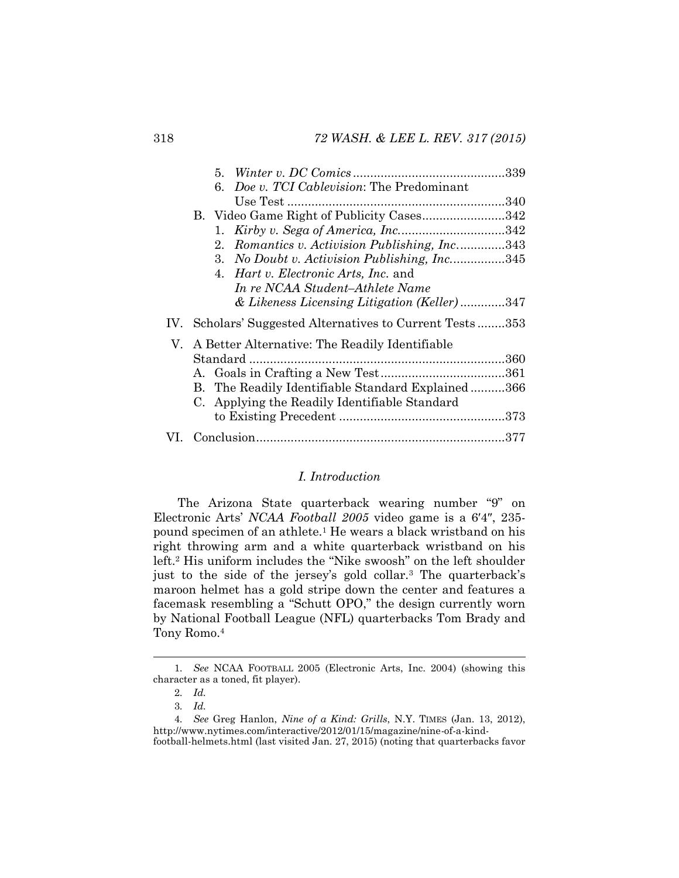5. *Winter v. DC Comics* ............................................339
6. *Doe v. TCI Cablevision*: The Predominant Use Test ..............................................................340

B. Video Game Right of Publicity Cases........................342
1. *Kirby v. Sega of America, Inc.*..............................342
2. *Romantics v. Activision Publishing, Inc*.............343
3. *No Doubt v. Activision Publishing, Inc.*...............345
4. *Hart v. Electronic Arts, Inc.* and *In re NCAA Student–Athlete Name & Likeness Licensing Litigation (Keller)* ............347

IV. Scholars' Suggested Alternatives to Current Tests ........353

V. A Better Alternative: The Readily Identifiable Standard .........................................................................360
A. Goals in Crafting a New Test...................................361
B. The Readily Identifiable Standard Explained ..........366
C. Applying the Readily Identifiable Standard to Existing Precedent ................................................373

VI. Conclusion.......................................................................377

## *I. Introduction*

The Arizona State quarterback wearing number "9" on Electronic Arts' *NCAA Football 2005* video game is a 6′4″, 235-pound specimen of an athlete.[1] He wears a black wristband on his right throwing arm and a white quarterback wristband on his left.[2] His uniform includes the "Nike swoosh" on the left shoulder just to the side of the jersey's gold collar.[3] The quarterback's maroon helmet has a gold stripe down the center and features a facemask resembling a "Schutt OPO," the design currently worn by National Football League (NFL) quarterbacks Tom Brady and Tony Romo.[4]

---

1. *See* NCAA FOOTBALL 2005 (Electronic Arts, Inc. 2004) (showing this character as a toned, fit player).

2. *Id.*

3. *Id.*

4. *See* Greg Hanlon, *Nine of a Kind: Grills*, N.Y. TIMES (Jan. 13, 2012), http://www.nytimes.com/interactive/2012/01/15/magazine/nine-of-a-kind-football-helmets.html (last visited Jan. 27, 2015) (noting that quarterbacks favor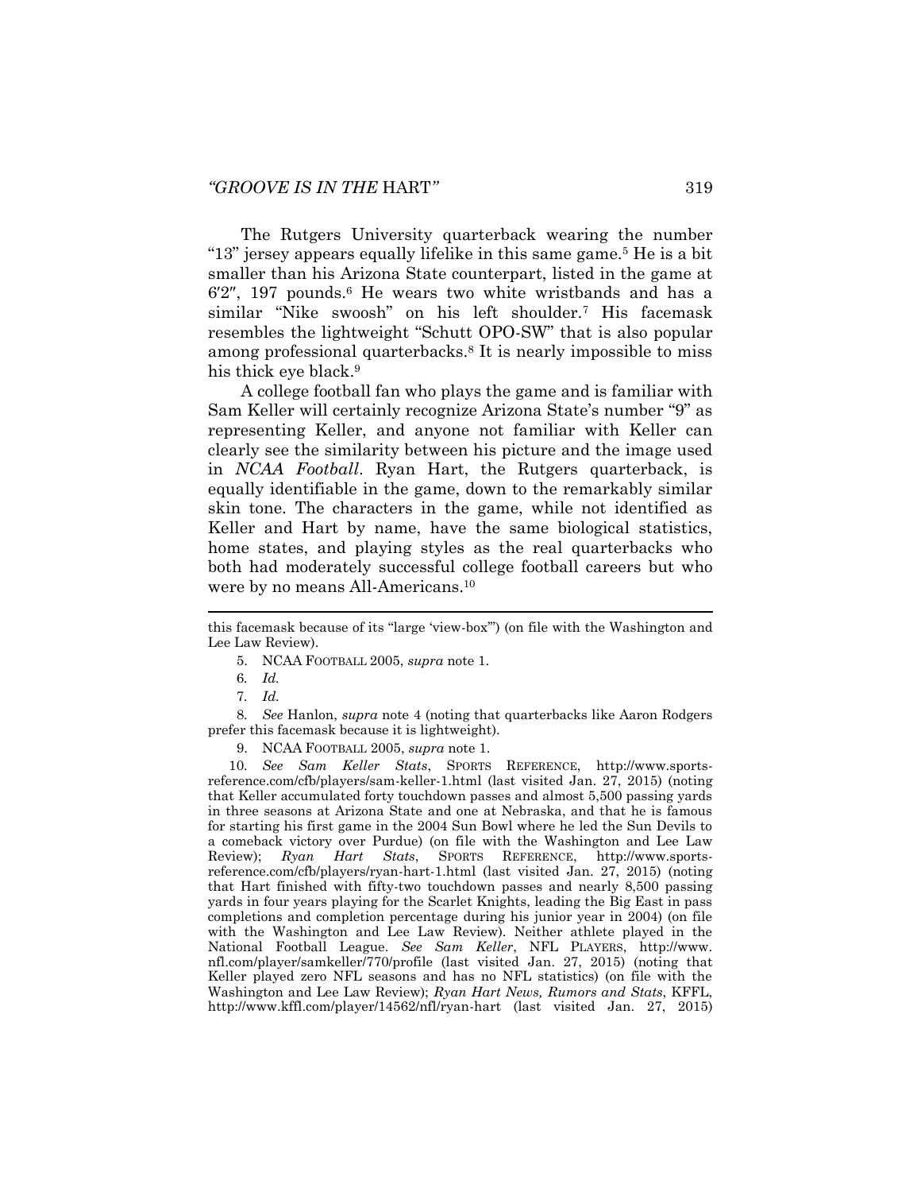The Rutgers University quarterback wearing the number "13" jersey appears equally lifelike in this same game.[5] He is a bit smaller than his Arizona State counterpart, listed in the game at 6′2″, 197 pounds.[6] He wears two white wristbands and has a similar "Nike swoosh" on his left shoulder.[7] His facemask resembles the lightweight "Schutt OPO-SW" that is also popular among professional quarterbacks.[8] It is nearly impossible to miss his thick eye black.[9]

A college football fan who plays the game and is familiar with Sam Keller will certainly recognize Arizona State's number "9" as representing Keller, and anyone not familiar with Keller can clearly see the similarity between his picture and the image used in *NCAA Football*. Ryan Hart, the Rutgers quarterback, is equally identifiable in the game, down to the remarkably similar skin tone. The characters in the game, while not identified as Keller and Hart by name, have the same biological statistics, home states, and playing styles as the real quarterbacks who both had moderately successful college football careers but who were by no means All-Americans.[10]

---

this facemask because of its "large 'view-box'") (on file with the Washington and Lee Law Review).

5. NCAA FOOTBALL 2005, *supra* note 1.

6. *Id.*

7. *Id.*

8. *See* Hanlon, *supra* note 4 (noting that quarterbacks like Aaron Rodgers prefer this facemask because it is lightweight).

9. NCAA FOOTBALL 2005, *supra* note 1.

10. *See Sam Keller Stats*, SPORTS REFERENCE, http://www.sports-reference.com/cfb/players/sam-keller-1.html (last visited Jan. 27, 2015) (noting that Keller accumulated forty touchdown passes and almost 5,500 passing yards in three seasons at Arizona State and one at Nebraska, and that he is famous for starting his first game in the 2004 Sun Bowl where he led the Sun Devils to a comeback victory over Purdue) (on file with the Washington and Lee Law Review); *Ryan Hart Stats*, SPORTS REFERENCE, http://www.sports-reference.com/cfb/players/ryan-hart-1.html (last visited Jan. 27, 2015) (noting that Hart finished with fifty-two touchdown passes and nearly 8,500 passing yards in four years playing for the Scarlet Knights, leading the Big East in pass completions and completion percentage during his junior year in 2004) (on file with the Washington and Lee Law Review). Neither athlete played in the National Football League. *See Sam Keller*, NFL PLAYERS, http://www.nfl.com/player/samkeller/770/profile (last visited Jan. 27, 2015) (noting that Keller played zero NFL seasons and has no NFL statistics) (on file with the Washington and Lee Law Review); *Ryan Hart News, Rumors and Stats*, KFFL, http://www.kffl.com/player/14562/nfl/ryan-hart (last visited Jan. 27, 2015)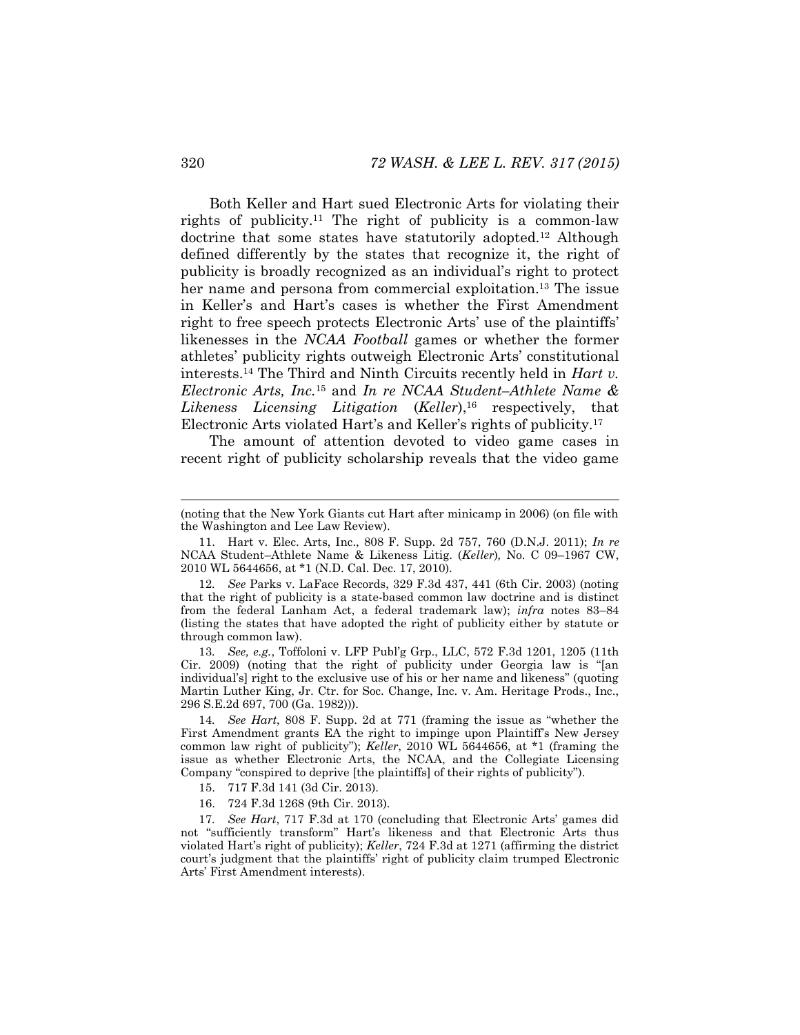Both Keller and Hart sued Electronic Arts for violating their rights of publicity.[11] The right of publicity is a common-law doctrine that some states have statutorily adopted.[12] Although defined differently by the states that recognize it, the right of publicity is broadly recognized as an individual's right to protect her name and persona from commercial exploitation.[13] The issue in Keller's and Hart's cases is whether the First Amendment right to free speech protects Electronic Arts' use of the plaintiffs' likenesses in the *NCAA Football* games or whether the former athletes' publicity rights outweigh Electronic Arts' constitutional interests.[14] The Third and Ninth Circuits recently held in *Hart v. Electronic Arts, Inc.*[15] and *In re NCAA Student–Athlete Name & Likeness Licensing Litigation* (*Keller*),[16] respectively, that Electronic Arts violated Hart's and Keller's rights of publicity.[17]

The amount of attention devoted to video game cases in recent right of publicity scholarship reveals that the video game

---

(noting that the New York Giants cut Hart after minicamp in 2006) (on file with the Washington and Lee Law Review).

11. Hart v. Elec. Arts, Inc., 808 F. Supp. 2d 757, 760 (D.N.J. 2011); *In re* NCAA Student–Athlete Name & Likeness Litig. (*Keller*), No. C 09–1967 CW, 2010 WL 5644656, at \*1 (N.D. Cal. Dec. 17, 2010).

12. *See* Parks v. LaFace Records, 329 F.3d 437, 441 (6th Cir. 2003) (noting that the right of publicity is a state-based common law doctrine and is distinct from the federal Lanham Act, a federal trademark law); *infra* notes 83–84 (listing the states that have adopted the right of publicity either by statute or through common law).

13. *See, e.g.*, Toffoloni v. LFP Publ'g Grp., LLC, 572 F.3d 1201, 1205 (11th Cir. 2009) (noting that the right of publicity under Georgia law is "[an individual's] right to the exclusive use of his or her name and likeness" (quoting Martin Luther King, Jr. Ctr. for Soc. Change, Inc. v. Am. Heritage Prods., Inc., 296 S.E.2d 697, 700 (Ga. 1982))).

14. *See Hart*, 808 F. Supp. 2d at 771 (framing the issue as "whether the First Amendment grants EA the right to impinge upon Plaintiff's New Jersey common law right of publicity"); *Keller*, 2010 WL 5644656, at \*1 (framing the issue as whether Electronic Arts, the NCAA, and the Collegiate Licensing Company "conspired to deprive [the plaintiffs] of their rights of publicity").

15. 717 F.3d 141 (3d Cir. 2013).

16. 724 F.3d 1268 (9th Cir. 2013).

17. *See Hart*, 717 F.3d at 170 (concluding that Electronic Arts' games did not "sufficiently transform" Hart's likeness and that Electronic Arts thus violated Hart's right of publicity); *Keller*, 724 F.3d at 1271 (affirming the district court's judgment that the plaintiffs' right of publicity claim trumped Electronic Arts' First Amendment interests).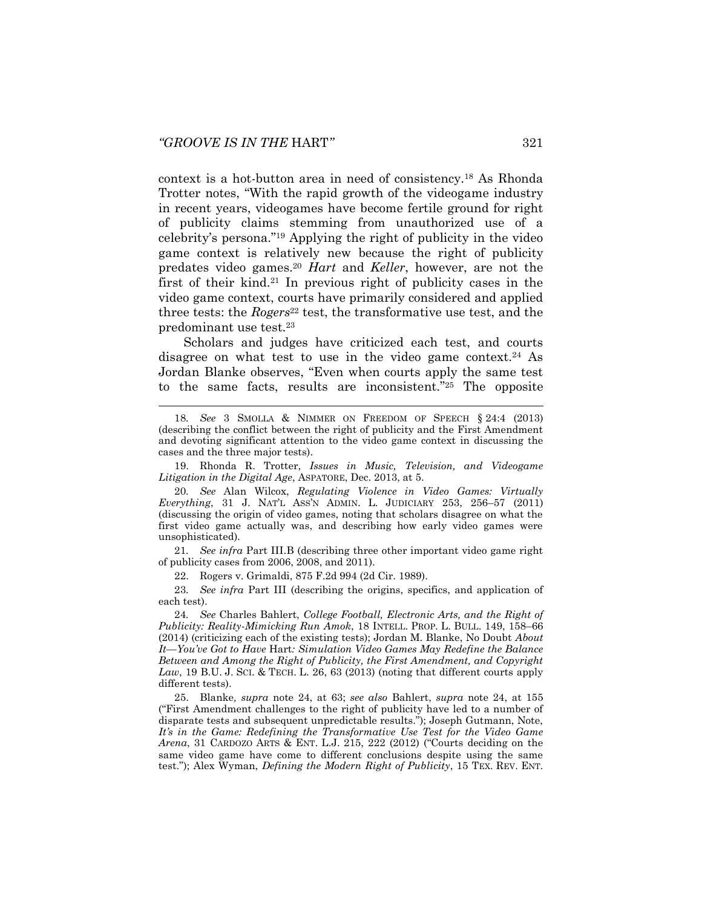context is a hot-button area in need of consistency.[18] As Rhonda Trotter notes, "With the rapid growth of the videogame industry in recent years, videogames have become fertile ground for right of publicity claims stemming from unauthorized use of a celebrity's persona."[19] Applying the right of publicity in the video game context is relatively new because the right of publicity predates video games.[20] *Hart* and *Keller*, however, are not the first of their kind.[21] In previous right of publicity cases in the video game context, courts have primarily considered and applied three tests: the *Rogers*[22] test, the transformative use test, and the predominant use test.[23]

Scholars and judges have criticized each test, and courts disagree on what test to use in the video game context.[24] As Jordan Blanke observes, "Even when courts apply the same test to the same facts, results are inconsistent."[25] The opposite

---

18. *See* 3 SMOLLA & NIMMER ON FREEDOM OF SPEECH § 24:4 (2013) (describing the conflict between the right of publicity and the First Amendment and devoting significant attention to the video game context in discussing the cases and the three major tests).

19. Rhonda R. Trotter, *Issues in Music, Television, and Videogame Litigation in the Digital Age*, ASPATORE, Dec. 2013, at 5.

20. *See* Alan Wilcox, *Regulating Violence in Video Games: Virtually Everything*, 31 J. NAT'L ASS'N ADMIN. L. JUDICIARY 253, 256–57 (2011) (discussing the origin of video games, noting that scholars disagree on what the first video game actually was, and describing how early video games were unsophisticated).

21. *See infra* Part III.B (describing three other important video game right of publicity cases from 2006, 2008, and 2011).

22. Rogers v. Grimaldi, 875 F.2d 994 (2d Cir. 1989).

23. *See infra* Part III (describing the origins, specifics, and application of each test).

24. *See* Charles Bahlert, *College Football, Electronic Arts, and the Right of Publicity: Reality-Mimicking Run Amok*, 18 INTELL. PROP. L. BULL. 149, 158–66 (2014) (criticizing each of the existing tests); Jordan M. Blanke, No Doubt *About It—You've Got to Have* Hart*: Simulation Video Games May Redefine the Balance Between and Among the Right of Publicity, the First Amendment, and Copyright Law*, 19 B.U. J. SCI. & TECH. L. 26, 63 (2013) (noting that different courts apply different tests).

25. Blanke*, supra* note 24, at 63; *see also* Bahlert, *supra* note 24, at 155 ("First Amendment challenges to the right of publicity have led to a number of disparate tests and subsequent unpredictable results."); Joseph Gutmann, Note, *It's in the Game: Redefining the Transformative Use Test for the Video Game Arena*, 31 CARDOZO ARTS & ENT. L.J. 215, 222 (2012) ("Courts deciding on the same video game have come to different conclusions despite using the same test."); Alex Wyman, *Defining the Modern Right of Publicity*, 15 TEX. REV. ENT.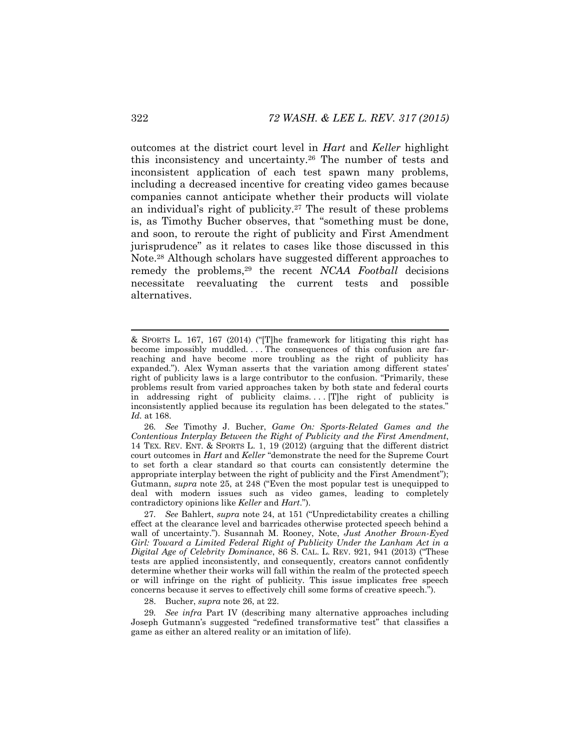outcomes at the district court level in *Hart* and *Keller* highlight this inconsistency and uncertainty.[26] The number of tests and inconsistent application of each test spawn many problems, including a decreased incentive for creating video games because companies cannot anticipate whether their products will violate an individual's right of publicity.[27] The result of these problems is, as Timothy Bucher observes, that "something must be done, and soon, to reroute the right of publicity and First Amendment jurisprudence" as it relates to cases like those discussed in this Note.[28] Although scholars have suggested different approaches to remedy the problems,[29] the recent *NCAA Football* decisions necessitate reevaluating the current tests and possible alternatives.

---

& SPORTS L. 167, 167 (2014) ("[T]he framework for litigating this right has become impossibly muddled. . . . The consequences of this confusion are far-reaching and have become more troubling as the right of publicity has expanded."). Alex Wyman asserts that the variation among different states' right of publicity laws is a large contributor to the confusion. "Primarily, these problems result from varied approaches taken by both state and federal courts in addressing right of publicity claims. . . . [T]he right of publicity is inconsistently applied because its regulation has been delegated to the states." *Id.* at 168.

26. *See* Timothy J. Bucher, *Game On: Sports-Related Games and the Contentious Interplay Between the Right of Publicity and the First Amendment*, 14 TEX. REV. ENT. & SPORTS L. 1, 19 (2012) (arguing that the different district court outcomes in *Hart* and *Keller* "demonstrate the need for the Supreme Court to set forth a clear standard so that courts can consistently determine the appropriate interplay between the right of publicity and the First Amendment"); Gutmann, *supra* note 25, at 248 ("Even the most popular test is unequipped to deal with modern issues such as video games, leading to completely contradictory opinions like *Keller* and *Hart*.").

27. *See* Bahlert, *supra* note 24, at 151 ("Unpredictability creates a chilling effect at the clearance level and barricades otherwise protected speech behind a wall of uncertainty."). Susannah M. Rooney, Note, *Just Another Brown-Eyed Girl: Toward a Limited Federal Right of Publicity Under the Lanham Act in a Digital Age of Celebrity Dominance*, 86 S. CAL. L. REV. 921, 941 (2013) ("These tests are applied inconsistently, and consequently, creators cannot confidently determine whether their works will fall within the realm of the protected speech or will infringe on the right of publicity. This issue implicates free speech concerns because it serves to effectively chill some forms of creative speech.").

28. Bucher, *supra* note 26, at 22.

29. *See infra* Part IV (describing many alternative approaches including Joseph Gutmann's suggested "redefined transformative test" that classifies a game as either an altered reality or an imitation of life).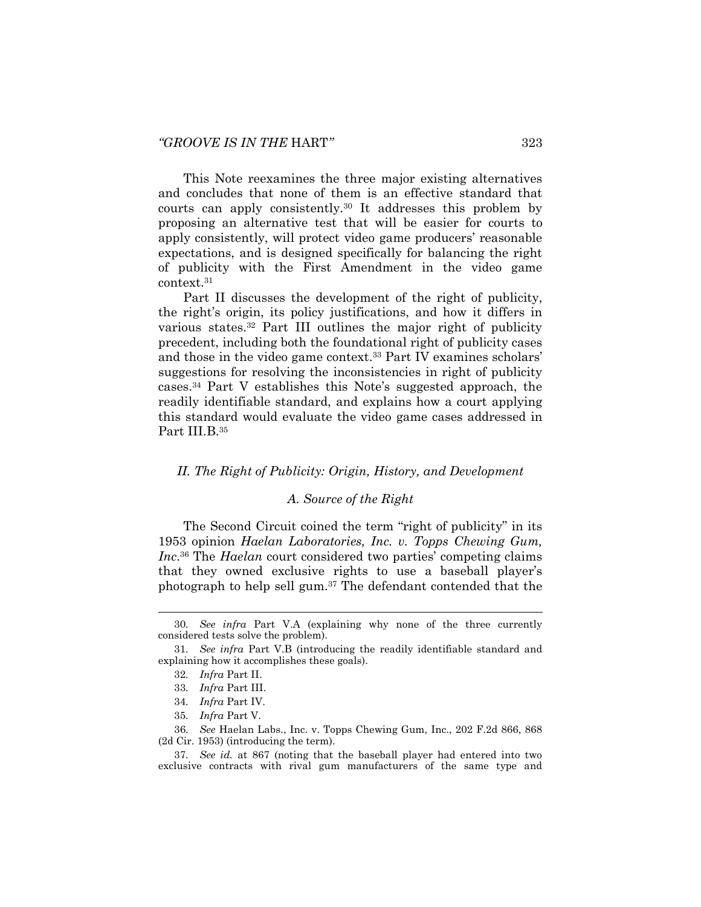This Note reexamines the three major existing alternatives and concludes that none of them is an effective standard that courts can apply consistently.[30] It addresses this problem by proposing an alternative test that will be easier for courts to apply consistently, will protect video game producers' reasonable expectations, and is designed specifically for balancing the right of publicity with the First Amendment in the video game context.[31]

Part II discusses the development of the right of publicity, the right's origin, its policy justifications, and how it differs in various states.[32] Part III outlines the major right of publicity precedent, including both the foundational right of publicity cases and those in the video game context.[33] Part IV examines scholars' suggestions for resolving the inconsistencies in right of publicity cases.[34] Part V establishes this Note's suggested approach, the readily identifiable standard, and explains how a court applying this standard would evaluate the video game cases addressed in Part III.B.[35]

## *II. The Right of Publicity: Origin, History, and Development*

### *A. Source of the Right*

The Second Circuit coined the term "right of publicity" in its 1953 opinion *Haelan Laboratories, Inc. v. Topps Chewing Gum, Inc*.[36] The *Haelan* court considered two parties' competing claims that they owned exclusive rights to use a baseball player's photograph to help sell gum.[37] The defendant contended that the

---

30. *See infra* Part V.A (explaining why none of the three currently considered tests solve the problem).

31. *See infra* Part V.B (introducing the readily identifiable standard and explaining how it accomplishes these goals).

32. *Infra* Part II.

33. *Infra* Part III.

34. *Infra* Part IV.

35. *Infra* Part V.

36. *See* Haelan Labs., Inc. v. Topps Chewing Gum, Inc., 202 F.2d 866, 868 (2d Cir. 1953) (introducing the term).

37. *See id.* at 867 (noting that the baseball player had entered into two exclusive contracts with rival gum manufacturers of the same type and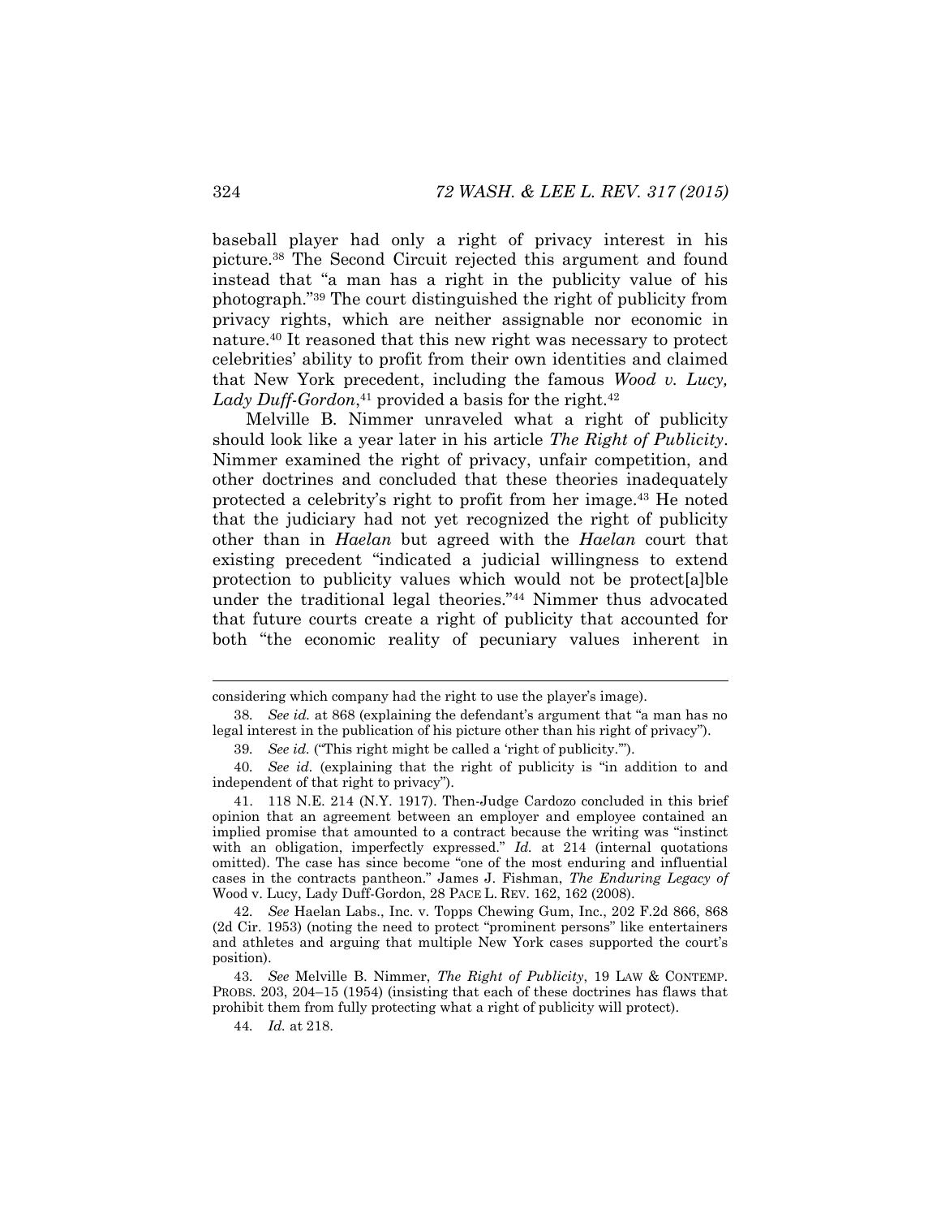baseball player had only a right of privacy interest in his picture.[38] The Second Circuit rejected this argument and found instead that "a man has a right in the publicity value of his photograph."[39] The court distinguished the right of publicity from privacy rights, which are neither assignable nor economic in nature.[40] It reasoned that this new right was necessary to protect celebrities' ability to profit from their own identities and claimed that New York precedent, including the famous *Wood v. Lucy, Lady Duff-Gordon*,[41] provided a basis for the right.[42]

Melville B. Nimmer unraveled what a right of publicity should look like a year later in his article *The Right of Publicity*. Nimmer examined the right of privacy, unfair competition, and other doctrines and concluded that these theories inadequately protected a celebrity's right to profit from her image.[43] He noted that the judiciary had not yet recognized the right of publicity other than in *Haelan* but agreed with the *Haelan* court that existing precedent "indicated a judicial willingness to extend protection to publicity values which would not be protect[a]ble under the traditional legal theories."[44] Nimmer thus advocated that future courts create a right of publicity that accounted for both "the economic reality of pecuniary values inherent in

---

considering which company had the right to use the player's image).

38. *See id.* at 868 (explaining the defendant's argument that "a man has no legal interest in the publication of his picture other than his right of privacy").

39. *See id.* ("This right might be called a 'right of publicity.'").

40. *See id.* (explaining that the right of publicity is "in addition to and independent of that right to privacy").

41. 118 N.E. 214 (N.Y. 1917). Then-Judge Cardozo concluded in this brief opinion that an agreement between an employer and employee contained an implied promise that amounted to a contract because the writing was "instinct with an obligation, imperfectly expressed." *Id.* at 214 (internal quotations omitted). The case has since become "one of the most enduring and influential cases in the contracts pantheon." James J. Fishman, *The Enduring Legacy of* Wood v. Lucy, Lady Duff-Gordon, 28 PACE L. REV. 162, 162 (2008).

42. *See* Haelan Labs., Inc. v. Topps Chewing Gum, Inc., 202 F.2d 866, 868 (2d Cir. 1953) (noting the need to protect "prominent persons" like entertainers and athletes and arguing that multiple New York cases supported the court's position).

43. *See* Melville B. Nimmer, *The Right of Publicity*, 19 LAW & CONTEMP. PROBS. 203, 204–15 (1954) (insisting that each of these doctrines has flaws that prohibit them from fully protecting what a right of publicity will protect).

44. *Id.* at 218.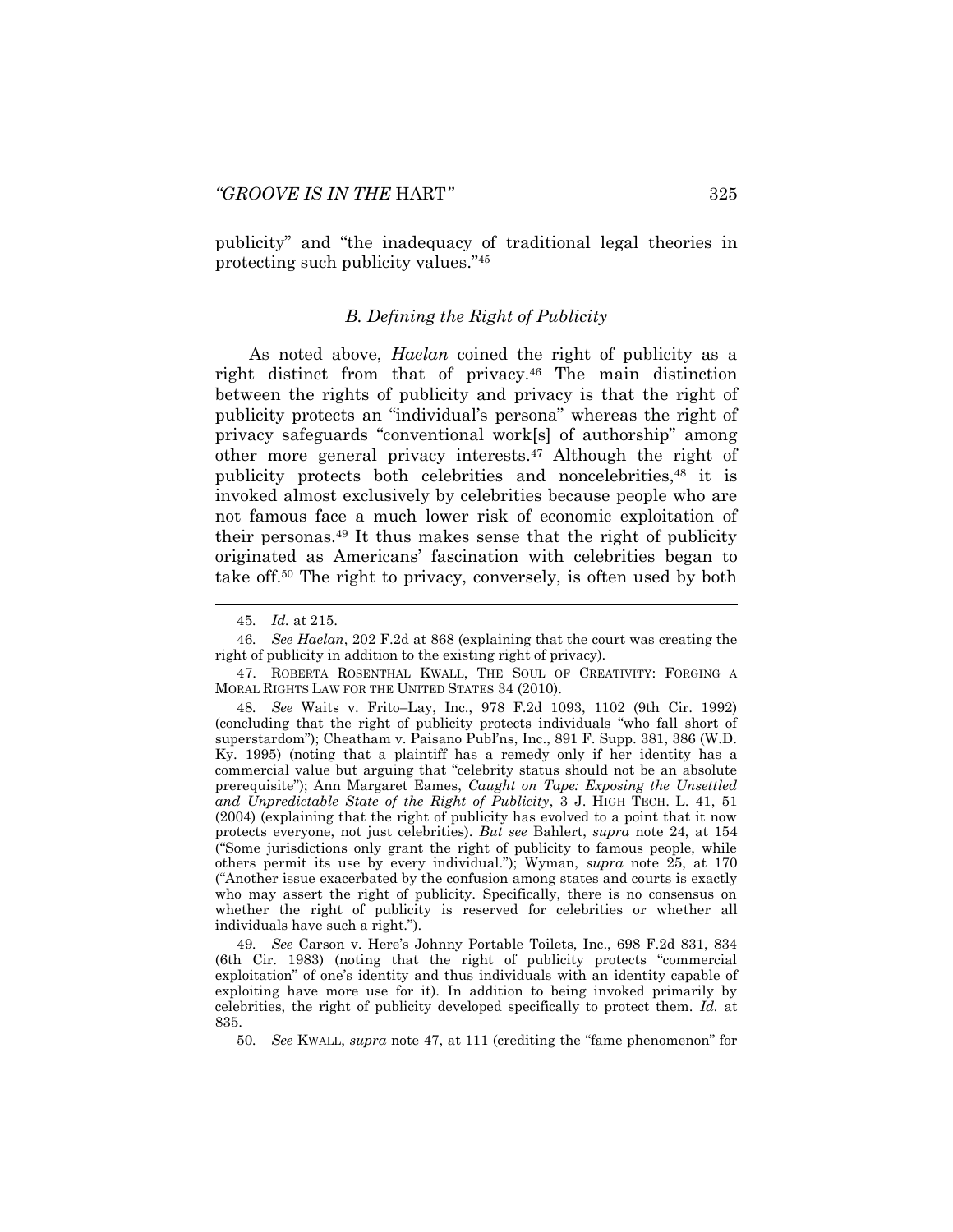publicity" and "the inadequacy of traditional legal theories in protecting such publicity values."[45]

### *B. Defining the Right of Publicity*

As noted above, *Haelan* coined the right of publicity as a right distinct from that of privacy.[46] The main distinction between the rights of publicity and privacy is that the right of publicity protects an "individual's persona" whereas the right of privacy safeguards "conventional work[s] of authorship" among other more general privacy interests.[47] Although the right of publicity protects both celebrities and noncelebrities,[48] it is invoked almost exclusively by celebrities because people who are not famous face a much lower risk of economic exploitation of their personas.[49] It thus makes sense that the right of publicity originated as Americans' fascination with celebrities began to take off.[50] The right to privacy, conversely, is often used by both

---

45. *Id.* at 215.

46. *See Haelan*, 202 F.2d at 868 (explaining that the court was creating the right of publicity in addition to the existing right of privacy).

47. ROBERTA ROSENTHAL KWALL, THE SOUL OF CREATIVITY: FORGING A MORAL RIGHTS LAW FOR THE UNITED STATES 34 (2010).

48. *See* Waits v. Frito–Lay, Inc., 978 F.2d 1093, 1102 (9th Cir. 1992) (concluding that the right of publicity protects individuals "who fall short of superstardom"); Cheatham v. Paisano Publ'ns, Inc., 891 F. Supp. 381, 386 (W.D. Ky. 1995) (noting that a plaintiff has a remedy only if her identity has a commercial value but arguing that "celebrity status should not be an absolute prerequisite"); Ann Margaret Eames, *Caught on Tape: Exposing the Unsettled and Unpredictable State of the Right of Publicity*, 3 J. HIGH TECH. L. 41, 51 (2004) (explaining that the right of publicity has evolved to a point that it now protects everyone, not just celebrities). *But see* Bahlert, *supra* note 24, at 154 ("Some jurisdictions only grant the right of publicity to famous people, while others permit its use by every individual."); Wyman, *supra* note 25, at 170 ("Another issue exacerbated by the confusion among states and courts is exactly who may assert the right of publicity. Specifically, there is no consensus on whether the right of publicity is reserved for celebrities or whether all individuals have such a right.").

49. *See* Carson v. Here's Johnny Portable Toilets, Inc., 698 F.2d 831, 834 (6th Cir. 1983) (noting that the right of publicity protects "commercial exploitation" of one's identity and thus individuals with an identity capable of exploiting have more use for it). In addition to being invoked primarily by celebrities, the right of publicity developed specifically to protect them. *Id.* at 835.

50. *See* KWALL, *supra* note 47, at 111 (crediting the "fame phenomenon" for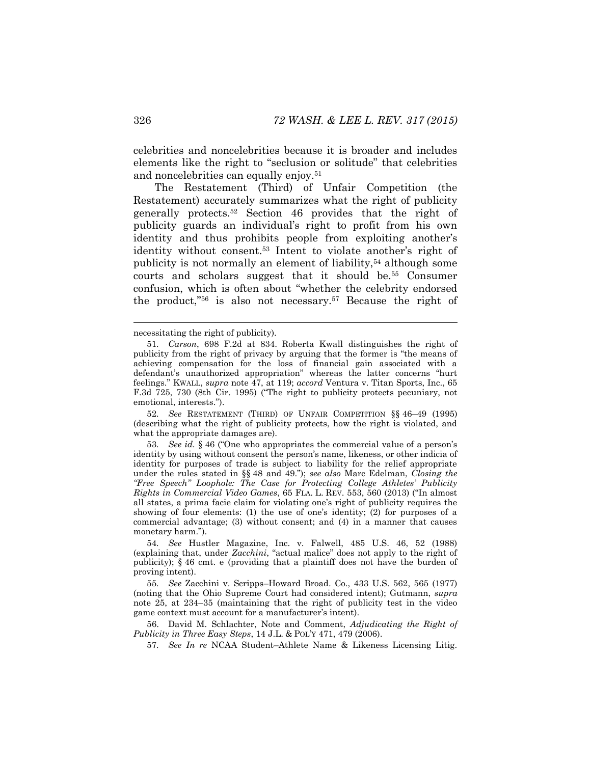celebrities and noncelebrities because it is broader and includes elements like the right to "seclusion or solitude" that celebrities and noncelebrities can equally enjoy.[51]

The Restatement (Third) of Unfair Competition (the Restatement) accurately summarizes what the right of publicity generally protects.[52] Section 46 provides that the right of publicity guards an individual's right to profit from his own identity and thus prohibits people from exploiting another's identity without consent.[53] Intent to violate another's right of publicity is not normally an element of liability,[54] although some courts and scholars suggest that it should be.[55] Consumer confusion, which is often about "whether the celebrity endorsed the product,"[56] is also not necessary.[57] Because the right of

---

necessitating the right of publicity).

51. *Carson*, 698 F.2d at 834. Roberta Kwall distinguishes the right of publicity from the right of privacy by arguing that the former is "the means of achieving compensation for the loss of financial gain associated with a defendant's unauthorized appropriation" whereas the latter concerns "hurt feelings." KWALL, *supra* note 47, at 119; *accord* Ventura v. Titan Sports, Inc., 65 F.3d 725, 730 (8th Cir. 1995) ("The right to publicity protects pecuniary, not emotional, interests.").

52. *See* RESTATEMENT (THIRD) OF UNFAIR COMPETITION §§ 46–49 (1995) (describing what the right of publicity protects, how the right is violated, and what the appropriate damages are).

53. *See id.* § 46 ("One who appropriates the commercial value of a person's identity by using without consent the person's name, likeness, or other indicia of identity for purposes of trade is subject to liability for the relief appropriate under the rules stated in §§ 48 and 49."); *see also* Marc Edelman, *Closing the "Free Speech" Loophole: The Case for Protecting College Athletes' Publicity Rights in Commercial Video Games*, 65 FLA. L. REV. 553, 560 (2013) ("In almost all states, a prima facie claim for violating one's right of publicity requires the showing of four elements: (1) the use of one's identity; (2) for purposes of a commercial advantage; (3) without consent; and (4) in a manner that causes monetary harm.").

54. *See* Hustler Magazine, Inc. v. Falwell, 485 U.S. 46, 52 (1988) (explaining that, under *Zacchini*, "actual malice" does not apply to the right of publicity); § 46 cmt. e (providing that a plaintiff does not have the burden of proving intent).

55. *See* Zacchini v. Scripps–Howard Broad. Co., 433 U.S. 562, 565 (1977) (noting that the Ohio Supreme Court had considered intent); Gutmann, *supra* note 25, at 234–35 (maintaining that the right of publicity test in the video game context must account for a manufacturer's intent).

56. David M. Schlachter, Note and Comment, *Adjudicating the Right of Publicity in Three Easy Steps*, 14 J.L. & POL'Y 471, 479 (2006).

57. *See In re* NCAA Student–Athlete Name & Likeness Licensing Litig.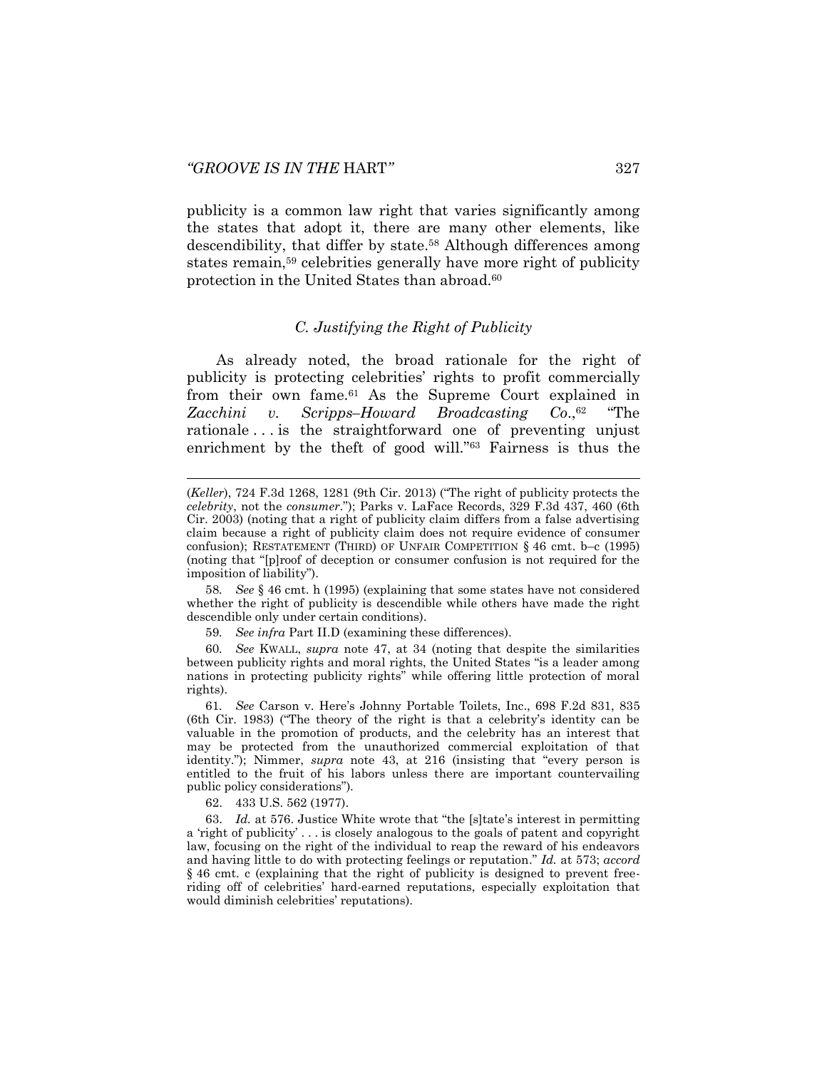publicity is a common law right that varies significantly among the states that adopt it, there are many other elements, like descendibility, that differ by state.[58] Although differences among states remain,[59] celebrities generally have more right of publicity protection in the United States than abroad.[60]

### *C. Justifying the Right of Publicity*

As already noted, the broad rationale for the right of publicity is protecting celebrities' rights to profit commercially from their own fame.[61] As the Supreme Court explained in *Zacchini v. Scripps–Howard Broadcasting Co.*,[62] "The rationale . . . is the straightforward one of preventing unjust enrichment by the theft of good will."[63] Fairness is thus the

---

(*Keller*), 724 F.3d 1268, 1281 (9th Cir. 2013) ("The right of publicity protects the *celebrity*, not the *consumer*."); Parks v. LaFace Records, 329 F.3d 437, 460 (6th Cir. 2003) (noting that a right of publicity claim differs from a false advertising claim because a right of publicity claim does not require evidence of consumer confusion); RESTATEMENT (THIRD) OF UNFAIR COMPETITION § 46 cmt. b–c (1995) (noting that "[p]roof of deception or consumer confusion is not required for the imposition of liability").

58. *See* § 46 cmt. h (1995) (explaining that some states have not considered whether the right of publicity is descendible while others have made the right descendible only under certain conditions).

59. *See infra* Part II.D (examining these differences).

60. *See* KWALL, *supra* note 47, at 34 (noting that despite the similarities between publicity rights and moral rights, the United States "is a leader among nations in protecting publicity rights" while offering little protection of moral rights).

61. *See* Carson v. Here's Johnny Portable Toilets, Inc., 698 F.2d 831, 835 (6th Cir. 1983) ("The theory of the right is that a celebrity's identity can be valuable in the promotion of products, and the celebrity has an interest that may be protected from the unauthorized commercial exploitation of that identity."); Nimmer, *supra* note 43, at 216 (insisting that "every person is entitled to the fruit of his labors unless there are important countervailing public policy considerations").

62. 433 U.S. 562 (1977).

63. *Id.* at 576. Justice White wrote that "the [s]tate's interest in permitting a 'right of publicity' . . . is closely analogous to the goals of patent and copyright law, focusing on the right of the individual to reap the reward of his endeavors and having little to do with protecting feelings or reputation." *Id.* at 573; *accord* § 46 cmt. c (explaining that the right of publicity is designed to prevent free-riding off of celebrities' hard-earned reputations, especially exploitation that would diminish celebrities' reputations).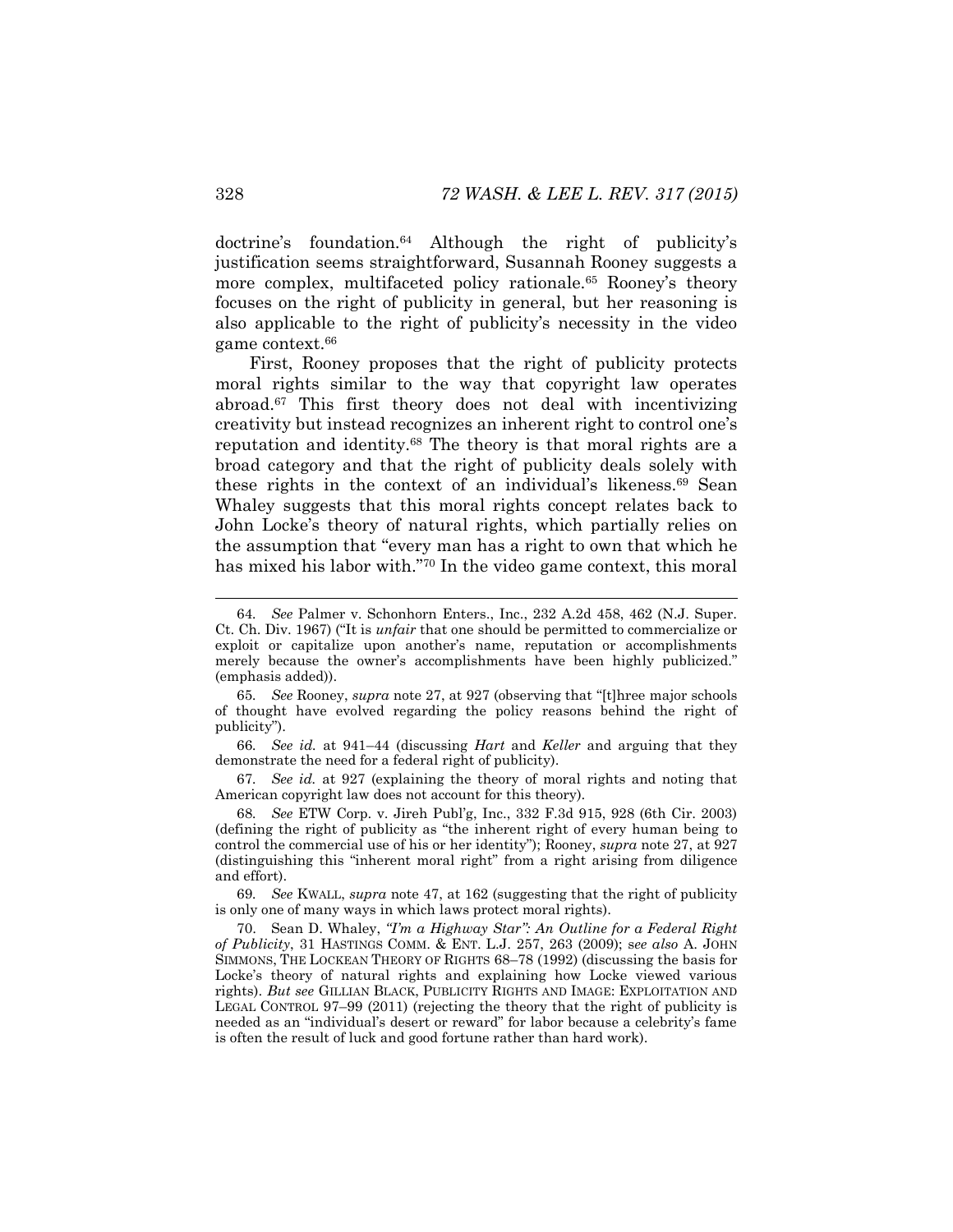doctrine's foundation.[64] Although the right of publicity's justification seems straightforward, Susannah Rooney suggests a more complex, multifaceted policy rationale.[65] Rooney's theory focuses on the right of publicity in general, but her reasoning is also applicable to the right of publicity's necessity in the video game context.[66]

First, Rooney proposes that the right of publicity protects moral rights similar to the way that copyright law operates abroad.[67] This first theory does not deal with incentivizing creativity but instead recognizes an inherent right to control one's reputation and identity.[68] The theory is that moral rights are a broad category and that the right of publicity deals solely with these rights in the context of an individual's likeness.[69] Sean Whaley suggests that this moral rights concept relates back to John Locke's theory of natural rights, which partially relies on the assumption that "every man has a right to own that which he has mixed his labor with."[70] In the video game context, this moral

---

64. *See* Palmer v. Schonhorn Enters., Inc., 232 A.2d 458, 462 (N.J. Super. Ct. Ch. Div. 1967) ("It is *unfair* that one should be permitted to commercialize or exploit or capitalize upon another's name, reputation or accomplishments merely because the owner's accomplishments have been highly publicized." (emphasis added)).

65. *See* Rooney, *supra* note 27, at 927 (observing that "[t]hree major schools of thought have evolved regarding the policy reasons behind the right of publicity").

66. *See id.* at 941–44 (discussing *Hart* and *Keller* and arguing that they demonstrate the need for a federal right of publicity).

67. *See id.* at 927 (explaining the theory of moral rights and noting that American copyright law does not account for this theory).

68. *See* ETW Corp. v. Jireh Publ'g, Inc., 332 F.3d 915, 928 (6th Cir. 2003) (defining the right of publicity as "the inherent right of every human being to control the commercial use of his or her identity"); Rooney, *supra* note 27, at 927 (distinguishing this "inherent moral right" from a right arising from diligence and effort).

69. *See* KWALL, *supra* note 47, at 162 (suggesting that the right of publicity is only one of many ways in which laws protect moral rights).

70. Sean D. Whaley, *"I'm a Highway Star": An Outline for a Federal Right of Publicity*, 31 HASTINGS COMM. & ENT. L.J. 257, 263 (2009); *see also* A. JOHN SIMMONS, THE LOCKEAN THEORY OF RIGHTS 68–78 (1992) (discussing the basis for Locke's theory of natural rights and explaining how Locke viewed various rights). *But see* GILLIAN BLACK, PUBLICITY RIGHTS AND IMAGE: EXPLOITATION AND LEGAL CONTROL 97–99 (2011) (rejecting the theory that the right of publicity is needed as an "individual's desert or reward" for labor because a celebrity's fame is often the result of luck and good fortune rather than hard work).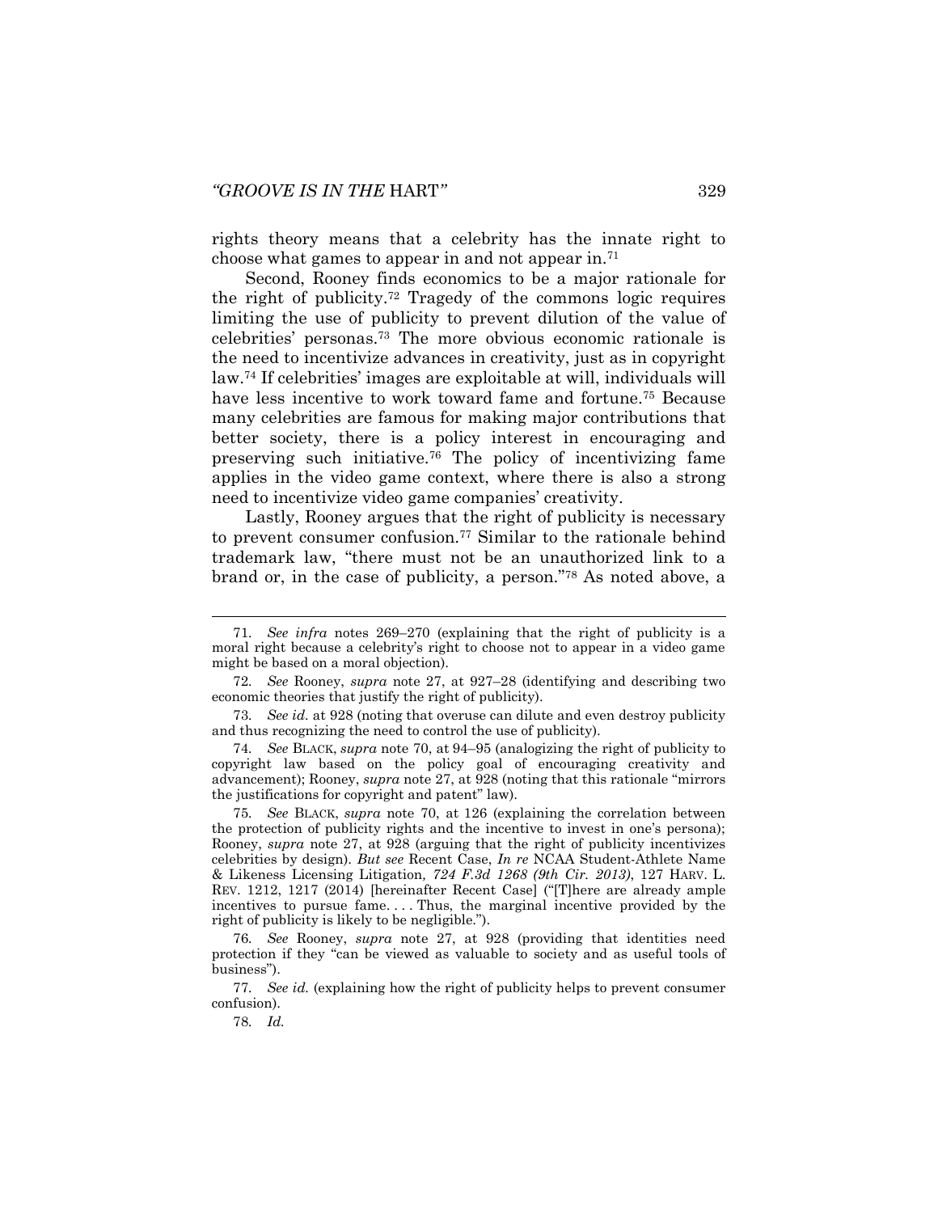rights theory means that a celebrity has the innate right to choose what games to appear in and not appear in.[71]

Second, Rooney finds economics to be a major rationale for the right of publicity.[72] Tragedy of the commons logic requires limiting the use of publicity to prevent dilution of the value of celebrities' personas.[73] The more obvious economic rationale is the need to incentivize advances in creativity, just as in copyright law.[74] If celebrities' images are exploitable at will, individuals will have less incentive to work toward fame and fortune.[75] Because many celebrities are famous for making major contributions that better society, there is a policy interest in encouraging and preserving such initiative.[76] The policy of incentivizing fame applies in the video game context, where there is also a strong need to incentivize video game companies' creativity.

Lastly, Rooney argues that the right of publicity is necessary to prevent consumer confusion.[77] Similar to the rationale behind trademark law, "there must not be an unauthorized link to a brand or, in the case of publicity, a person."[78] As noted above, a

---

71. *See infra* notes 269–270 (explaining that the right of publicity is a moral right because a celebrity's right to choose not to appear in a video game might be based on a moral objection).

72. *See* Rooney, *supra* note 27, at 927–28 (identifying and describing two economic theories that justify the right of publicity).

73. *See id.* at 928 (noting that overuse can dilute and even destroy publicity and thus recognizing the need to control the use of publicity).

74. *See* BLACK, *supra* note 70, at 94–95 (analogizing the right of publicity to copyright law based on the policy goal of encouraging creativity and advancement); Rooney, *supra* note 27, at 928 (noting that this rationale "mirrors the justifications for copyright and patent" law).

75. *See* BLACK, *supra* note 70, at 126 (explaining the correlation between the protection of publicity rights and the incentive to invest in one's persona); Rooney, *supra* note 27, at 928 (arguing that the right of publicity incentivizes celebrities by design). *But see* Recent Case, *In re* NCAA Student-Athlete Name & Likeness Licensing Litigation*, 724 F.3d 1268 (9th Cir. 2013)*, 127 HARV. L. REV. 1212, 1217 (2014) [hereinafter Recent Case] ("[T]here are already ample incentives to pursue fame. . . . Thus, the marginal incentive provided by the right of publicity is likely to be negligible.").

76. *See* Rooney, *supra* note 27, at 928 (providing that identities need protection if they "can be viewed as valuable to society and as useful tools of business").

77. *See id.* (explaining how the right of publicity helps to prevent consumer confusion).

78. *Id.*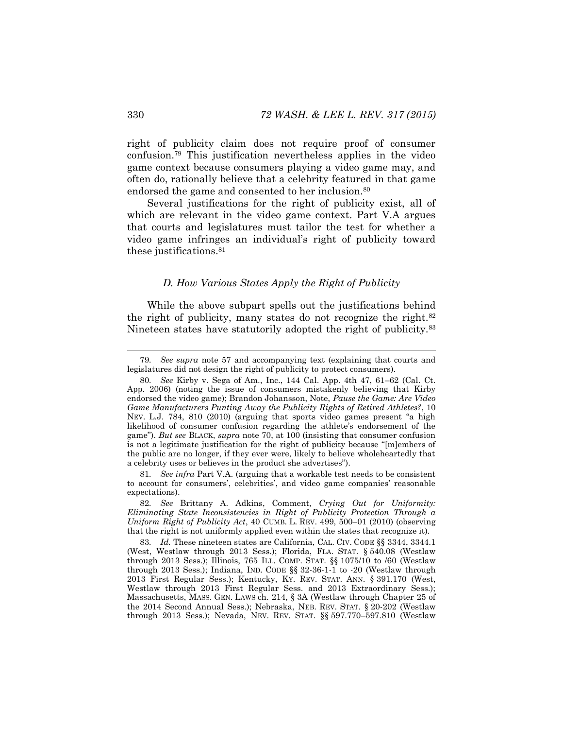right of publicity claim does not require proof of consumer confusion.[79] This justification nevertheless applies in the video game context because consumers playing a video game may, and often do, rationally believe that a celebrity featured in that game endorsed the game and consented to her inclusion.[80]

Several justifications for the right of publicity exist, all of which are relevant in the video game context. Part V.A argues that courts and legislatures must tailor the test for whether a video game infringes an individual's right of publicity toward these justifications.[81]

### *D. How Various States Apply the Right of Publicity*

While the above subpart spells out the justifications behind the right of publicity, many states do not recognize the right.[82] Nineteen states have statutorily adopted the right of publicity.[83]

---

79. *See supra* note 57 and accompanying text (explaining that courts and legislatures did not design the right of publicity to protect consumers).

80. *See* Kirby v. Sega of Am., Inc., 144 Cal. App. 4th 47, 61–62 (Cal. Ct. App. 2006) (noting the issue of consumers mistakenly believing that Kirby endorsed the video game); Brandon Johansson, Note, *Pause the Game: Are Video Game Manufacturers Punting Away the Publicity Rights of Retired Athletes?*, 10 NEV. L.J. 784, 810 (2010) (arguing that sports video games present "a high likelihood of consumer confusion regarding the athlete's endorsement of the game"). *But see* BLACK, *supra* note 70, at 100 (insisting that consumer confusion is not a legitimate justification for the right of publicity because "[m]embers of the public are no longer, if they ever were, likely to believe wholeheartedly that a celebrity uses or believes in the product she advertises").

81. *See infra* Part V.A. (arguing that a workable test needs to be consistent to account for consumers', celebrities', and video game companies' reasonable expectations).

82. *See* Brittany A. Adkins, Comment, *Crying Out for Uniformity: Eliminating State Inconsistencies in Right of Publicity Protection Through a Uniform Right of Publicity Act*, 40 CUMB. L. REV. 499, 500–01 (2010) (observing that the right is not uniformly applied even within the states that recognize it).

83. *Id.* These nineteen states are California, CAL. CIV. CODE §§ 3344, 3344.1 (West, Westlaw through 2013 Sess.); Florida, FLA. STAT. § 540.08 (Westlaw through 2013 Sess.); Illinois, 765 ILL. COMP. STAT. §§ 1075/10 to /60 (Westlaw through 2013 Sess.); Indiana, IND. CODE §§ 32-36-1-1 to -20 (Westlaw through 2013 First Regular Sess.); Kentucky, KY. REV. STAT. ANN. § 391.170 (West, Westlaw through 2013 First Regular Sess. and 2013 Extraordinary Sess.); Massachusetts, MASS. GEN. LAWS ch. 214, § 3A (Westlaw through Chapter 25 of the 2014 Second Annual Sess.); Nebraska, NEB. REV. STAT. § 20-202 (Westlaw through 2013 Sess.); Nevada, NEV. REV. STAT. §§ 597.770–597.810 (Westlaw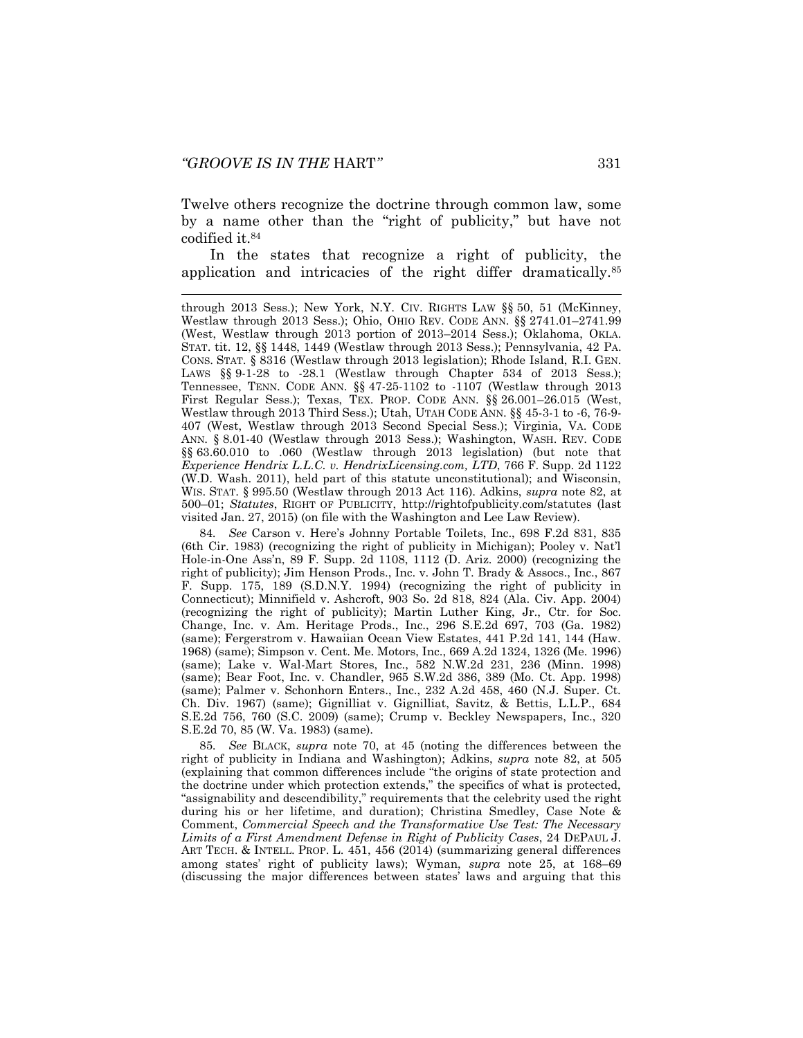Twelve others recognize the doctrine through common law, some by a name other than the "right of publicity," but have not codified it.[84]

In the states that recognize a right of publicity, the application and intricacies of the right differ dramatically.[85]

---

through 2013 Sess.); New York, N.Y. CIV. RIGHTS LAW §§ 50, 51 (McKinney, Westlaw through 2013 Sess.); Ohio, OHIO REV. CODE ANN. §§ 2741.01–2741.99 (West, Westlaw through 2013 portion of 2013–2014 Sess.); Oklahoma, OKLA. STAT. tit. 12, §§ 1448, 1449 (Westlaw through 2013 Sess.); Pennsylvania, 42 PA. CONS. STAT. § 8316 (Westlaw through 2013 legislation); Rhode Island, R.I. GEN. LAWS §§ 9-1-28 to -28.1 (Westlaw through Chapter 534 of 2013 Sess.); Tennessee, TENN. CODE ANN. §§ 47-25-1102 to -1107 (Westlaw through 2013 First Regular Sess.); Texas, TEX. PROP. CODE ANN. §§ 26.001–26.015 (West, Westlaw through 2013 Third Sess.); Utah, UTAH CODE ANN. §§ 45-3-1 to -6, 76-9-407 (West, Westlaw through 2013 Second Special Sess.); Virginia, VA. CODE ANN. § 8.01-40 (Westlaw through 2013 Sess.); Washington, WASH. REV. CODE §§ 63.60.010 to .060 (Westlaw through 2013 legislation) (but note that *Experience Hendrix L.L.C. v. HendrixLicensing.com, LTD*, 766 F. Supp. 2d 1122 (W.D. Wash. 2011), held part of this statute unconstitutional); and Wisconsin, WIS. STAT. § 995.50 (Westlaw through 2013 Act 116). Adkins, *supra* note 82, at 500–01; *Statutes*, RIGHT OF PUBLICITY, http://rightofpublicity.com/statutes (last visited Jan. 27, 2015) (on file with the Washington and Lee Law Review).

84. *See* Carson v. Here's Johnny Portable Toilets, Inc., 698 F.2d 831, 835 (6th Cir. 1983) (recognizing the right of publicity in Michigan); Pooley v. Nat'l Hole-in-One Ass'n, 89 F. Supp. 2d 1108, 1112 (D. Ariz. 2000) (recognizing the right of publicity); Jim Henson Prods., Inc. v. John T. Brady & Assocs., Inc., 867 F. Supp. 175, 189 (S.D.N.Y. 1994) (recognizing the right of publicity in Connecticut); Minnifield v. Ashcroft, 903 So. 2d 818, 824 (Ala. Civ. App. 2004) (recognizing the right of publicity); Martin Luther King, Jr., Ctr. for Soc. Change, Inc. v. Am. Heritage Prods., Inc., 296 S.E.2d 697, 703 (Ga. 1982) (same); Fergerstrom v. Hawaiian Ocean View Estates, 441 P.2d 141, 144 (Haw. 1968) (same); Simpson v. Cent. Me. Motors, Inc., 669 A.2d 1324, 1326 (Me. 1996) (same); Lake v. Wal-Mart Stores, Inc., 582 N.W.2d 231, 236 (Minn. 1998) (same); Bear Foot, Inc. v. Chandler, 965 S.W.2d 386, 389 (Mo. Ct. App. 1998) (same); Palmer v. Schonhorn Enters., Inc., 232 A.2d 458, 460 (N.J. Super. Ct. Ch. Div. 1967) (same); Gignilliat v. Gignilliat, Savitz, & Bettis, L.L.P., 684 S.E.2d 756, 760 (S.C. 2009) (same); Crump v. Beckley Newspapers, Inc., 320 S.E.2d 70, 85 (W. Va. 1983) (same).

85. *See* BLACK, *supra* note 70, at 45 (noting the differences between the right of publicity in Indiana and Washington); Adkins, *supra* note 82, at 505 (explaining that common differences include "the origins of state protection and the doctrine under which protection extends," the specifics of what is protected, "assignability and descendibility," requirements that the celebrity used the right during his or her lifetime, and duration); Christina Smedley, Case Note & Comment, *Commercial Speech and the Transformative Use Test: The Necessary Limits of a First Amendment Defense in Right of Publicity Cases*, 24 DEPAUL J. ART TECH. & INTELL. PROP. L. 451, 456 (2014) (summarizing general differences among states' right of publicity laws); Wyman, *supra* note 25, at 168–69 (discussing the major differences between states' laws and arguing that this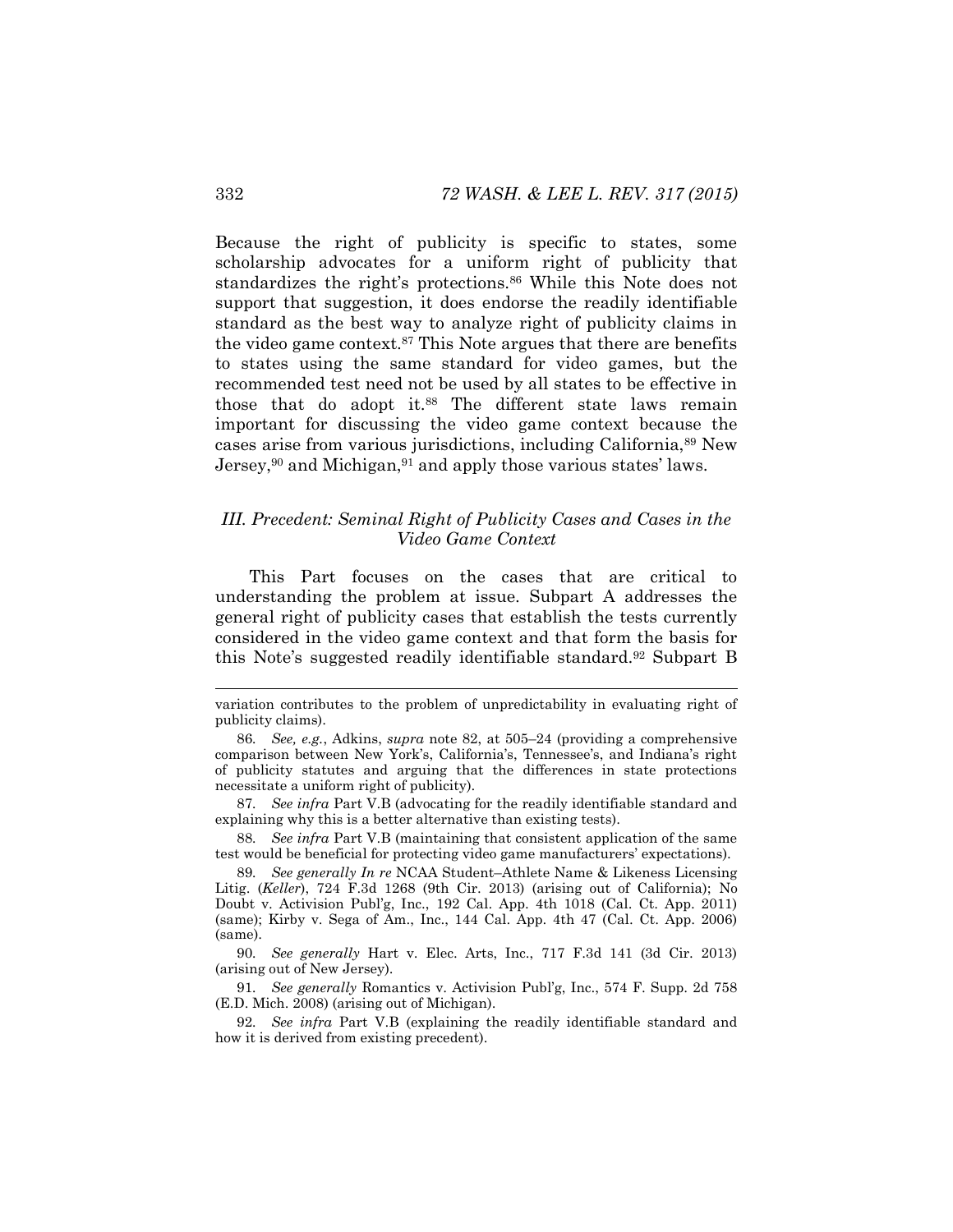Because the right of publicity is specific to states, some scholarship advocates for a uniform right of publicity that standardizes the right's protections.[86] While this Note does not support that suggestion, it does endorse the readily identifiable standard as the best way to analyze right of publicity claims in the video game context.[87] This Note argues that there are benefits to states using the same standard for video games, but the recommended test need not be used by all states to be effective in those that do adopt it.[88] The different state laws remain important for discussing the video game context because the cases arise from various jurisdictions, including California,[89] New Jersey,[90] and Michigan,[91] and apply those various states' laws.

### *III. Precedent: Seminal Right of Publicity Cases and Cases in the Video Game Context*

This Part focuses on the cases that are critical to understanding the problem at issue. Subpart A addresses the general right of publicity cases that establish the tests currently considered in the video game context and that form the basis for this Note's suggested readily identifiable standard.[92] Subpart B

---

variation contributes to the problem of unpredictability in evaluating right of publicity claims).

86. *See, e.g.*, Adkins, *supra* note 82, at 505–24 (providing a comprehensive comparison between New York's, California's, Tennessee's, and Indiana's right of publicity statutes and arguing that the differences in state protections necessitate a uniform right of publicity).

87. *See infra* Part V.B (advocating for the readily identifiable standard and explaining why this is a better alternative than existing tests).

88. *See infra* Part V.B (maintaining that consistent application of the same test would be beneficial for protecting video game manufacturers' expectations).

89. *See generally In re* NCAA Student–Athlete Name & Likeness Licensing Litig. (*Keller*), 724 F.3d 1268 (9th Cir. 2013) (arising out of California); No Doubt v. Activision Publ'g, Inc., 192 Cal. App. 4th 1018 (Cal. Ct. App. 2011) (same); Kirby v. Sega of Am., Inc., 144 Cal. App. 4th 47 (Cal. Ct. App. 2006) (same).

90. *See generally* Hart v. Elec. Arts, Inc., 717 F.3d 141 (3d Cir. 2013) (arising out of New Jersey).

91. *See generally* Romantics v. Activision Publ'g, Inc., 574 F. Supp. 2d 758 (E.D. Mich. 2008) (arising out of Michigan).

92. *See infra* Part V.B (explaining the readily identifiable standard and how it is derived from existing precedent).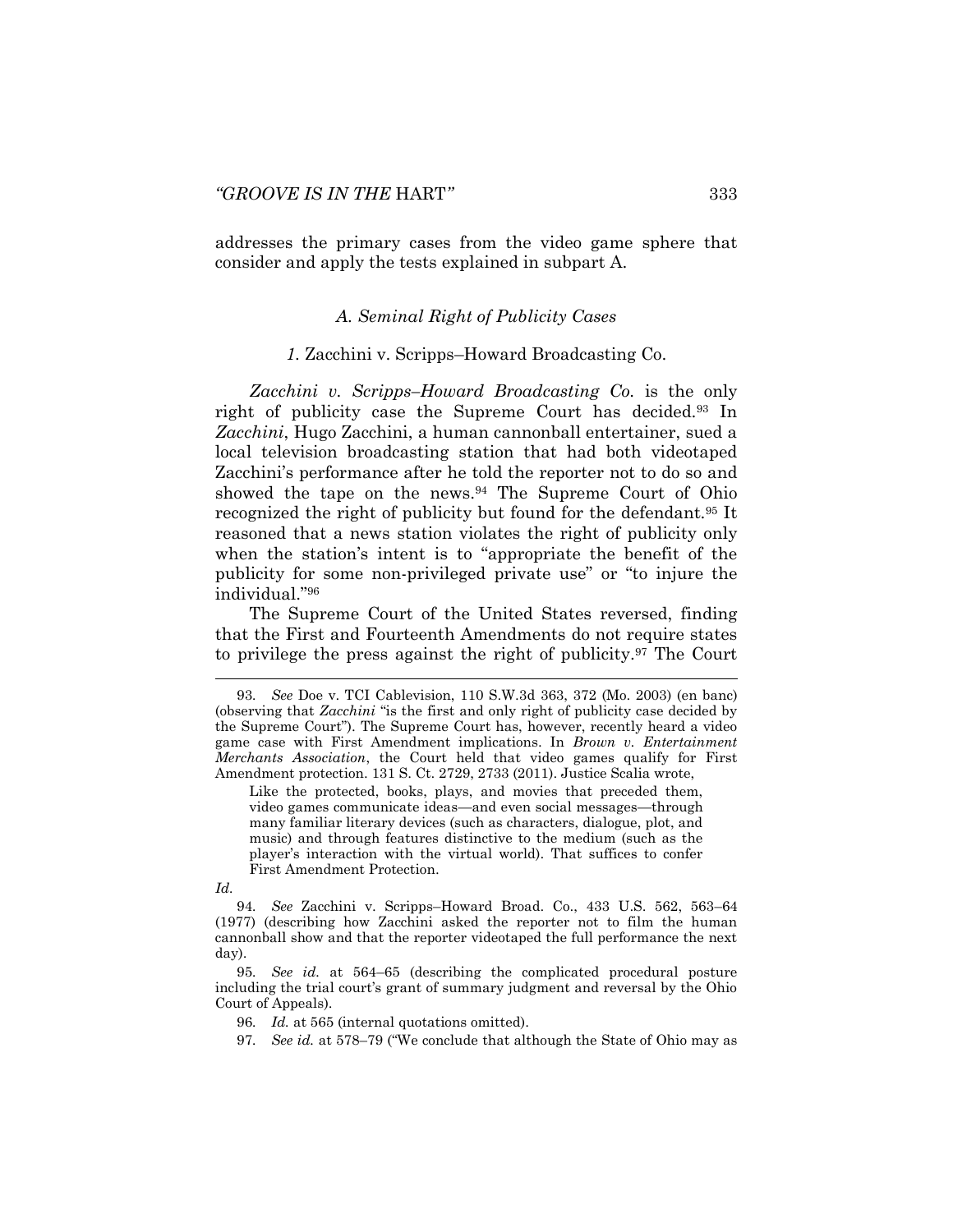addresses the primary cases from the video game sphere that consider and apply the tests explained in subpart A.

### *A. Seminal Right of Publicity Cases*

#### *1.* Zacchini v. Scripps–Howard Broadcasting Co.

*Zacchini v. Scripps–Howard Broadcasting Co.* is the only right of publicity case the Supreme Court has decided.[93] In *Zacchini*, Hugo Zacchini, a human cannonball entertainer, sued a local television broadcasting station that had both videotaped Zacchini's performance after he told the reporter not to do so and showed the tape on the news.[94] The Supreme Court of Ohio recognized the right of publicity but found for the defendant.[95] It reasoned that a news station violates the right of publicity only when the station's intent is to "appropriate the benefit of the publicity for some non-privileged private use" or "to injure the individual."[96]

The Supreme Court of the United States reversed, finding that the First and Fourteenth Amendments do not require states to privilege the press against the right of publicity.[97] The Court

---

93. *See* Doe v. TCI Cablevision, 110 S.W.3d 363, 372 (Mo. 2003) (en banc) (observing that *Zacchini* "is the first and only right of publicity case decided by the Supreme Court"). The Supreme Court has, however, recently heard a video game case with First Amendment implications. In *Brown v. Entertainment Merchants Association*, the Court held that video games qualify for First Amendment protection. 131 S. Ct. 2729, 2733 (2011). Justice Scalia wrote,

> Like the protected, books, plays, and movies that preceded them, video games communicate ideas—and even social messages—through many familiar literary devices (such as characters, dialogue, plot, and music) and through features distinctive to the medium (such as the player's interaction with the virtual world). That suffices to confer First Amendment Protection.

*Id.*

94. *See* Zacchini v. Scripps–Howard Broad. Co., 433 U.S. 562, 563–64 (1977) (describing how Zacchini asked the reporter not to film the human cannonball show and that the reporter videotaped the full performance the next day).

95. *See id.* at 564–65 (describing the complicated procedural posture including the trial court's grant of summary judgment and reversal by the Ohio Court of Appeals).

96. *Id.* at 565 (internal quotations omitted).

97. *See id.* at 578–79 ("We conclude that although the State of Ohio may as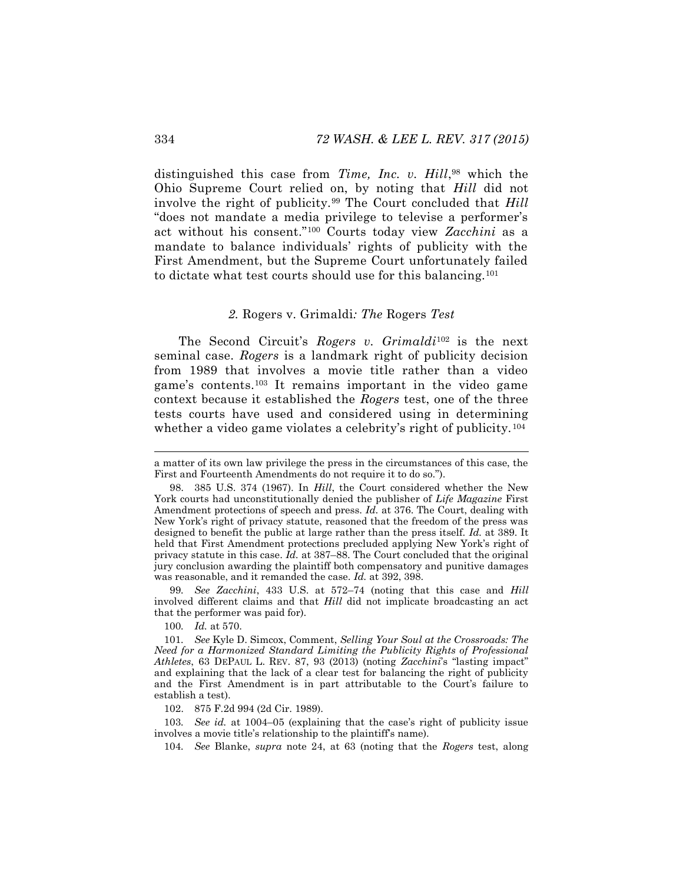distinguished this case from *Time, Inc. v. Hill*,[98] which the Ohio Supreme Court relied on, by noting that *Hill* did not involve the right of publicity.[99] The Court concluded that *Hill* "does not mandate a media privilege to televise a performer's act without his consent."[100] Courts today view *Zacchini* as a mandate to balance individuals' rights of publicity with the First Amendment, but the Supreme Court unfortunately failed to dictate what test courts should use for this balancing.[101]

### *2.* Rogers v. Grimaldi*: The* Rogers *Test*

The Second Circuit's *Rogers v. Grimaldi*[102] is the next seminal case. *Rogers* is a landmark right of publicity decision from 1989 that involves a movie title rather than a video game's contents.[103] It remains important in the video game context because it established the *Rogers* test, one of the three tests courts have used and considered using in determining whether a video game violates a celebrity's right of publicity.[104]

---

a matter of its own law privilege the press in the circumstances of this case, the First and Fourteenth Amendments do not require it to do so.").

98. 385 U.S. 374 (1967). In *Hill*, the Court considered whether the New York courts had unconstitutionally denied the publisher of *Life Magazine* First Amendment protections of speech and press. *Id.* at 376. The Court, dealing with New York's right of privacy statute, reasoned that the freedom of the press was designed to benefit the public at large rather than the press itself. *Id.* at 389. It held that First Amendment protections precluded applying New York's right of privacy statute in this case. *Id.* at 387–88. The Court concluded that the original jury conclusion awarding the plaintiff both compensatory and punitive damages was reasonable, and it remanded the case. *Id.* at 392, 398.

99. *See Zacchini*, 433 U.S. at 572–74 (noting that this case and *Hill* involved different claims and that *Hill* did not implicate broadcasting an act that the performer was paid for).

100. *Id.* at 570.

101. *See* Kyle D. Simcox, Comment, *Selling Your Soul at the Crossroads: The Need for a Harmonized Standard Limiting the Publicity Rights of Professional Athletes*, 63 DEPAUL L. REV. 87, 93 (2013) (noting *Zacchini*'s "lasting impact" and explaining that the lack of a clear test for balancing the right of publicity and the First Amendment is in part attributable to the Court's failure to establish a test).

102. 875 F.2d 994 (2d Cir. 1989).

103. *See id.* at 1004–05 (explaining that the case's right of publicity issue involves a movie title's relationship to the plaintiff's name).

104. *See* Blanke, *supra* note 24, at 63 (noting that the *Rogers* test, along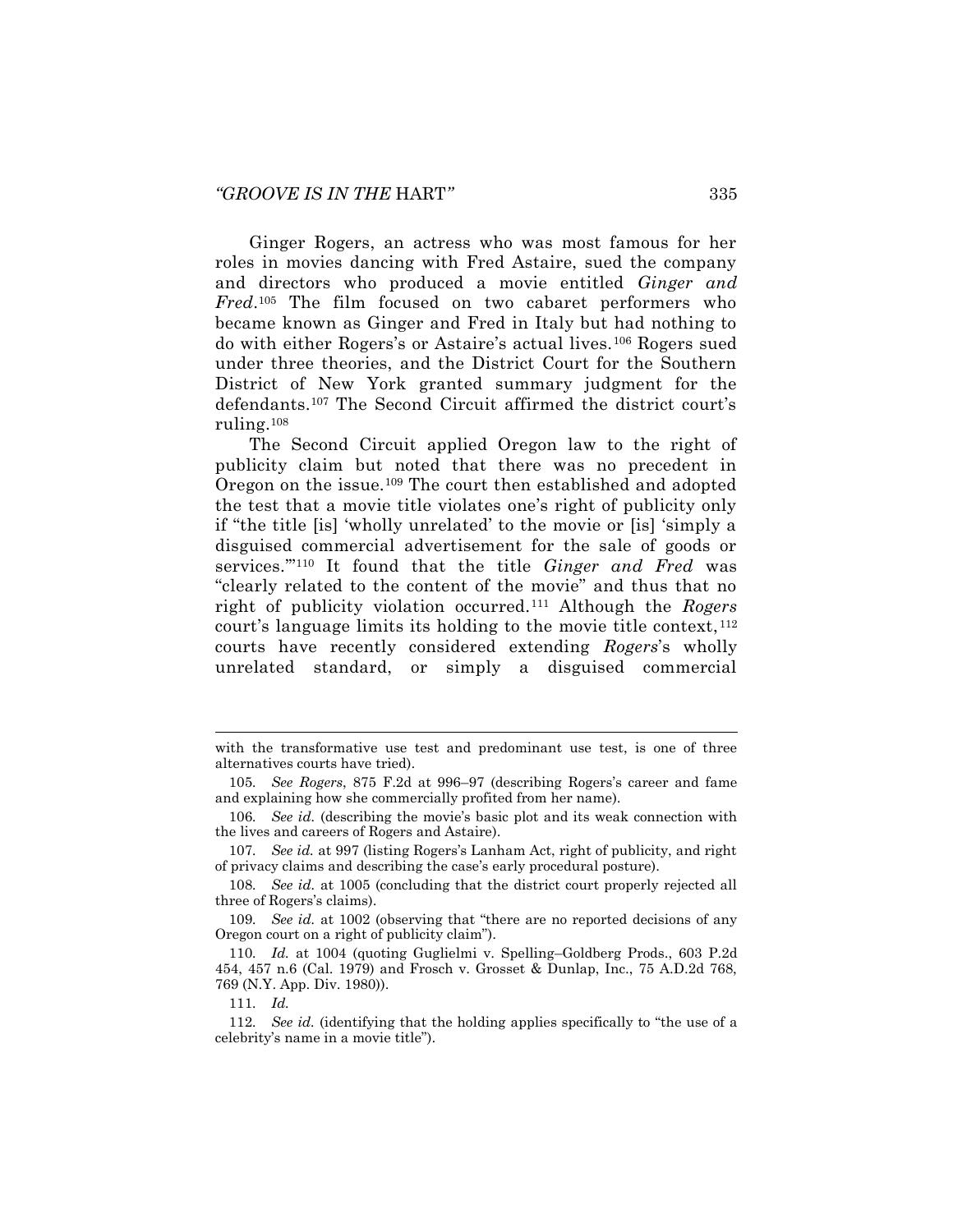Ginger Rogers, an actress who was most famous for her roles in movies dancing with Fred Astaire, sued the company and directors who produced a movie entitled *Ginger and Fred*.[105] The film focused on two cabaret performers who became known as Ginger and Fred in Italy but had nothing to do with either Rogers's or Astaire's actual lives.[106] Rogers sued under three theories, and the District Court for the Southern District of New York granted summary judgment for the defendants.[107] The Second Circuit affirmed the district court's ruling.[108]

The Second Circuit applied Oregon law to the right of publicity claim but noted that there was no precedent in Oregon on the issue.[109] The court then established and adopted the test that a movie title violates one's right of publicity only if "the title [is] 'wholly unrelated' to the movie or [is] 'simply a disguised commercial advertisement for the sale of goods or services.'"[110] It found that the title *Ginger and Fred* was "clearly related to the content of the movie" and thus that no right of publicity violation occurred.[111] Although the *Rogers* court's language limits its holding to the movie title context,[112] courts have recently considered extending *Rogers*'s wholly unrelated standard, or simply a disguised commercial

---

with the transformative use test and predominant use test, is one of three alternatives courts have tried).

105. *See Rogers*, 875 F.2d at 996–97 (describing Rogers's career and fame and explaining how she commercially profited from her name).

106. *See id.* (describing the movie's basic plot and its weak connection with the lives and careers of Rogers and Astaire).

107. *See id.* at 997 (listing Rogers's Lanham Act, right of publicity, and right of privacy claims and describing the case's early procedural posture).

108. *See id.* at 1005 (concluding that the district court properly rejected all three of Rogers's claims).

109. *See id.* at 1002 (observing that "there are no reported decisions of any Oregon court on a right of publicity claim").

110. *Id.* at 1004 (quoting Guglielmi v. Spelling–Goldberg Prods., 603 P.2d 454, 457 n.6 (Cal. 1979) and Frosch v. Grosset & Dunlap, Inc., 75 A.D.2d 768, 769 (N.Y. App. Div. 1980)).

111. *Id.*

112. *See id.* (identifying that the holding applies specifically to "the use of a celebrity's name in a movie title").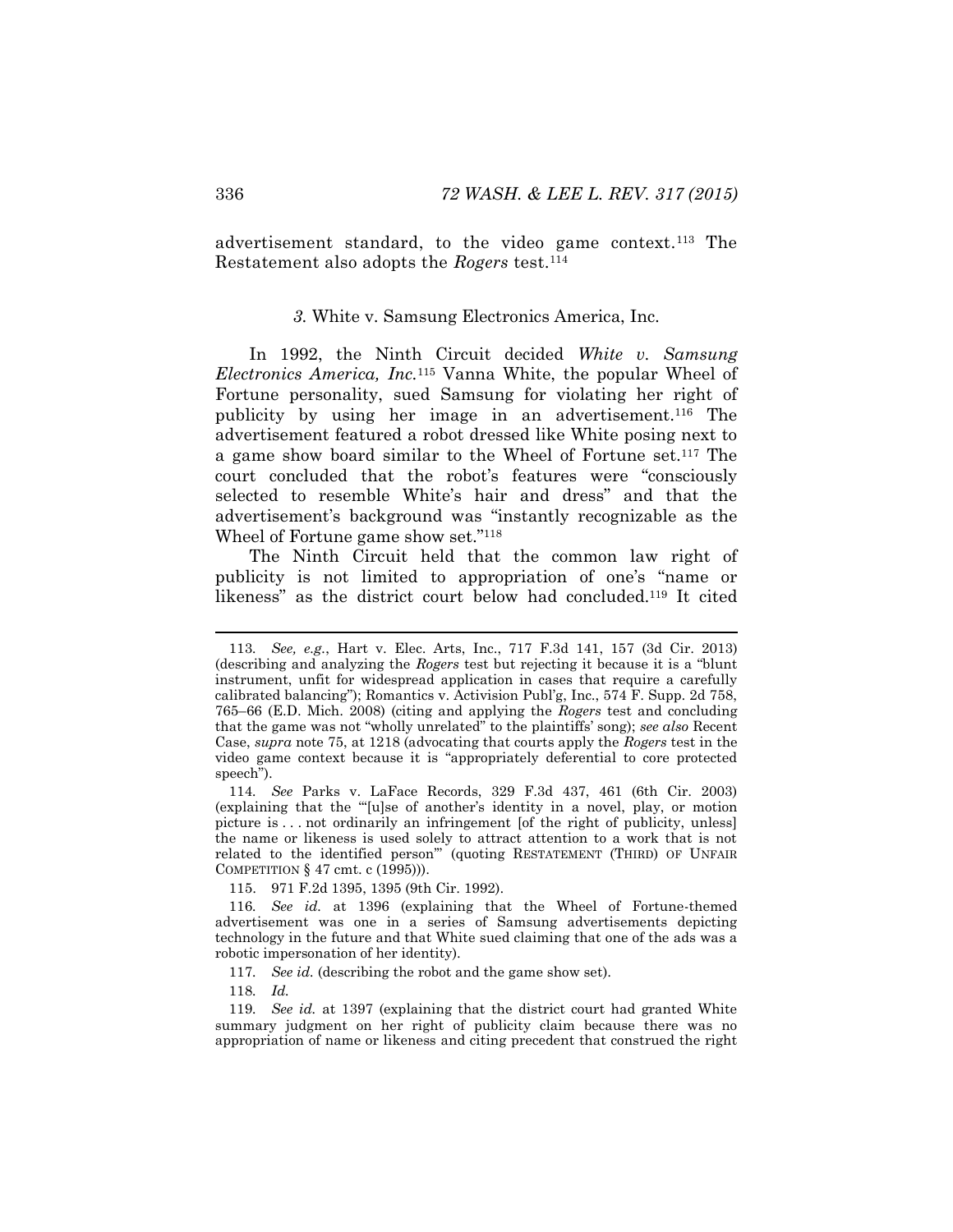advertisement standard, to the video game context.[113] The Restatement also adopts the *Rogers* test.[114]

### *3.* White v. Samsung Electronics America, Inc.

In 1992, the Ninth Circuit decided *White v. Samsung Electronics America, Inc.*[115] Vanna White, the popular Wheel of Fortune personality, sued Samsung for violating her right of publicity by using her image in an advertisement.[116] The advertisement featured a robot dressed like White posing next to a game show board similar to the Wheel of Fortune set.[117] The court concluded that the robot's features were "consciously selected to resemble White's hair and dress" and that the advertisement's background was "instantly recognizable as the Wheel of Fortune game show set."[118]

The Ninth Circuit held that the common law right of publicity is not limited to appropriation of one's "name or likeness" as the district court below had concluded.[119] It cited

---

113. *See, e.g.*, Hart v. Elec. Arts, Inc., 717 F.3d 141, 157 (3d Cir. 2013) (describing and analyzing the *Rogers* test but rejecting it because it is a "blunt instrument, unfit for widespread application in cases that require a carefully calibrated balancing"); Romantics v. Activision Publ'g, Inc., 574 F. Supp. 2d 758, 765–66 (E.D. Mich. 2008) (citing and applying the *Rogers* test and concluding that the game was not "wholly unrelated" to the plaintiffs' song); *see also* Recent Case, *supra* note 75, at 1218 (advocating that courts apply the *Rogers* test in the video game context because it is "appropriately deferential to core protected speech").

114. *See* Parks v. LaFace Records, 329 F.3d 437, 461 (6th Cir. 2003) (explaining that the "'[u]se of another's identity in a novel, play, or motion picture is . . . not ordinarily an infringement [of the right of publicity, unless] the name or likeness is used solely to attract attention to a work that is not related to the identified person'" (quoting RESTATEMENT (THIRD) OF UNFAIR COMPETITION § 47 cmt. c (1995))).

115. 971 F.2d 1395, 1395 (9th Cir. 1992).

116. *See id.* at 1396 (explaining that the Wheel of Fortune-themed advertisement was one in a series of Samsung advertisements depicting technology in the future and that White sued claiming that one of the ads was a robotic impersonation of her identity).

117. *See id.* (describing the robot and the game show set).

118. *Id.*

119. *See id.* at 1397 (explaining that the district court had granted White summary judgment on her right of publicity claim because there was no appropriation of name or likeness and citing precedent that construed the right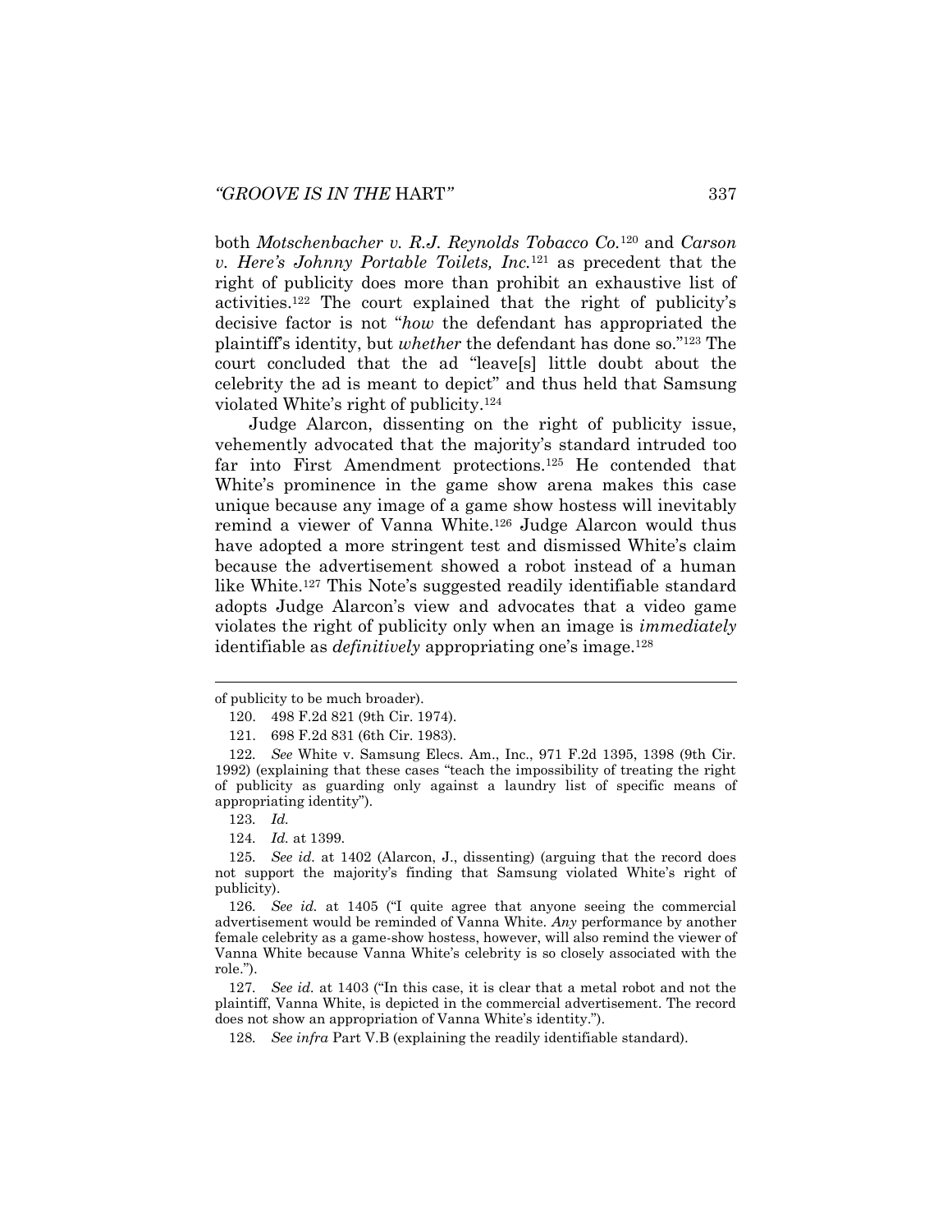both *Motschenbacher v. R.J. Reynolds Tobacco Co.*[120] and *Carson v. Here's Johnny Portable Toilets, Inc.*[121] as precedent that the right of publicity does more than prohibit an exhaustive list of activities.[122] The court explained that the right of publicity's decisive factor is not "*how* the defendant has appropriated the plaintiff's identity, but *whether* the defendant has done so."[123] The court concluded that the ad "leave[s] little doubt about the celebrity the ad is meant to depict" and thus held that Samsung violated White's right of publicity.[124]

Judge Alarcon, dissenting on the right of publicity issue, vehemently advocated that the majority's standard intruded too far into First Amendment protections.[125] He contended that White's prominence in the game show arena makes this case unique because any image of a game show hostess will inevitably remind a viewer of Vanna White.[126] Judge Alarcon would thus have adopted a more stringent test and dismissed White's claim because the advertisement showed a robot instead of a human like White.[127] This Note's suggested readily identifiable standard adopts Judge Alarcon's view and advocates that a video game violates the right of publicity only when an image is *immediately* identifiable as *definitively* appropriating one's image.[128]

---

of publicity to be much broader).

120. 498 F.2d 821 (9th Cir. 1974).

121. 698 F.2d 831 (6th Cir. 1983).

122. *See* White v. Samsung Elecs. Am., Inc., 971 F.2d 1395, 1398 (9th Cir. 1992) (explaining that these cases "teach the impossibility of treating the right of publicity as guarding only against a laundry list of specific means of appropriating identity").

123. *Id.*

124. *Id.* at 1399.

125. *See id.* at 1402 (Alarcon, J., dissenting) (arguing that the record does not support the majority's finding that Samsung violated White's right of publicity).

126. *See id.* at 1405 ("I quite agree that anyone seeing the commercial advertisement would be reminded of Vanna White. *Any* performance by another female celebrity as a game-show hostess, however, will also remind the viewer of Vanna White because Vanna White's celebrity is so closely associated with the role.").

127. *See id.* at 1403 ("In this case, it is clear that a metal robot and not the plaintiff, Vanna White, is depicted in the commercial advertisement. The record does not show an appropriation of Vanna White's identity.").

128. *See infra* Part V.B (explaining the readily identifiable standard).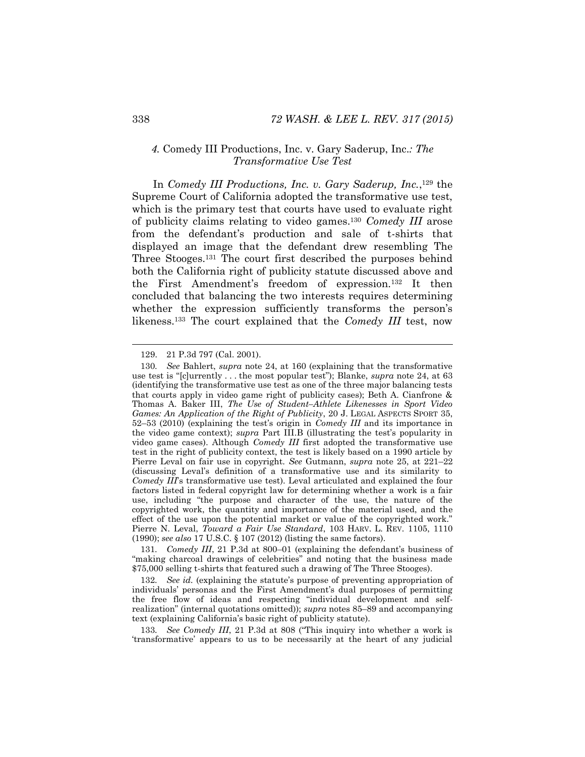#### *4.* Comedy III Productions, Inc. v. Gary Saderup, Inc.*: The Transformative Use Test*

In *Comedy III Productions, Inc. v. Gary Saderup, Inc.*,[129] the Supreme Court of California adopted the transformative use test, which is the primary test that courts have used to evaluate right of publicity claims relating to video games.[130] *Comedy III* arose from the defendant's production and sale of t-shirts that displayed an image that the defendant drew resembling The Three Stooges.[131] The court first described the purposes behind both the California right of publicity statute discussed above and the First Amendment's freedom of expression.[132] It then concluded that balancing the two interests requires determining whether the expression sufficiently transforms the person's likeness.[133] The court explained that the *Comedy III* test, now

---

129. 21 P.3d 797 (Cal. 2001).

130. *See* Bahlert, *supra* note 24, at 160 (explaining that the transformative use test is "[c]urrently . . . the most popular test"); Blanke, *supra* note 24, at 63 (identifying the transformative use test as one of the three major balancing tests that courts apply in video game right of publicity cases); Beth A. Cianfrone & Thomas A. Baker III, *The Use of Student–Athlete Likenesses in Sport Video Games: An Application of the Right of Publicity*, 20 J. LEGAL ASPECTS SPORT 35, 52–53 (2010) (explaining the test's origin in *Comedy III* and its importance in the video game context); *supra* Part III.B (illustrating the test's popularity in video game cases). Although *Comedy III* first adopted the transformative use test in the right of publicity context, the test is likely based on a 1990 article by Pierre Leval on fair use in copyright. *See* Gutmann, *supra* note 25, at 221–22 (discussing Leval's definition of a transformative use and its similarity to *Comedy III*'s transformative use test). Leval articulated and explained the four factors listed in federal copyright law for determining whether a work is a fair use, including "the purpose and character of the use, the nature of the copyrighted work, the quantity and importance of the material used, and the effect of the use upon the potential market or value of the copyrighted work." Pierre N. Leval, *Toward a Fair Use Standard*, 103 HARV. L. REV. 1105, 1110 (1990); *see also* 17 U.S.C. § 107 (2012) (listing the same factors).

131. *Comedy III*, 21 P.3d at 800–01 (explaining the defendant's business of "making charcoal drawings of celebrities" and noting that the business made $75,000 selling t-shirts that featured such a drawing of The Three Stooges).

132. *See id.* (explaining the statute's purpose of preventing appropriation of individuals' personas and the First Amendment's dual purposes of permitting the free flow of ideas and respecting "individual development and self-realization" (internal quotations omitted)); *supra* notes 85–89 and accompanying text (explaining California's basic right of publicity statute).

133. *See Comedy III*, 21 P.3d at 808 ("This inquiry into whether a work is 'transformative' appears to us to be necessarily at the heart of any judicial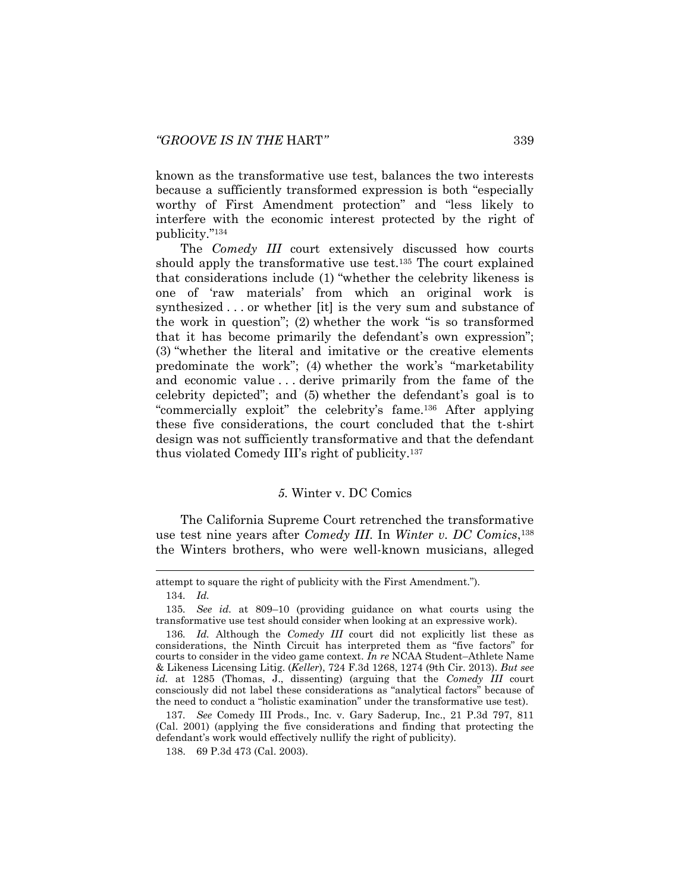known as the transformative use test, balances the two interests because a sufficiently transformed expression is both "especially worthy of First Amendment protection" and "less likely to interfere with the economic interest protected by the right of publicity."[134]

The *Comedy III* court extensively discussed how courts should apply the transformative use test.[135] The court explained that considerations include (1) "whether the celebrity likeness is one of 'raw materials' from which an original work is synthesized . . . or whether [it] is the very sum and substance of the work in question"; (2) whether the work "is so transformed that it has become primarily the defendant's own expression"; (3) "whether the literal and imitative or the creative elements predominate the work"; (4) whether the work's "marketability and economic value . . . derive primarily from the fame of the celebrity depicted"; and (5) whether the defendant's goal is to "commercially exploit" the celebrity's fame.[136] After applying these five considerations, the court concluded that the t-shirt design was not sufficiently transformative and that the defendant thus violated Comedy III's right of publicity.[137]

### *5.* Winter v. DC Comics

The California Supreme Court retrenched the transformative use test nine years after *Comedy III*. In *Winter v. DC Comics*,[138] the Winters brothers, who were well-known musicians, alleged

---

attempt to square the right of publicity with the First Amendment.").

134. *Id.*

135. *See id.* at 809–10 (providing guidance on what courts using the transformative use test should consider when looking at an expressive work).

136. *Id.* Although the *Comedy III* court did not explicitly list these as considerations, the Ninth Circuit has interpreted them as "five factors" for courts to consider in the video game context. *In re* NCAA Student–Athlete Name & Likeness Licensing Litig. (*Keller*), 724 F.3d 1268, 1274 (9th Cir. 2013). *But see id.* at 1285 (Thomas, J., dissenting) (arguing that the *Comedy III* court consciously did not label these considerations as "analytical factors" because of the need to conduct a "holistic examination" under the transformative use test).

137. *See* Comedy III Prods., Inc. v. Gary Saderup, Inc., 21 P.3d 797, 811 (Cal. 2001) (applying the five considerations and finding that protecting the defendant's work would effectively nullify the right of publicity).

138. 69 P.3d 473 (Cal. 2003).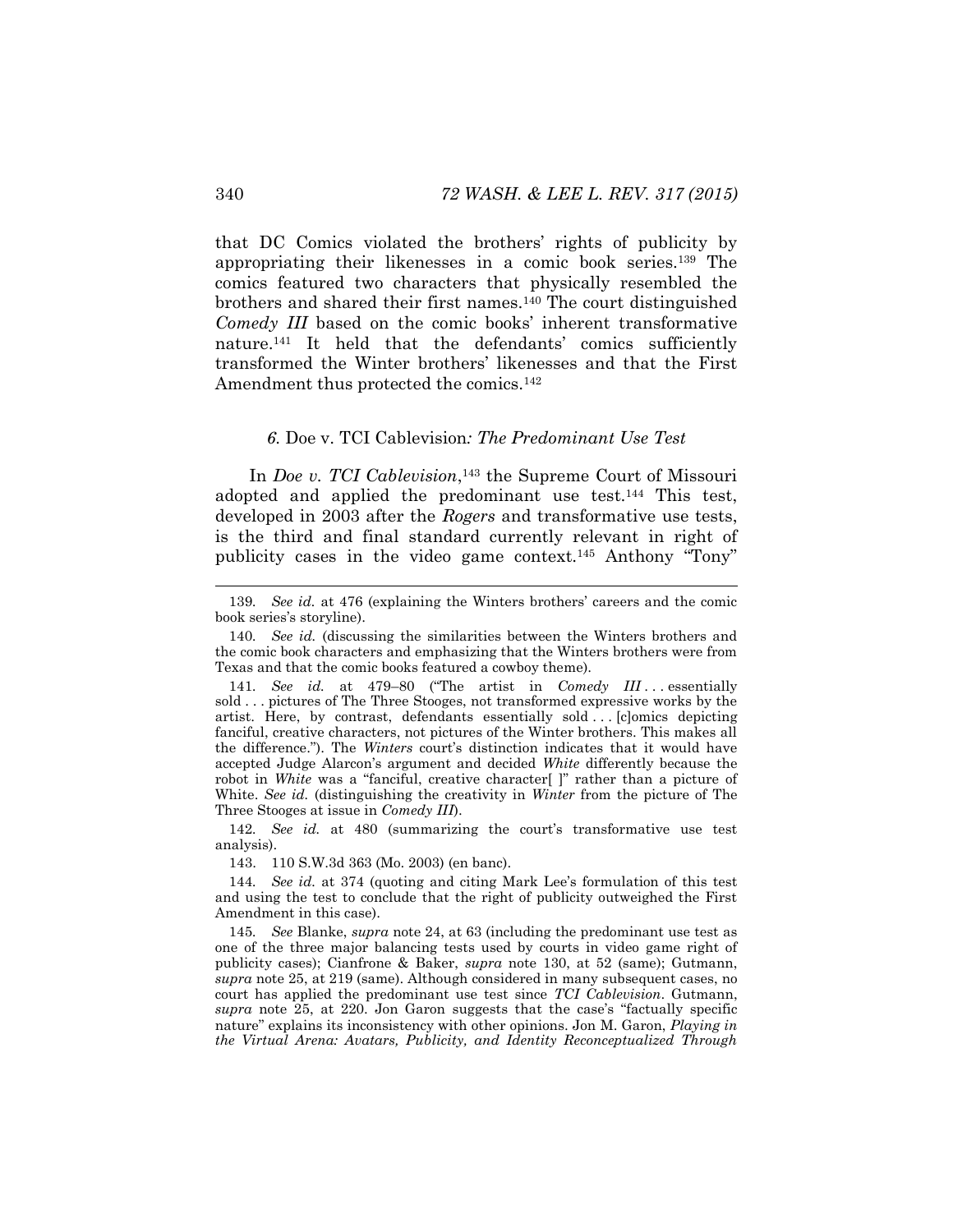that DC Comics violated the brothers' rights of publicity by appropriating their likenesses in a comic book series.[139] The comics featured two characters that physically resembled the brothers and shared their first names.[140] The court distinguished *Comedy III* based on the comic books' inherent transformative nature.[141] It held that the defendants' comics sufficiently transformed the Winter brothers' likenesses and that the First Amendment thus protected the comics.[142]

### *6.* Doe v. TCI Cablevision*: The Predominant Use Test*

In *Doe v. TCI Cablevision*,[143] the Supreme Court of Missouri adopted and applied the predominant use test.[144] This test, developed in 2003 after the *Rogers* and transformative use tests, is the third and final standard currently relevant in right of publicity cases in the video game context.[145] Anthony "Tony"

---

139. *See id.* at 476 (explaining the Winters brothers' careers and the comic book series's storyline).

140. *See id.* (discussing the similarities between the Winters brothers and the comic book characters and emphasizing that the Winters brothers were from Texas and that the comic books featured a cowboy theme).

141. *See id.* at 479–80 ("The artist in *Comedy III* . . . essentially sold . . . pictures of The Three Stooges, not transformed expressive works by the artist. Here, by contrast, defendants essentially sold . . . [c]omics depicting fanciful, creative characters, not pictures of the Winter brothers. This makes all the difference."). The *Winters* court's distinction indicates that it would have accepted Judge Alarcon's argument and decided *White* differently because the robot in *White* was a "fanciful, creative character[ ]" rather than a picture of White. *See id.* (distinguishing the creativity in *Winter* from the picture of The Three Stooges at issue in *Comedy III*).

142. *See id.* at 480 (summarizing the court's transformative use test analysis).

143. 110 S.W.3d 363 (Mo. 2003) (en banc).

144. *See id.* at 374 (quoting and citing Mark Lee's formulation of this test and using the test to conclude that the right of publicity outweighed the First Amendment in this case).

145. *See* Blanke, *supra* note 24, at 63 (including the predominant use test as one of the three major balancing tests used by courts in video game right of publicity cases); Cianfrone & Baker, *supra* note 130, at 52 (same); Gutmann, *supra* note 25, at 219 (same). Although considered in many subsequent cases, no court has applied the predominant use test since *TCI Cablevision*. Gutmann, *supra* note 25, at 220. Jon Garon suggests that the case's "factually specific nature" explains its inconsistency with other opinions. Jon M. Garon, *Playing in the Virtual Arena: Avatars, Publicity, and Identity Reconceptualized Through*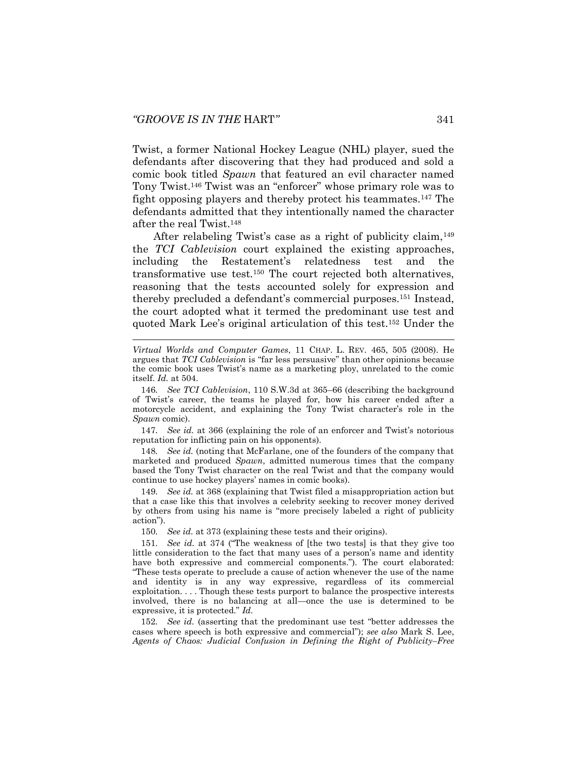Twist, a former National Hockey League (NHL) player, sued the defendants after discovering that they had produced and sold a comic book titled *Spawn* that featured an evil character named Tony Twist.[146] Twist was an "enforcer" whose primary role was to fight opposing players and thereby protect his teammates.[147] The defendants admitted that they intentionally named the character after the real Twist.[148]

After relabeling Twist's case as a right of publicity claim,[149] the *TCI Cablevision* court explained the existing approaches, including the Restatement's relatedness test and the transformative use test.[150] The court rejected both alternatives, reasoning that the tests accounted solely for expression and thereby precluded a defendant's commercial purposes.[151] Instead, the court adopted what it termed the predominant use test and quoted Mark Lee's original articulation of this test.[152] Under the

---

*Virtual Worlds and Computer Games*, 11 CHAP. L. REV. 465, 505 (2008). He argues that *TCI Cablevision* is "far less persuasive" than other opinions because the comic book uses Twist's name as a marketing ploy, unrelated to the comic itself. *Id.* at 504.

146. *See TCI Cablevision*, 110 S.W.3d at 365–66 (describing the background of Twist's career, the teams he played for, how his career ended after a motorcycle accident, and explaining the Tony Twist character's role in the *Spawn* comic).

147. *See id.* at 366 (explaining the role of an enforcer and Twist's notorious reputation for inflicting pain on his opponents).

148. *See id.* (noting that McFarlane, one of the founders of the company that marketed and produced *Spawn*, admitted numerous times that the company based the Tony Twist character on the real Twist and that the company would continue to use hockey players' names in comic books).

149. *See id.* at 368 (explaining that Twist filed a misappropriation action but that a case like this that involves a celebrity seeking to recover money derived by others from using his name is "more precisely labeled a right of publicity action").

150. *See id.* at 373 (explaining these tests and their origins).

151. *See id.* at 374 ("The weakness of [the two tests] is that they give too little consideration to the fact that many uses of a person's name and identity have both expressive and commercial components."). The court elaborated: "These tests operate to preclude a cause of action whenever the use of the name and identity is in any way expressive, regardless of its commercial exploitation. . . . Though these tests purport to balance the prospective interests involved, there is no balancing at all—once the use is determined to be expressive, it is protected." *Id.*

152. *See id.* (asserting that the predominant use test "better addresses the cases where speech is both expressive and commercial"); *see also* Mark S. Lee, *Agents of Chaos: Judicial Confusion in Defining the Right of Publicity–Free*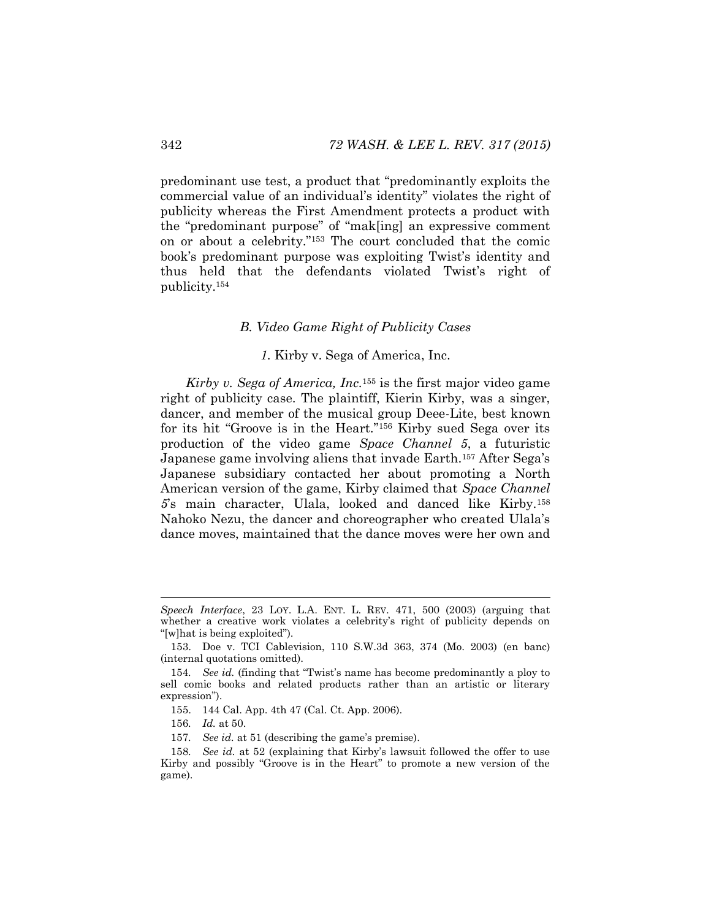predominant use test, a product that "predominantly exploits the commercial value of an individual's identity" violates the right of publicity whereas the First Amendment protects a product with the "predominant purpose" of "mak[ing] an expressive comment on or about a celebrity."[153] The court concluded that the comic book's predominant purpose was exploiting Twist's identity and thus held that the defendants violated Twist's right of publicity.[154]

### *B. Video Game Right of Publicity Cases*

#### *1.* Kirby v. Sega of America, Inc.

*Kirby v. Sega of America, Inc.*[155] is the first major video game right of publicity case. The plaintiff, Kierin Kirby, was a singer, dancer, and member of the musical group Deee-Lite, best known for its hit "Groove is in the Heart."[156] Kirby sued Sega over its production of the video game *Space Channel 5*, a futuristic Japanese game involving aliens that invade Earth.[157] After Sega's Japanese subsidiary contacted her about promoting a North American version of the game, Kirby claimed that *Space Channel 5*'s main character, Ulala, looked and danced like Kirby.[158] Nahoko Nezu, the dancer and choreographer who created Ulala's dance moves, maintained that the dance moves were her own and

---

*Speech Interface*, 23 LOY. L.A. ENT. L. REV. 471, 500 (2003) (arguing that whether a creative work violates a celebrity's right of publicity depends on "[w]hat is being exploited").

153. Doe v. TCI Cablevision, 110 S.W.3d 363, 374 (Mo. 2003) (en banc) (internal quotations omitted).

154. *See id.* (finding that "Twist's name has become predominantly a ploy to sell comic books and related products rather than an artistic or literary expression").

155. 144 Cal. App. 4th 47 (Cal. Ct. App. 2006).

156. *Id.* at 50.

157. *See id.* at 51 (describing the game's premise).

158. *See id.* at 52 (explaining that Kirby's lawsuit followed the offer to use Kirby and possibly "Groove is in the Heart" to promote a new version of the game).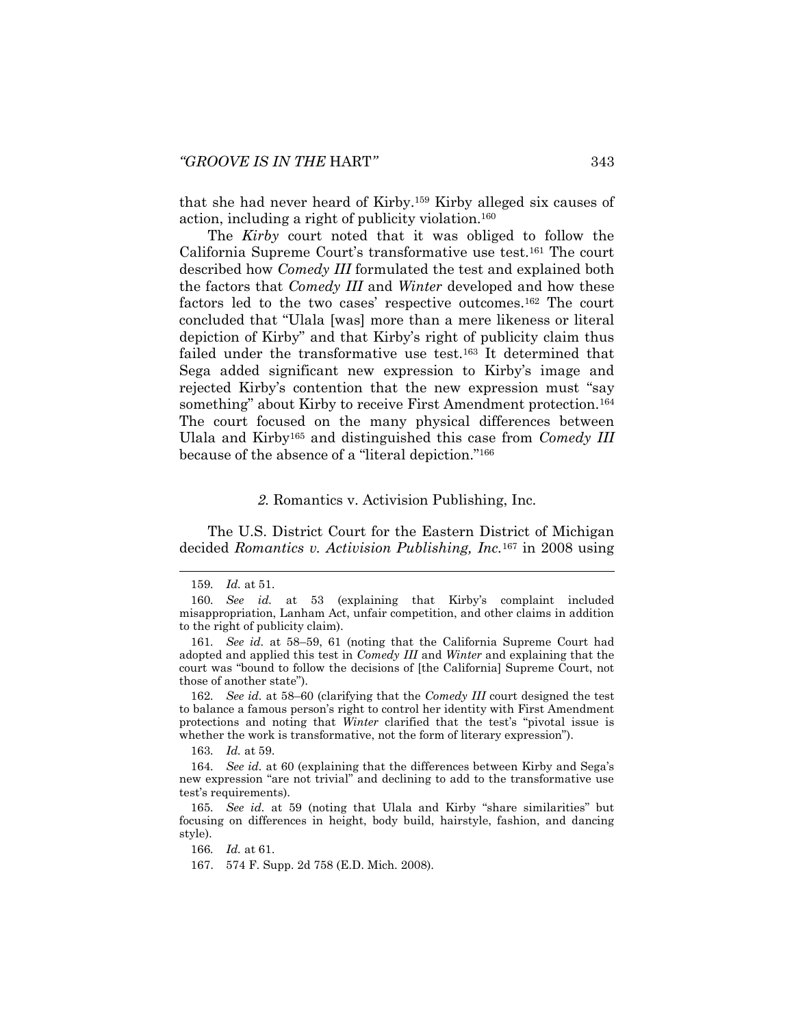that she had never heard of Kirby.[159] Kirby alleged six causes of action, including a right of publicity violation.[160]

The *Kirby* court noted that it was obliged to follow the California Supreme Court's transformative use test.[161] The court described how *Comedy III* formulated the test and explained both the factors that *Comedy III* and *Winter* developed and how these factors led to the two cases' respective outcomes.[162] The court concluded that "Ulala [was] more than a mere likeness or literal depiction of Kirby" and that Kirby's right of publicity claim thus failed under the transformative use test.[163] It determined that Sega added significant new expression to Kirby's image and rejected Kirby's contention that the new expression must "say something" about Kirby to receive First Amendment protection.[164] The court focused on the many physical differences between Ulala and Kirby[165] and distinguished this case from *Comedy III* because of the absence of a "literal depiction."[166]

### *2.* Romantics v. Activision Publishing, Inc.

The U.S. District Court for the Eastern District of Michigan decided *Romantics v. Activision Publishing, Inc.*[167] in 2008 using

---

159. *Id.* at 51.

160. *See id.* at 53 (explaining that Kirby's complaint included misappropriation, Lanham Act, unfair competition, and other claims in addition to the right of publicity claim).

161. *See id.* at 58–59, 61 (noting that the California Supreme Court had adopted and applied this test in *Comedy III* and *Winter* and explaining that the court was "bound to follow the decisions of [the California] Supreme Court, not those of another state").

162. *See id.* at 58–60 (clarifying that the *Comedy III* court designed the test to balance a famous person's right to control her identity with First Amendment protections and noting that *Winter* clarified that the test's "pivotal issue is whether the work is transformative, not the form of literary expression").

163. *Id.* at 59.

164. *See id.* at 60 (explaining that the differences between Kirby and Sega's new expression "are not trivial" and declining to add to the transformative use test's requirements).

165. *See id.* at 59 (noting that Ulala and Kirby "share similarities" but focusing on differences in height, body build, hairstyle, fashion, and dancing style).

166. *Id.* at 61.

167. 574 F. Supp. 2d 758 (E.D. Mich. 2008).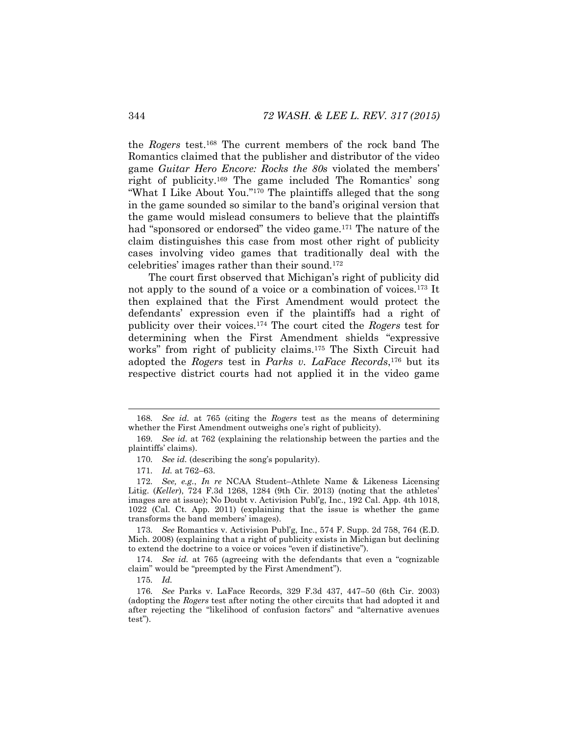the *Rogers* test.[168] The current members of the rock band The Romantics claimed that the publisher and distributor of the video game *Guitar Hero Encore: Rocks the 80s* violated the members' right of publicity.[169] The game included The Romantics' song "What I Like About You."[170] The plaintiffs alleged that the song in the game sounded so similar to the band's original version that the game would mislead consumers to believe that the plaintiffs had "sponsored or endorsed" the video game.[171] The nature of the claim distinguishes this case from most other right of publicity cases involving video games that traditionally deal with the celebrities' images rather than their sound.[172]

The court first observed that Michigan's right of publicity did not apply to the sound of a voice or a combination of voices.[173] It then explained that the First Amendment would protect the defendants' expression even if the plaintiffs had a right of publicity over their voices.[174] The court cited the *Rogers* test for determining when the First Amendment shields "expressive works" from right of publicity claims.[175] The Sixth Circuit had adopted the *Rogers* test in *Parks v. LaFace Records*,[176] but its respective district courts had not applied it in the video game

---

168. *See id.* at 765 (citing the *Rogers* test as the means of determining whether the First Amendment outweighs one's right of publicity).

169. *See id.* at 762 (explaining the relationship between the parties and the plaintiffs' claims).

170. *See id.* (describing the song's popularity).

171. *Id.* at 762–63.

172. *See, e.g.*, *In re* NCAA Student–Athlete Name & Likeness Licensing Litig. (*Keller*), 724 F.3d 1268, 1284 (9th Cir. 2013) (noting that the athletes' images are at issue); No Doubt v. Activision Publ'g, Inc., 192 Cal. App. 4th 1018, 1022 (Cal. Ct. App. 2011) (explaining that the issue is whether the game transforms the band members' images).

173. *See* Romantics v. Activision Publ'g, Inc., 574 F. Supp. 2d 758, 764 (E.D. Mich. 2008) (explaining that a right of publicity exists in Michigan but declining to extend the doctrine to a voice or voices "even if distinctive").

174. *See id.* at 765 (agreeing with the defendants that even a "cognizable claim" would be "preempted by the First Amendment").

175. *Id.*

176. *See* Parks v. LaFace Records, 329 F.3d 437, 447–50 (6th Cir. 2003) (adopting the *Rogers* test after noting the other circuits that had adopted it and after rejecting the "likelihood of confusion factors" and "alternative avenues test").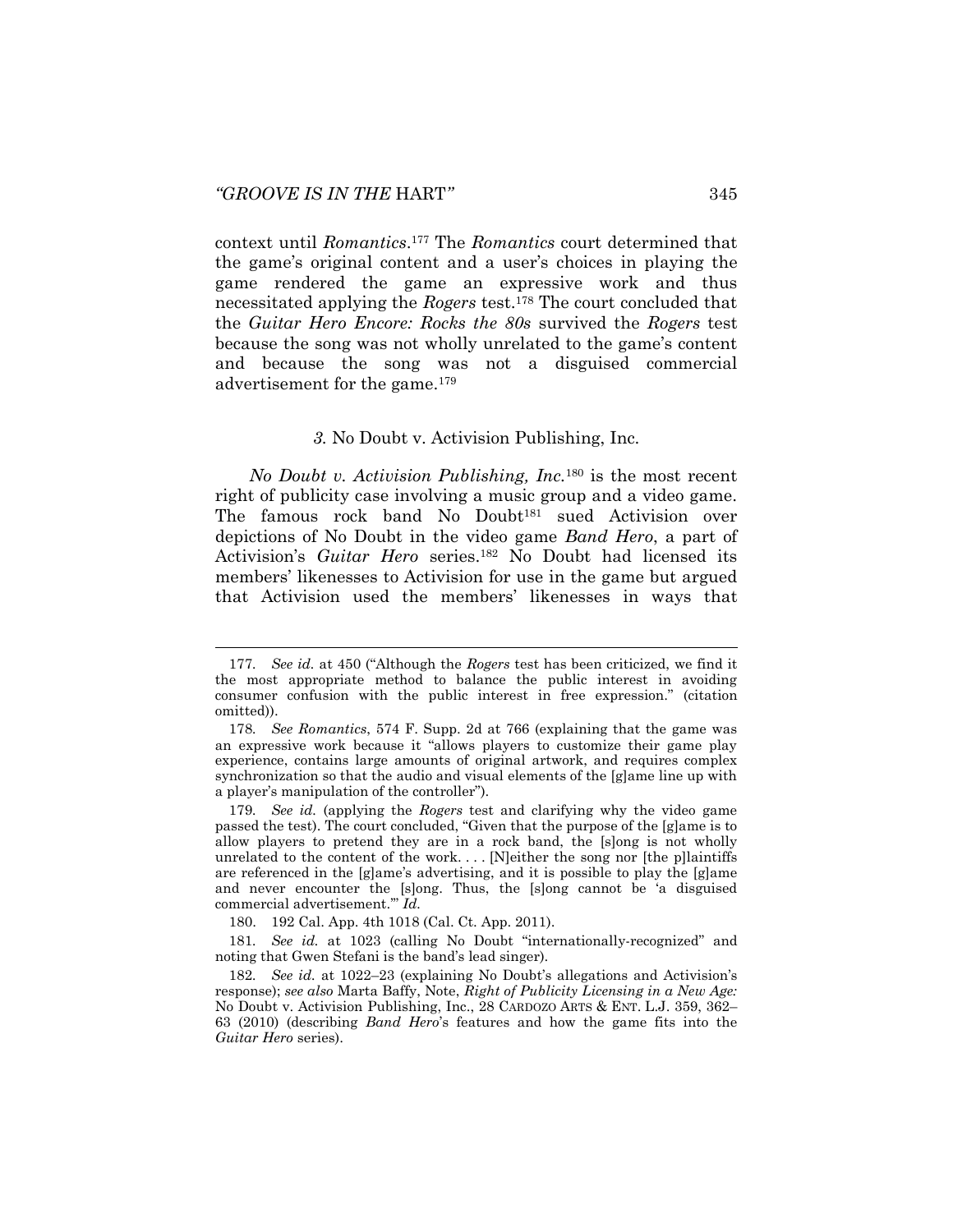context until *Romantics*.[177] The *Romantics* court determined that the game's original content and a user's choices in playing the game rendered the game an expressive work and thus necessitated applying the *Rogers* test.[178] The court concluded that the *Guitar Hero Encore: Rocks the 80s* survived the *Rogers* test because the song was not wholly unrelated to the game's content and because the song was not a disguised commercial advertisement for the game.[179]

### *3.* No Doubt v. Activision Publishing, Inc.

*No Doubt v. Activision Publishing, Inc.*[180] is the most recent right of publicity case involving a music group and a video game. The famous rock band No Doubt[181] sued Activision over depictions of No Doubt in the video game *Band Hero*, a part of Activision's *Guitar Hero* series.[182] No Doubt had licensed its members' likenesses to Activision for use in the game but argued that Activision used the members' likenesses in ways that

---

177. *See id.* at 450 ("Although the *Rogers* test has been criticized, we find it the most appropriate method to balance the public interest in avoiding consumer confusion with the public interest in free expression." (citation omitted)).

178. *See Romantics*, 574 F. Supp. 2d at 766 (explaining that the game was an expressive work because it "allows players to customize their game play experience, contains large amounts of original artwork, and requires complex synchronization so that the audio and visual elements of the [g]ame line up with a player's manipulation of the controller").

179. *See id.* (applying the *Rogers* test and clarifying why the video game passed the test). The court concluded, "Given that the purpose of the [g]ame is to allow players to pretend they are in a rock band, the [s]ong is not wholly unrelated to the content of the work. . . . [N]either the song nor [the p]laintiffs are referenced in the [g]ame's advertising, and it is possible to play the [g]ame and never encounter the [s]ong. Thus, the [s]ong cannot be 'a disguised commercial advertisement.'" *Id.*

180. 192 Cal. App. 4th 1018 (Cal. Ct. App. 2011).

181. *See id.* at 1023 (calling No Doubt "internationally-recognized" and noting that Gwen Stefani is the band's lead singer).

182. *See id.* at 1022–23 (explaining No Doubt's allegations and Activision's response); *see also* Marta Baffy, Note, *Right of Publicity Licensing in a New Age:* No Doubt v. Activision Publishing, Inc., 28 CARDOZO ARTS & ENT. L.J. 359, 362–63 (2010) (describing *Band Hero*'s features and how the game fits into the *Guitar Hero* series).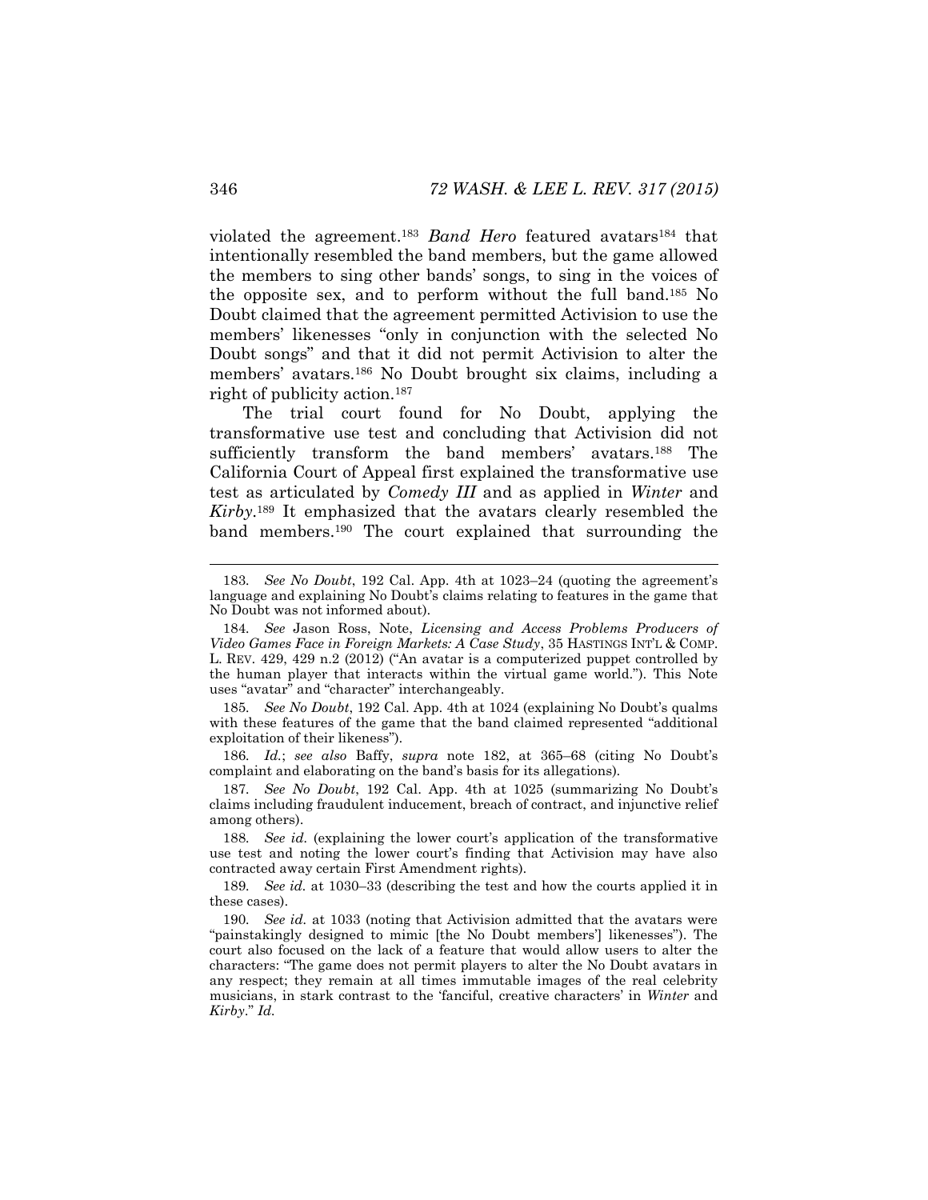violated the agreement.[183] *Band Hero* featured avatars[184] that intentionally resembled the band members, but the game allowed the members to sing other bands' songs, to sing in the voices of the opposite sex, and to perform without the full band.[185] No Doubt claimed that the agreement permitted Activision to use the members' likenesses "only in conjunction with the selected No Doubt songs" and that it did not permit Activision to alter the members' avatars.[186] No Doubt brought six claims, including a right of publicity action.[187]

The trial court found for No Doubt, applying the transformative use test and concluding that Activision did not sufficiently transform the band members' avatars.[188] The California Court of Appeal first explained the transformative use test as articulated by *Comedy III* and as applied in *Winter* and *Kirby*.[189] It emphasized that the avatars clearly resembled the band members.[190] The court explained that surrounding the

---

183. *See No Doubt*, 192 Cal. App. 4th at 1023–24 (quoting the agreement's language and explaining No Doubt's claims relating to features in the game that No Doubt was not informed about).

184. *See* Jason Ross, Note, *Licensing and Access Problems Producers of Video Games Face in Foreign Markets: A Case Study*, 35 HASTINGS INT'L & COMP. L. REV. 429, 429 n.2 (2012) ("An avatar is a computerized puppet controlled by the human player that interacts within the virtual game world."). This Note uses "avatar" and "character" interchangeably.

185. *See No Doubt*, 192 Cal. App. 4th at 1024 (explaining No Doubt's qualms with these features of the game that the band claimed represented "additional exploitation of their likeness").

186. *Id.*; *see also* Baffy, *supra* note 182, at 365–68 (citing No Doubt's complaint and elaborating on the band's basis for its allegations).

187. *See No Doubt*, 192 Cal. App. 4th at 1025 (summarizing No Doubt's claims including fraudulent inducement, breach of contract, and injunctive relief among others).

188. *See id.* (explaining the lower court's application of the transformative use test and noting the lower court's finding that Activision may have also contracted away certain First Amendment rights).

189. *See id.* at 1030–33 (describing the test and how the courts applied it in these cases).

190. *See id.* at 1033 (noting that Activision admitted that the avatars were "painstakingly designed to mimic [the No Doubt members'] likenesses"). The court also focused on the lack of a feature that would allow users to alter the characters: "The game does not permit players to alter the No Doubt avatars in any respect; they remain at all times immutable images of the real celebrity musicians, in stark contrast to the 'fanciful, creative characters' in *Winter* and *Kirby*." *Id.*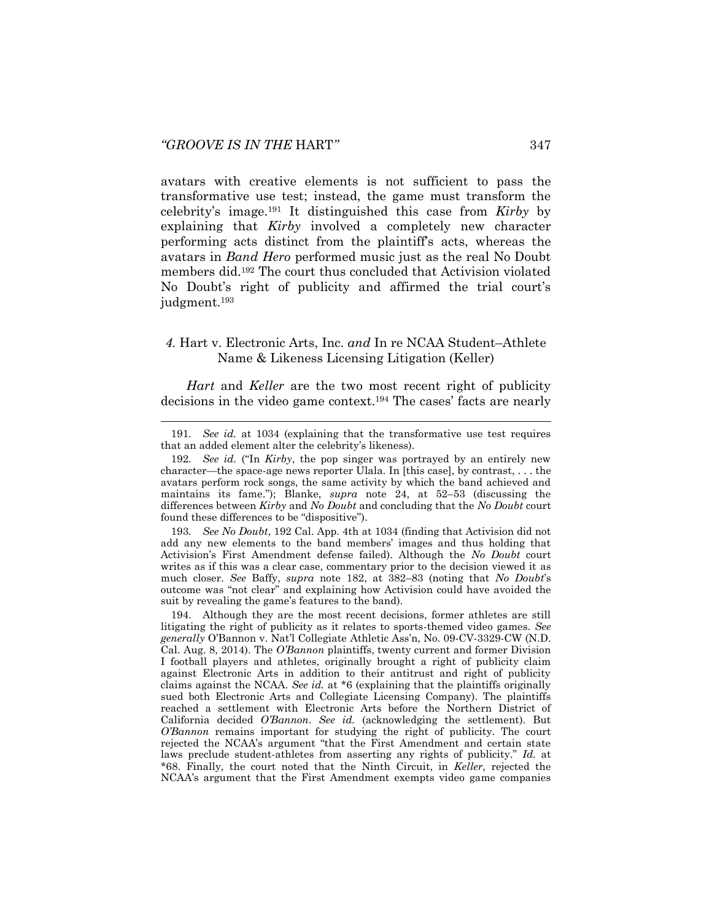avatars with creative elements is not sufficient to pass the transformative use test; instead, the game must transform the celebrity's image.[191] It distinguished this case from *Kirby* by explaining that *Kirby* involved a completely new character performing acts distinct from the plaintiff's acts, whereas the avatars in *Band Hero* performed music just as the real No Doubt members did.[192] The court thus concluded that Activision violated No Doubt's right of publicity and affirmed the trial court's judgment.[193]

### *4.* Hart v. Electronic Arts, Inc. *and* In re NCAA Student–Athlete Name & Likeness Licensing Litigation (Keller)

*Hart* and *Keller* are the two most recent right of publicity decisions in the video game context.[194] The cases' facts are nearly

---

191. *See id.* at 1034 (explaining that the transformative use test requires that an added element alter the celebrity's likeness).

192. *See id.* ("In *Kirby*, the pop singer was portrayed by an entirely new character—the space-age news reporter Ulala. In [this case], by contrast, . . . the avatars perform rock songs, the same activity by which the band achieved and maintains its fame."); Blanke, *supra* note 24, at 52–53 (discussing the differences between *Kirby* and *No Doubt* and concluding that the *No Doubt* court found these differences to be "dispositive").

193. *See No Doubt*, 192 Cal. App. 4th at 1034 (finding that Activision did not add any new elements to the band members' images and thus holding that Activision's First Amendment defense failed). Although the *No Doubt* court writes as if this was a clear case, commentary prior to the decision viewed it as much closer. *See* Baffy, *supra* note 182, at 382–83 (noting that *No Doubt*'s outcome was "not clear" and explaining how Activision could have avoided the suit by revealing the game's features to the band).

194. Although they are the most recent decisions, former athletes are still litigating the right of publicity as it relates to sports-themed video games. *See generally* O'Bannon v. Nat'l Collegiate Athletic Ass'n, No. 09-CV-3329-CW (N.D. Cal. Aug. 8, 2014). The *O'Bannon* plaintiffs, twenty current and former Division I football players and athletes, originally brought a right of publicity claim against Electronic Arts in addition to their antitrust and right of publicity claims against the NCAA. *See id.* at *6 (explaining that the plaintiffs originally sued both Electronic Arts and Collegiate Licensing Company). The plaintiffs reached a settlement with Electronic Arts before the Northern District of California decided *O'Bannon*. *See id.* (acknowledging the settlement). But *O'Bannon* remains important for studying the right of publicity. The court rejected the NCAA's argument "that the First Amendment and certain state laws preclude student-athletes from asserting any rights of publicity." *Id.* at *68. Finally, the court noted that the Ninth Circuit, in *Keller*, rejected the NCAA's argument that the First Amendment exempts video game companies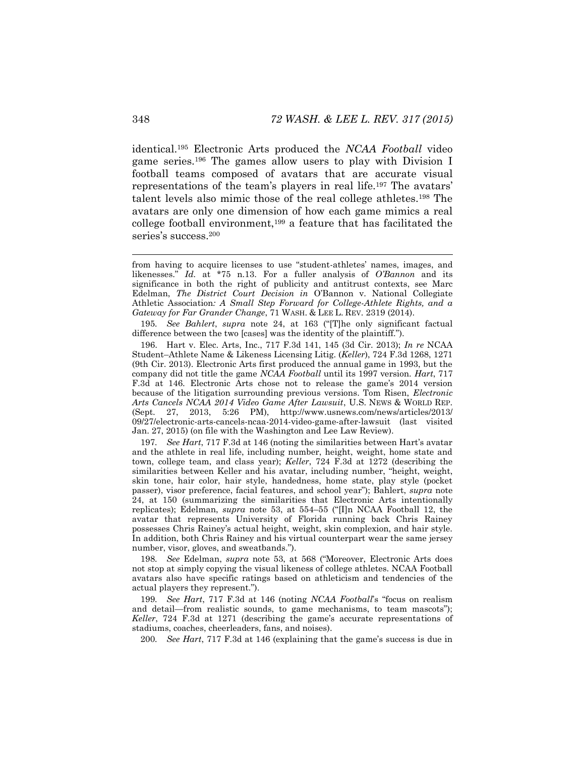identical.[195] Electronic Arts produced the *NCAA Football* video game series.[196] The games allow users to play with Division I football teams composed of avatars that are accurate visual representations of the team's players in real life.[197] The avatars' talent levels also mimic those of the real college athletes.[198] The avatars are only one dimension of how each game mimics a real college football environment,[199] a feature that has facilitated the series's success.[200]

---

from having to acquire licenses to use "student-athletes' names, images, and likenesses." *Id.* at *75 n.13. For a fuller analysis of *O'Bannon* and its significance in both the right of publicity and antitrust contexts, see Marc Edelman, *The District Court Decision in* O'Bannon v. National Collegiate Athletic Association*: A Small Step Forward for College-Athlete Rights, and a Gateway for Far Grander Change*, 71 WASH. & LEE L. REV. 2319 (2014).

195. *See Bahlert*, *supra* note 24, at 163 ("[T]he only significant factual difference between the two [cases] was the identity of the plaintiff.").

196. Hart v. Elec. Arts, Inc., 717 F.3d 141, 145 (3d Cir. 2013); *In re* NCAA Student–Athlete Name & Likeness Licensing Litig. (*Keller*), 724 F.3d 1268, 1271 (9th Cir. 2013). Electronic Arts first produced the annual game in 1993, but the company did not title the game *NCAA Football* until its 1997 version. *Hart*, 717 F.3d at 146. Electronic Arts chose not to release the game's 2014 version because of the litigation surrounding previous versions. Tom Risen, *Electronic Arts Cancels NCAA 2014 Video Game After Lawsuit*, U.S. NEWS & WORLD REP. (Sept. 27, 2013, 5:26 PM), http://www.usnews.com/news/articles/2013/09/27/electronic-arts-cancels-ncaa-2014-video-game-after-lawsuit (last visited Jan. 27, 2015) (on file with the Washington and Lee Law Review).

197. *See Hart*, 717 F.3d at 146 (noting the similarities between Hart's avatar and the athlete in real life, including number, height, weight, home state and town, college team, and class year); *Keller*, 724 F.3d at 1272 (describing the similarities between Keller and his avatar, including number, "height, weight, skin tone, hair color, hair style, handedness, home state, play style (pocket passer), visor preference, facial features, and school year"); Bahlert, *supra* note 24, at 150 (summarizing the similarities that Electronic Arts intentionally replicates); Edelman, *supra* note 53, at 554–55 ("[I]n NCAA Football 12, the avatar that represents University of Florida running back Chris Rainey possesses Chris Rainey's actual height, weight, skin complexion, and hair style. In addition, both Chris Rainey and his virtual counterpart wear the same jersey number, visor, gloves, and sweatbands.").

198. *See* Edelman, *supra* note 53, at 568 ("Moreover, Electronic Arts does not stop at simply copying the visual likeness of college athletes. NCAA Football avatars also have specific ratings based on athleticism and tendencies of the actual players they represent.").

199. *See Hart*, 717 F.3d at 146 (noting *NCAA Football*'s "focus on realism and detail—from realistic sounds, to game mechanisms, to team mascots"); *Keller*, 724 F.3d at 1271 (describing the game's accurate representations of stadiums, coaches, cheerleaders, fans, and noises).

200. *See Hart*, 717 F.3d at 146 (explaining that the game's success is due in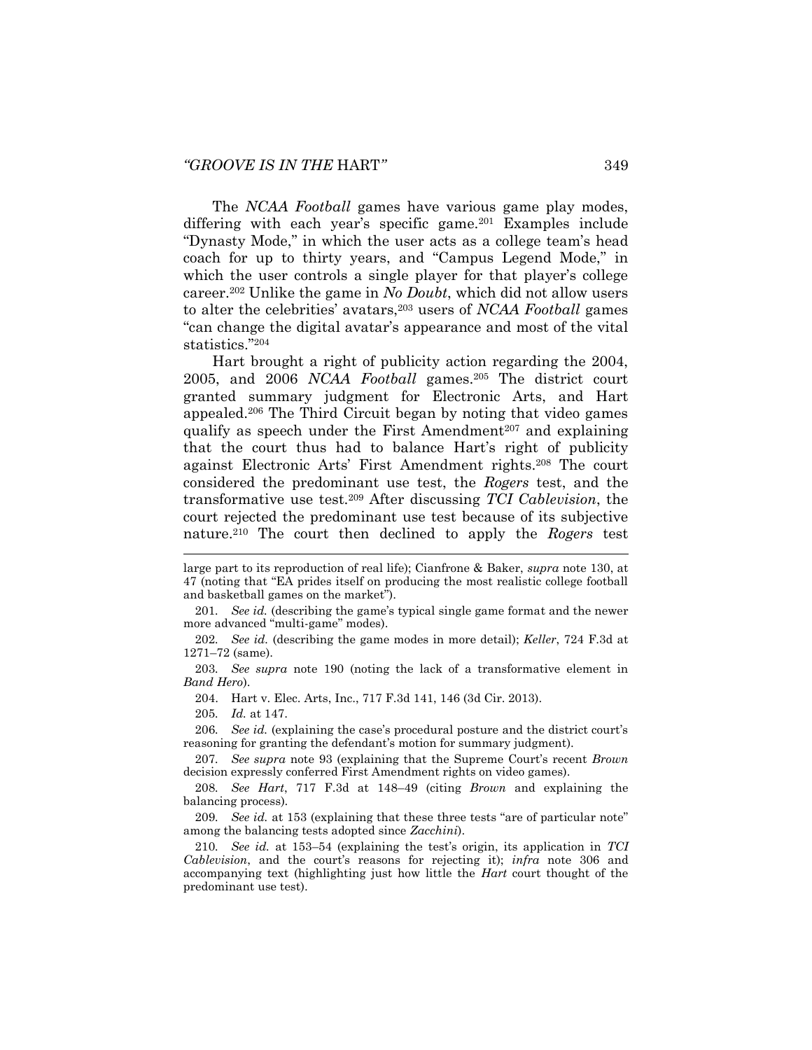The *NCAA Football* games have various game play modes, differing with each year's specific game.[201] Examples include "Dynasty Mode," in which the user acts as a college team's head coach for up to thirty years, and "Campus Legend Mode," in which the user controls a single player for that player's college career.[202] Unlike the game in *No Doubt*, which did not allow users to alter the celebrities' avatars,[203] users of *NCAA Football* games "can change the digital avatar's appearance and most of the vital statistics."[204]

Hart brought a right of publicity action regarding the 2004, 2005, and 2006 *NCAA Football* games.[205] The district court granted summary judgment for Electronic Arts, and Hart appealed.[206] The Third Circuit began by noting that video games qualify as speech under the First Amendment[207] and explaining that the court thus had to balance Hart's right of publicity against Electronic Arts' First Amendment rights.[208] The court considered the predominant use test, the *Rogers* test, and the transformative use test.[209] After discussing *TCI Cablevision*, the court rejected the predominant use test because of its subjective nature.[210] The court then declined to apply the *Rogers* test

---

large part to its reproduction of real life); Cianfrone & Baker, *supra* note 130, at 47 (noting that "EA prides itself on producing the most realistic college football and basketball games on the market").

201. *See id.* (describing the game's typical single game format and the newer more advanced "multi-game" modes).

202. *See id.* (describing the game modes in more detail); *Keller*, 724 F.3d at 1271–72 (same).

203. *See supra* note 190 (noting the lack of a transformative element in *Band Hero*).

204. Hart v. Elec. Arts, Inc., 717 F.3d 141, 146 (3d Cir. 2013).

205. *Id.* at 147.

206. *See id.* (explaining the case's procedural posture and the district court's reasoning for granting the defendant's motion for summary judgment).

207. *See supra* note 93 (explaining that the Supreme Court's recent *Brown* decision expressly conferred First Amendment rights on video games).

208. *See Hart*, 717 F.3d at 148–49 (citing *Brown* and explaining the balancing process).

209. *See id.* at 153 (explaining that these three tests "are of particular note" among the balancing tests adopted since *Zacchini*).

210. *See id.* at 153–54 (explaining the test's origin, its application in *TCI Cablevision*, and the court's reasons for rejecting it); *infra* note 306 and accompanying text (highlighting just how little the *Hart* court thought of the predominant use test).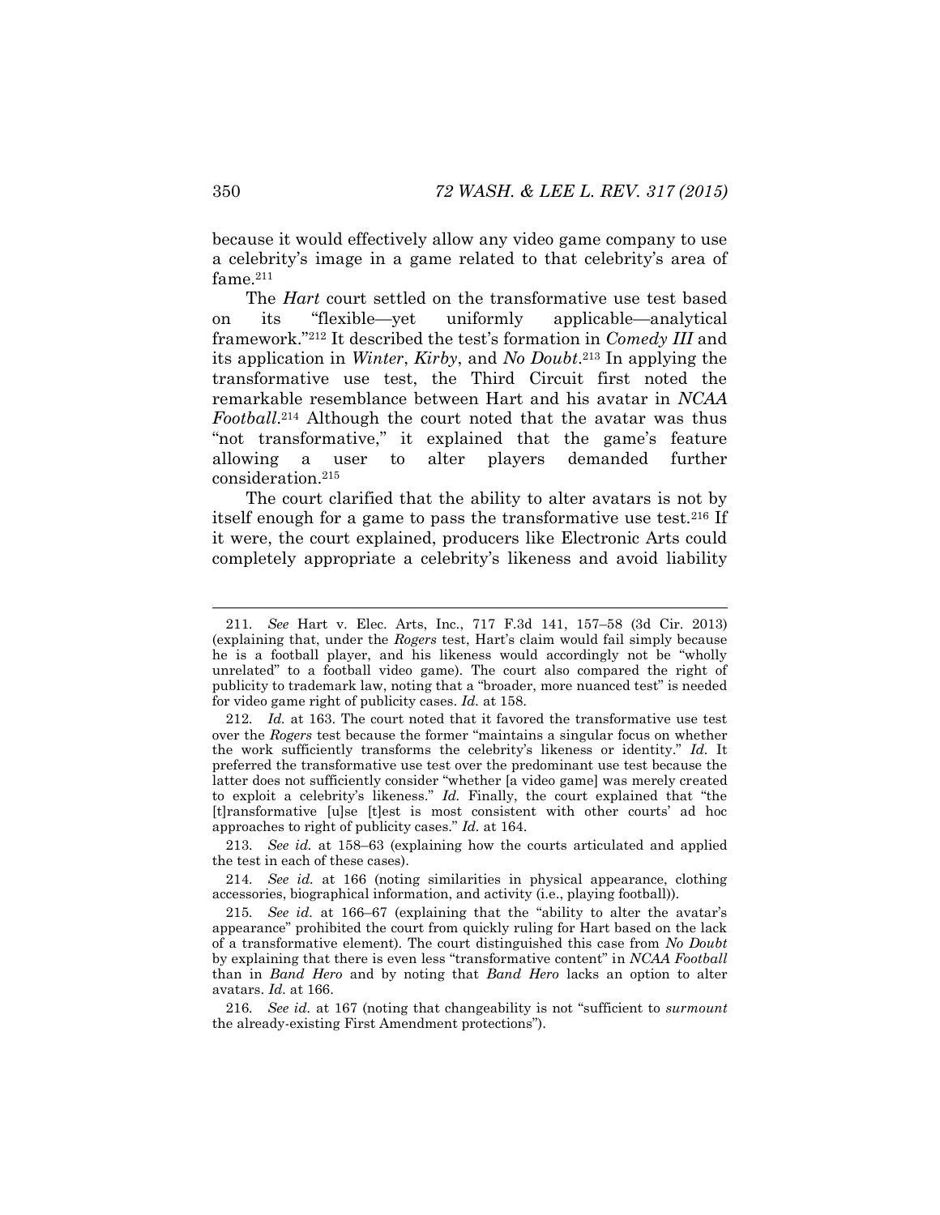because it would effectively allow any video game company to use a celebrity's image in a game related to that celebrity's area of fame.[211]

The *Hart* court settled on the transformative use test based on its "flexible—yet uniformly applicable—analytical framework."[212] It described the test's formation in *Comedy III* and its application in *Winter*, *Kirby*, and *No Doubt*.[213] In applying the transformative use test, the Third Circuit first noted the remarkable resemblance between Hart and his avatar in *NCAA Football*.[214] Although the court noted that the avatar was thus "not transformative," it explained that the game's feature allowing a user to alter players demanded further consideration.[215]

The court clarified that the ability to alter avatars is not by itself enough for a game to pass the transformative use test.[216] If it were, the court explained, producers like Electronic Arts could completely appropriate a celebrity's likeness and avoid liability

---

211. *See* Hart v. Elec. Arts, Inc., 717 F.3d 141, 157–58 (3d Cir. 2013) (explaining that, under the *Rogers* test, Hart's claim would fail simply because he is a football player, and his likeness would accordingly not be "wholly unrelated" to a football video game). The court also compared the right of publicity to trademark law, noting that a "broader, more nuanced test" is needed for video game right of publicity cases. *Id.* at 158.

212. *Id.* at 163. The court noted that it favored the transformative use test over the *Rogers* test because the former "maintains a singular focus on whether the work sufficiently transforms the celebrity's likeness or identity." *Id.* It preferred the transformative use test over the predominant use test because the latter does not sufficiently consider "whether [a video game] was merely created to exploit a celebrity's likeness." *Id.* Finally, the court explained that "the [t]ransformative [u]se [t]est is most consistent with other courts' ad hoc approaches to right of publicity cases." *Id.* at 164.

213. *See id.* at 158–63 (explaining how the courts articulated and applied the test in each of these cases).

214. *See id.* at 166 (noting similarities in physical appearance, clothing accessories, biographical information, and activity (i.e., playing football)).

215. *See id.* at 166–67 (explaining that the "ability to alter the avatar's appearance" prohibited the court from quickly ruling for Hart based on the lack of a transformative element). The court distinguished this case from *No Doubt* by explaining that there is even less "transformative content" in *NCAA Football* than in *Band Hero* and by noting that *Band Hero* lacks an option to alter avatars. *Id.* at 166.

216. *See id.* at 167 (noting that changeability is not "sufficient to *surmount* the already-existing First Amendment protections").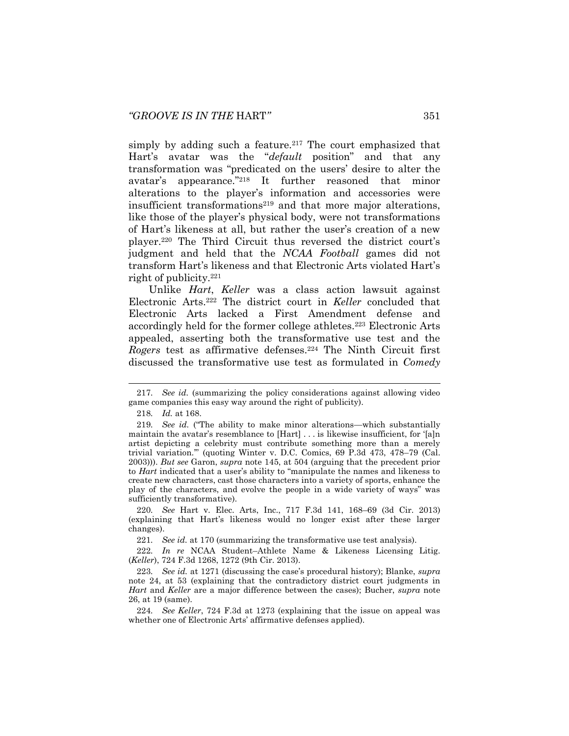simply by adding such a feature.[217] The court emphasized that Hart's avatar was the "*default* position" and that any transformation was "predicated on the users' desire to alter the avatar's appearance."[218] It further reasoned that minor alterations to the player's information and accessories were insufficient transformations[219] and that more major alterations, like those of the player's physical body, were not transformations of Hart's likeness at all, but rather the user's creation of a new player.[220] The Third Circuit thus reversed the district court's judgment and held that the *NCAA Football* games did not transform Hart's likeness and that Electronic Arts violated Hart's right of publicity.[221]

Unlike *Hart*, *Keller* was a class action lawsuit against Electronic Arts.[222] The district court in *Keller* concluded that Electronic Arts lacked a First Amendment defense and accordingly held for the former college athletes.[223] Electronic Arts appealed, asserting both the transformative use test and the *Rogers* test as affirmative defenses.[224] The Ninth Circuit first discussed the transformative use test as formulated in *Comedy*

---

217. *See id.* (summarizing the policy considerations against allowing video game companies this easy way around the right of publicity).

218. *Id.* at 168.

219. *See id.* ("The ability to make minor alterations—which substantially maintain the avatar's resemblance to [Hart] . . . is likewise insufficient, for '[a]n artist depicting a celebrity must contribute something more than a merely trivial variation.'" (quoting Winter v. D.C. Comics, 69 P.3d 473, 478–79 (Cal. 2003))). *But see* Garon, *supra* note 145, at 504 (arguing that the precedent prior to *Hart* indicated that a user's ability to "manipulate the names and likeness to create new characters, cast those characters into a variety of sports, enhance the play of the characters, and evolve the people in a wide variety of ways" was sufficiently transformative).

220. *See* Hart v. Elec. Arts, Inc., 717 F.3d 141, 168–69 (3d Cir. 2013) (explaining that Hart's likeness would no longer exist after these larger changes).

221. *See id.* at 170 (summarizing the transformative use test analysis).

222. *In re* NCAA Student–Athlete Name & Likeness Licensing Litig. (*Keller*), 724 F.3d 1268, 1272 (9th Cir. 2013).

223. *See id.* at 1271 (discussing the case's procedural history); Blanke, *supra* note 24, at 53 (explaining that the contradictory district court judgments in *Hart* and *Keller* are a major difference between the cases); Bucher, *supra* note 26, at 19 (same).

224. *See Keller*, 724 F.3d at 1273 (explaining that the issue on appeal was whether one of Electronic Arts' affirmative defenses applied).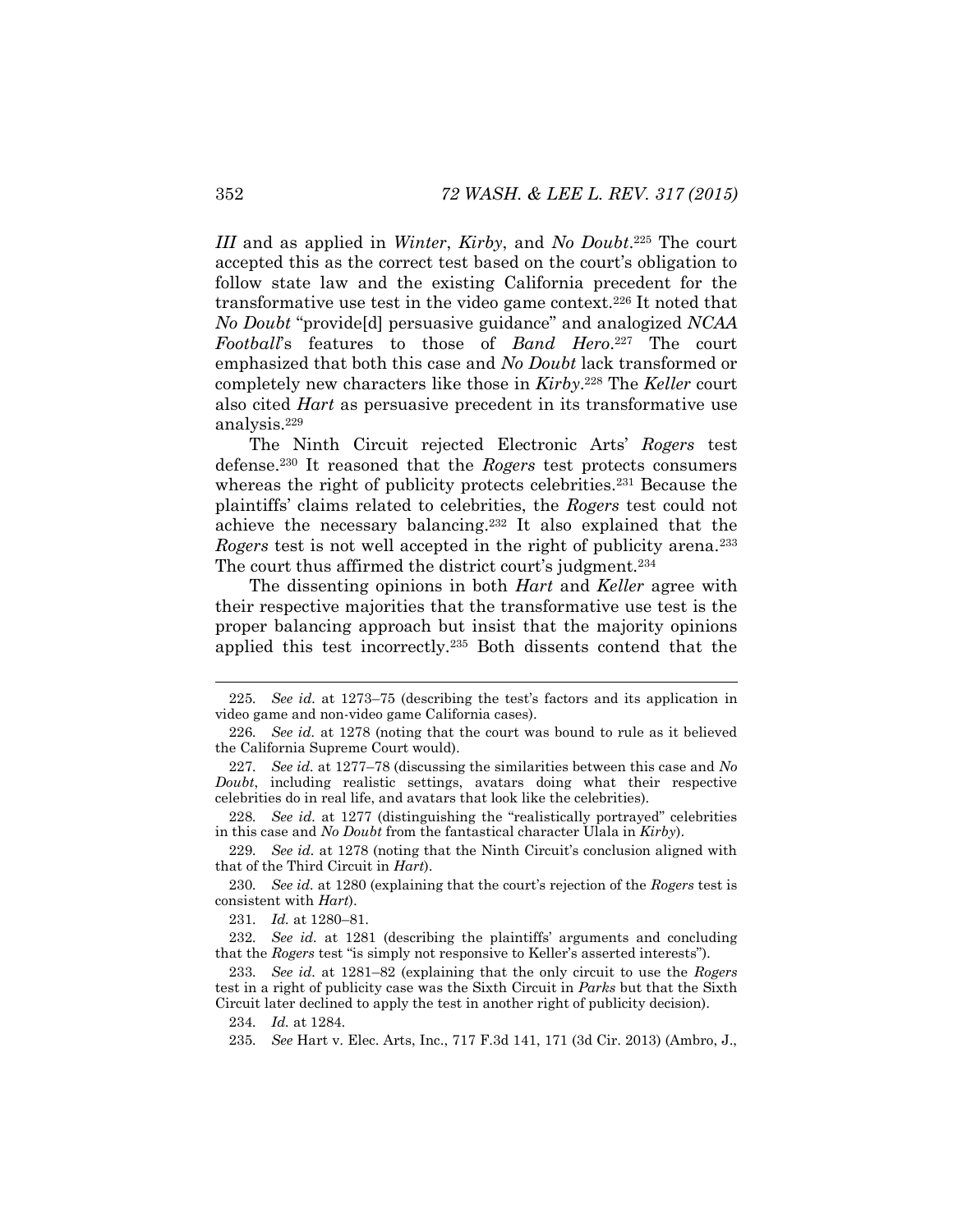*III* and as applied in *Winter*, *Kirby*, and *No Doubt*.[225] The court accepted this as the correct test based on the court's obligation to follow state law and the existing California precedent for the transformative use test in the video game context.[226] It noted that *No Doubt* "provide[d] persuasive guidance" and analogized *NCAA Football*'s features to those of *Band Hero*.[227] The court emphasized that both this case and *No Doubt* lack transformed or completely new characters like those in *Kirby*.[228] The *Keller* court also cited *Hart* as persuasive precedent in its transformative use analysis.[229]

The Ninth Circuit rejected Electronic Arts' *Rogers* test defense.[230] It reasoned that the *Rogers* test protects consumers whereas the right of publicity protects celebrities.[231] Because the plaintiffs' claims related to celebrities, the *Rogers* test could not achieve the necessary balancing.[232] It also explained that the *Rogers* test is not well accepted in the right of publicity arena.[233] The court thus affirmed the district court's judgment.[234]

The dissenting opinions in both *Hart* and *Keller* agree with their respective majorities that the transformative use test is the proper balancing approach but insist that the majority opinions applied this test incorrectly.[235] Both dissents contend that the

---

225. *See id.* at 1273–75 (describing the test's factors and its application in video game and non-video game California cases).

226. *See id.* at 1278 (noting that the court was bound to rule as it believed the California Supreme Court would).

227. *See id.* at 1277–78 (discussing the similarities between this case and *No Doubt*, including realistic settings, avatars doing what their respective celebrities do in real life, and avatars that look like the celebrities).

228. *See id.* at 1277 (distinguishing the "realistically portrayed" celebrities in this case and *No Doubt* from the fantastical character Ulala in *Kirby*).

229. *See id.* at 1278 (noting that the Ninth Circuit's conclusion aligned with that of the Third Circuit in *Hart*).

230. *See id.* at 1280 (explaining that the court's rejection of the *Rogers* test is consistent with *Hart*).

231. *Id.* at 1280–81.

232. *See id.* at 1281 (describing the plaintiffs' arguments and concluding that the *Rogers* test "is simply not responsive to Keller's asserted interests").

233. *See id.* at 1281–82 (explaining that the only circuit to use the *Rogers* test in a right of publicity case was the Sixth Circuit in *Parks* but that the Sixth Circuit later declined to apply the test in another right of publicity decision).

234. *Id.* at 1284.

235. *See* Hart v. Elec. Arts, Inc., 717 F.3d 141, 171 (3d Cir. 2013) (Ambro, J.,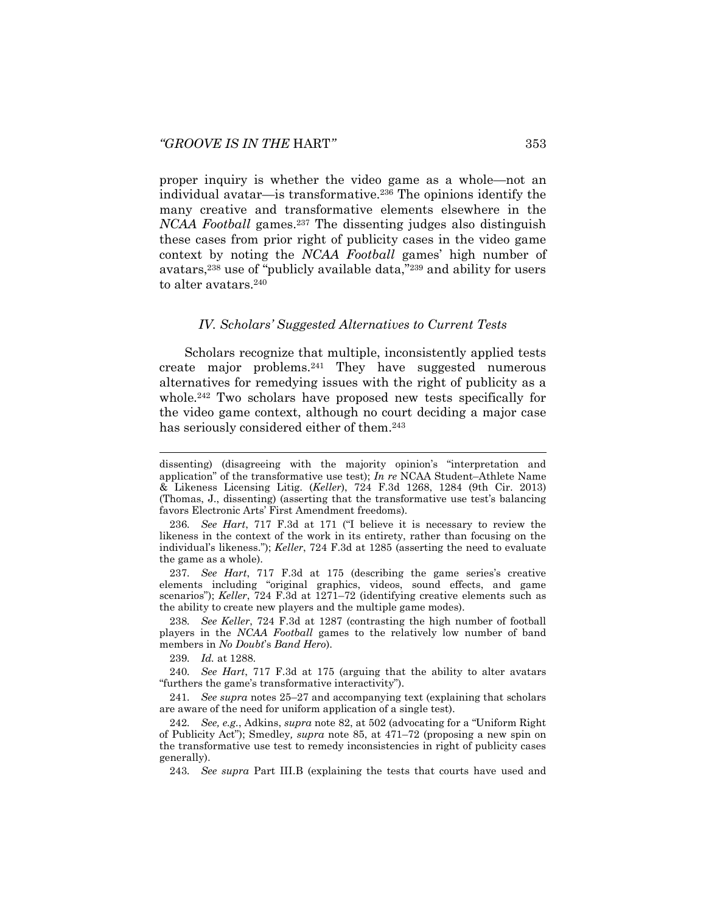proper inquiry is whether the video game as a whole—not an individual avatar—is transformative.[236] The opinions identify the many creative and transformative elements elsewhere in the *NCAA Football* games.[237] The dissenting judges also distinguish these cases from prior right of publicity cases in the video game context by noting the *NCAA Football* games' high number of avatars,[238] use of "publicly available data,"[239] and ability for users to alter avatars.[240]

### *IV. Scholars' Suggested Alternatives to Current Tests*

Scholars recognize that multiple, inconsistently applied tests create major problems.[241] They have suggested numerous alternatives for remedying issues with the right of publicity as a whole.[242] Two scholars have proposed new tests specifically for the video game context, although no court deciding a major case has seriously considered either of them.[243]

---

dissenting) (disagreeing with the majority opinion's "interpretation and application" of the transformative use test); *In re* NCAA Student–Athlete Name & Likeness Licensing Litig. (*Keller*), 724 F.3d 1268, 1284 (9th Cir. 2013) (Thomas, J., dissenting) (asserting that the transformative use test's balancing favors Electronic Arts' First Amendment freedoms).

236. *See Hart*, 717 F.3d at 171 ("I believe it is necessary to review the likeness in the context of the work in its entirety, rather than focusing on the individual's likeness."); *Keller*, 724 F.3d at 1285 (asserting the need to evaluate the game as a whole).

237. *See Hart*, 717 F.3d at 175 (describing the game series's creative elements including "original graphics, videos, sound effects, and game scenarios"); *Keller*, 724 F.3d at 1271–72 (identifying creative elements such as the ability to create new players and the multiple game modes).

238. *See Keller*, 724 F.3d at 1287 (contrasting the high number of football players in the *NCAA Football* games to the relatively low number of band members in *No Doubt*'s *Band Hero*).

239. *Id.* at 1288.

240. *See Hart*, 717 F.3d at 175 (arguing that the ability to alter avatars "furthers the game's transformative interactivity").

241. *See supra* notes 25–27 and accompanying text (explaining that scholars are aware of the need for uniform application of a single test).

242. *See, e.g.*, Adkins, *supra* note 82, at 502 (advocating for a "Uniform Right of Publicity Act"); Smedley*, supra* note 85, at 471–72 (proposing a new spin on the transformative use test to remedy inconsistencies in right of publicity cases generally).

243. *See supra* Part III.B (explaining the tests that courts have used and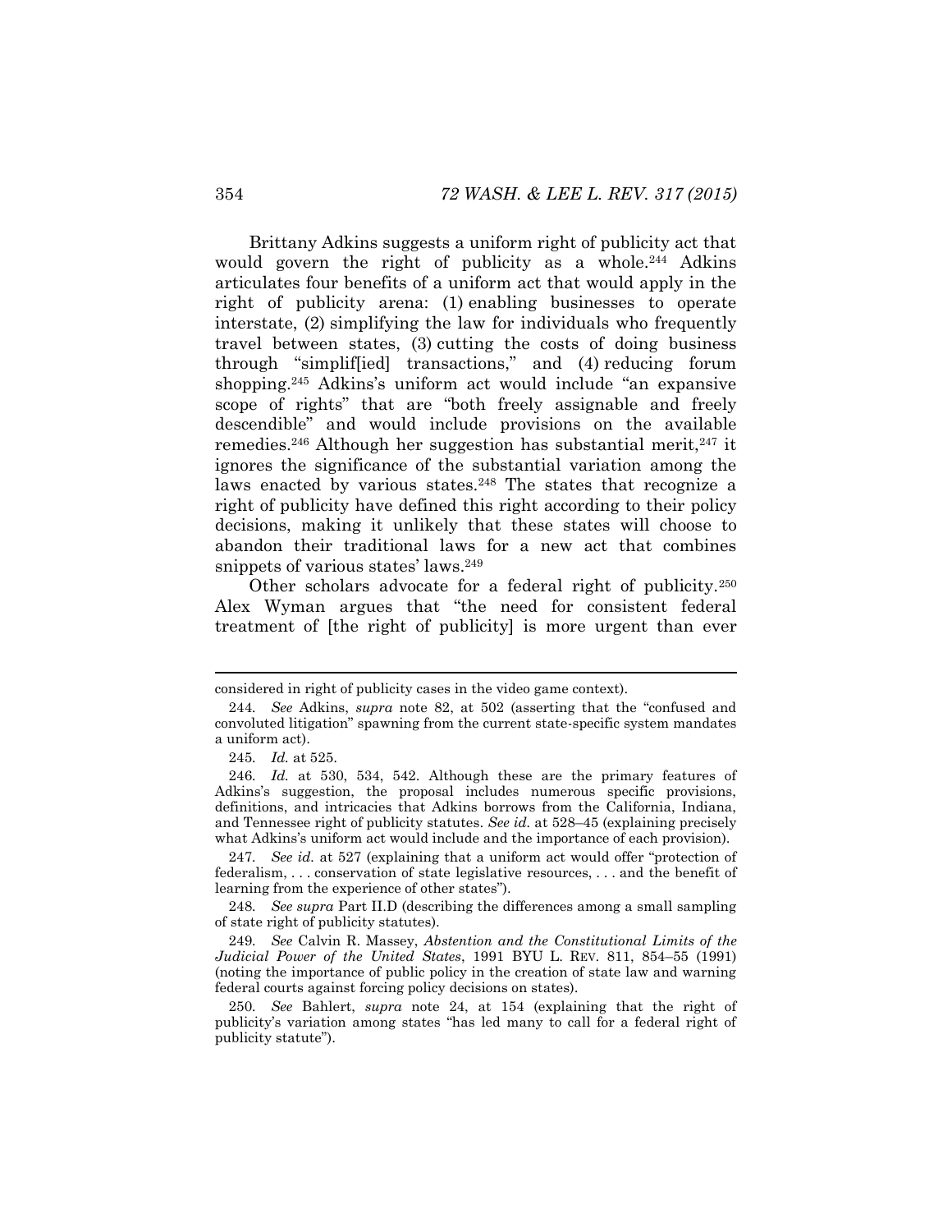Brittany Adkins suggests a uniform right of publicity act that would govern the right of publicity as a whole.[244] Adkins articulates four benefits of a uniform act that would apply in the right of publicity arena: (1) enabling businesses to operate interstate, (2) simplifying the law for individuals who frequently travel between states, (3) cutting the costs of doing business through "simplif[ied] transactions," and (4) reducing forum shopping.[245] Adkins's uniform act would include "an expansive scope of rights" that are "both freely assignable and freely descendible" and would include provisions on the available remedies.[246] Although her suggestion has substantial merit,[247] it ignores the significance of the substantial variation among the laws enacted by various states.[248] The states that recognize a right of publicity have defined this right according to their policy decisions, making it unlikely that these states will choose to abandon their traditional laws for a new act that combines snippets of various states' laws.[249]

Other scholars advocate for a federal right of publicity.[250] Alex Wyman argues that "the need for consistent federal treatment of [the right of publicity] is more urgent than ever

---

considered in right of publicity cases in the video game context).

244. *See* Adkins, *supra* note 82, at 502 (asserting that the "confused and convoluted litigation" spawning from the current state-specific system mandates a uniform act).

245. *Id.* at 525.

246. *Id.* at 530, 534, 542. Although these are the primary features of Adkins's suggestion, the proposal includes numerous specific provisions, definitions, and intricacies that Adkins borrows from the California, Indiana, and Tennessee right of publicity statutes. *See id.* at 528–45 (explaining precisely what Adkins's uniform act would include and the importance of each provision).

247. *See id.* at 527 (explaining that a uniform act would offer "protection of federalism, . . . conservation of state legislative resources, . . . and the benefit of learning from the experience of other states").

248. *See supra* Part II.D (describing the differences among a small sampling of state right of publicity statutes).

249. *See* Calvin R. Massey, *Abstention and the Constitutional Limits of the Judicial Power of the United States*, 1991 BYU L. REV. 811, 854–55 (1991) (noting the importance of public policy in the creation of state law and warning federal courts against forcing policy decisions on states).

250. *See* Bahlert, *supra* note 24, at 154 (explaining that the right of publicity's variation among states "has led many to call for a federal right of publicity statute").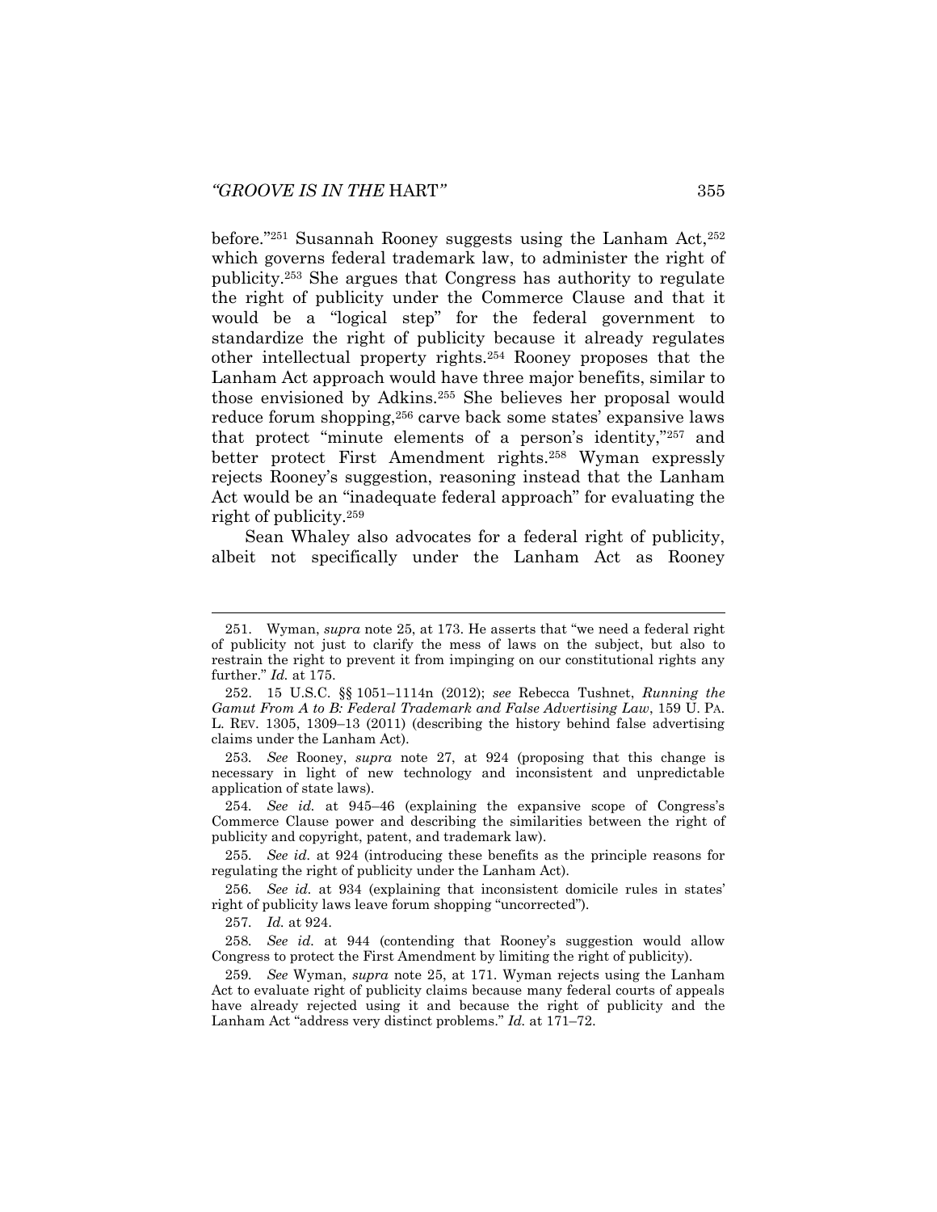before."[251] Susannah Rooney suggests using the Lanham Act,[252] which governs federal trademark law, to administer the right of publicity.[253] She argues that Congress has authority to regulate the right of publicity under the Commerce Clause and that it would be a "logical step" for the federal government to standardize the right of publicity because it already regulates other intellectual property rights.[254] Rooney proposes that the Lanham Act approach would have three major benefits, similar to those envisioned by Adkins.[255] She believes her proposal would reduce forum shopping,[256] carve back some states' expansive laws that protect "minute elements of a person's identity,"[257] and better protect First Amendment rights.[258] Wyman expressly rejects Rooney's suggestion, reasoning instead that the Lanham Act would be an "inadequate federal approach" for evaluating the right of publicity.[259]

Sean Whaley also advocates for a federal right of publicity, albeit not specifically under the Lanham Act as Rooney

---

251. Wyman, *supra* note 25, at 173. He asserts that "we need a federal right of publicity not just to clarify the mess of laws on the subject, but also to restrain the right to prevent it from impinging on our constitutional rights any further." *Id.* at 175.

252. 15 U.S.C. §§ 1051–1114n (2012); *see* Rebecca Tushnet, *Running the Gamut From A to B: Federal Trademark and False Advertising Law*, 159 U. PA. L. REV. 1305, 1309–13 (2011) (describing the history behind false advertising claims under the Lanham Act).

253. *See* Rooney, *supra* note 27, at 924 (proposing that this change is necessary in light of new technology and inconsistent and unpredictable application of state laws).

254. *See id.* at 945–46 (explaining the expansive scope of Congress's Commerce Clause power and describing the similarities between the right of publicity and copyright, patent, and trademark law).

255. *See id.* at 924 (introducing these benefits as the principle reasons for regulating the right of publicity under the Lanham Act).

256. *See id.* at 934 (explaining that inconsistent domicile rules in states' right of publicity laws leave forum shopping "uncorrected").

257. *Id.* at 924.

258. *See id.* at 944 (contending that Rooney's suggestion would allow Congress to protect the First Amendment by limiting the right of publicity).

259. *See* Wyman, *supra* note 25, at 171. Wyman rejects using the Lanham Act to evaluate right of publicity claims because many federal courts of appeals have already rejected using it and because the right of publicity and the Lanham Act "address very distinct problems." *Id.* at 171–72.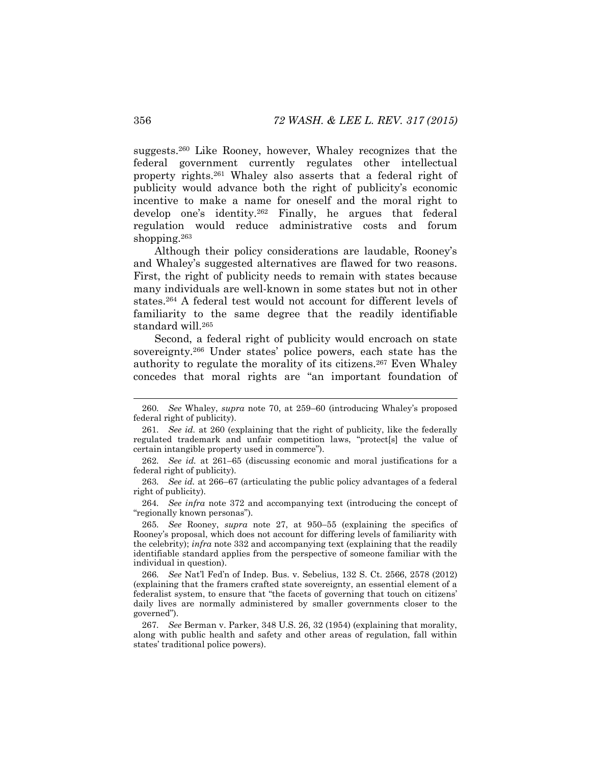suggests.[260] Like Rooney, however, Whaley recognizes that the federal government currently regulates other intellectual property rights.[261] Whaley also asserts that a federal right of publicity would advance both the right of publicity's economic incentive to make a name for oneself and the moral right to develop one's identity.[262] Finally, he argues that federal regulation would reduce administrative costs and forum shopping.[263]

Although their policy considerations are laudable, Rooney's and Whaley's suggested alternatives are flawed for two reasons. First, the right of publicity needs to remain with states because many individuals are well-known in some states but not in other states.[264] A federal test would not account for different levels of familiarity to the same degree that the readily identifiable standard will.[265]

Second, a federal right of publicity would encroach on state sovereignty.[266] Under states' police powers, each state has the authority to regulate the morality of its citizens.[267] Even Whaley concedes that moral rights are "an important foundation of

---

260. *See* Whaley, *supra* note 70, at 259–60 (introducing Whaley's proposed federal right of publicity).

261. *See id.* at 260 (explaining that the right of publicity, like the federally regulated trademark and unfair competition laws, "protect[s] the value of certain intangible property used in commerce").

262. *See id.* at 261–65 (discussing economic and moral justifications for a federal right of publicity).

263. *See id.* at 266–67 (articulating the public policy advantages of a federal right of publicity).

264. *See infra* note 372 and accompanying text (introducing the concept of "regionally known personas").

265. *See* Rooney, *supra* note 27, at 950–55 (explaining the specifics of Rooney's proposal, which does not account for differing levels of familiarity with the celebrity); *infra* note 332 and accompanying text (explaining that the readily identifiable standard applies from the perspective of someone familiar with the individual in question).

266. *See* Nat'l Fed'n of Indep. Bus. v. Sebelius, 132 S. Ct. 2566, 2578 (2012) (explaining that the framers crafted state sovereignty, an essential element of a federalist system, to ensure that "the facets of governing that touch on citizens' daily lives are normally administered by smaller governments closer to the governed").

267. *See* Berman v. Parker, 348 U.S. 26, 32 (1954) (explaining that morality, along with public health and safety and other areas of regulation, fall within states' traditional police powers).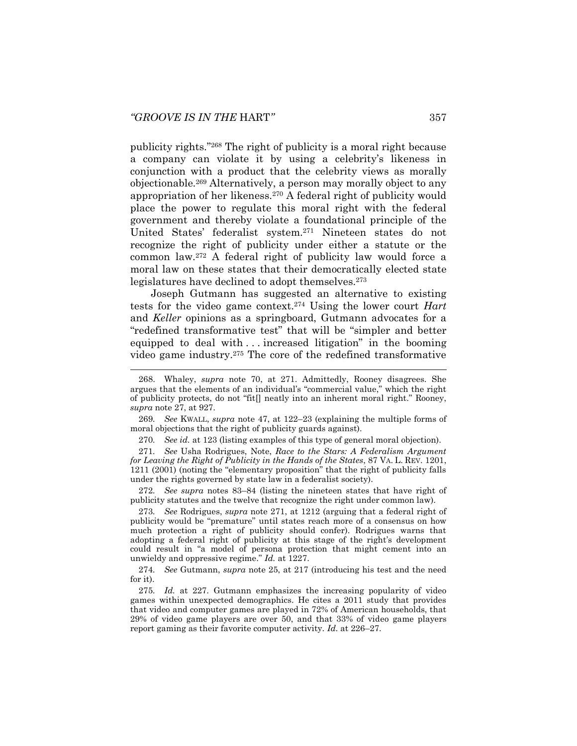publicity rights."[268] The right of publicity is a moral right because a company can violate it by using a celebrity's likeness in conjunction with a product that the celebrity views as morally objectionable.[269] Alternatively, a person may morally object to any appropriation of her likeness.[270] A federal right of publicity would place the power to regulate this moral right with the federal government and thereby violate a foundational principle of the United States' federalist system.[271] Nineteen states do not recognize the right of publicity under either a statute or the common law.[272] A federal right of publicity law would force a moral law on these states that their democratically elected state legislatures have declined to adopt themselves.[273]

Joseph Gutmann has suggested an alternative to existing tests for the video game context.[274] Using the lower court *Hart* and *Keller* opinions as a springboard, Gutmann advocates for a "redefined transformative test" that will be "simpler and better equipped to deal with . . . increased litigation" in the booming video game industry.[275] The core of the redefined transformative

---

268. Whaley, *supra* note 70, at 271. Admittedly, Rooney disagrees. She argues that the elements of an individual's "commercial value," which the right of publicity protects, do not "fit[] neatly into an inherent moral right." Rooney, *supra* note 27, at 927.

269. *See* KWALL, *supra* note 47, at 122–23 (explaining the multiple forms of moral objections that the right of publicity guards against).

270. *See id.* at 123 (listing examples of this type of general moral objection).

271. *See* Usha Rodrigues, Note, *Race to the Stars: A Federalism Argument for Leaving the Right of Publicity in the Hands of the States*, 87 VA. L. REV. 1201, 1211 (2001) (noting the "elementary proposition" that the right of publicity falls under the rights governed by state law in a federalist society).

272. *See supra* notes 83–84 (listing the nineteen states that have right of publicity statutes and the twelve that recognize the right under common law).

273. *See* Rodrigues, *supra* note 271, at 1212 (arguing that a federal right of publicity would be "premature" until states reach more of a consensus on how much protection a right of publicity should confer). Rodrigues warns that adopting a federal right of publicity at this stage of the right's development could result in "a model of persona protection that might cement into an unwieldy and oppressive regime." *Id.* at 1227.

274. *See* Gutmann, *supra* note 25, at 217 (introducing his test and the need for it).

275. *Id.* at 227. Gutmann emphasizes the increasing popularity of video games within unexpected demographics. He cites a 2011 study that provides that video and computer games are played in 72% of American households, that 29% of video game players are over 50, and that 33% of video game players report gaming as their favorite computer activity. *Id.* at 226–27.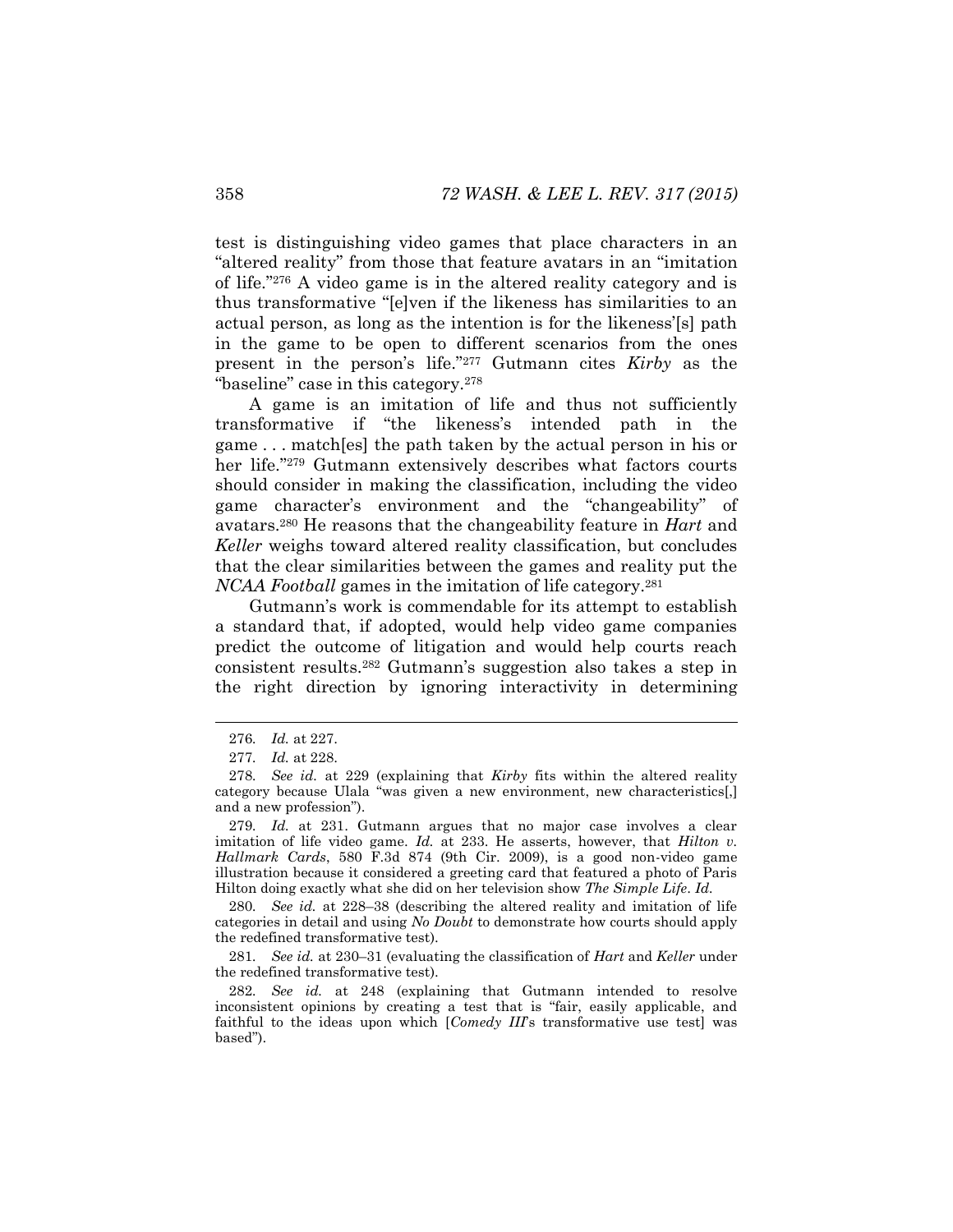test is distinguishing video games that place characters in an "altered reality" from those that feature avatars in an "imitation of life."[276] A video game is in the altered reality category and is thus transformative "[e]ven if the likeness has similarities to an actual person, as long as the intention is for the likeness'[s] path in the game to be open to different scenarios from the ones present in the person's life."[277] Gutmann cites *Kirby* as the "baseline" case in this category.[278]

A game is an imitation of life and thus not sufficiently transformative if "the likeness's intended path in the game . . . match[es] the path taken by the actual person in his or her life."[279] Gutmann extensively describes what factors courts should consider in making the classification, including the video game character's environment and the "changeability" of avatars.[280] He reasons that the changeability feature in *Hart* and *Keller* weighs toward altered reality classification, but concludes that the clear similarities between the games and reality put the *NCAA Football* games in the imitation of life category.[281]

Gutmann's work is commendable for its attempt to establish a standard that, if adopted, would help video game companies predict the outcome of litigation and would help courts reach consistent results.[282] Gutmann's suggestion also takes a step in the right direction by ignoring interactivity in determining

---

276. *Id.* at 227.

277. *Id.* at 228.

278. *See id.* at 229 (explaining that *Kirby* fits within the altered reality category because Ulala "was given a new environment, new characteristics[,] and a new profession").

279. *Id.* at 231. Gutmann argues that no major case involves a clear imitation of life video game. *Id.* at 233. He asserts, however, that *Hilton v. Hallmark Cards*, 580 F.3d 874 (9th Cir. 2009), is a good non-video game illustration because it considered a greeting card that featured a photo of Paris Hilton doing exactly what she did on her television show *The Simple Life*. *Id.*

280. *See id.* at 228–38 (describing the altered reality and imitation of life categories in detail and using *No Doubt* to demonstrate how courts should apply the redefined transformative test).

281. *See id.* at 230–31 (evaluating the classification of *Hart* and *Keller* under the redefined transformative test).

282. *See id.* at 248 (explaining that Gutmann intended to resolve inconsistent opinions by creating a test that is "fair, easily applicable, and faithful to the ideas upon which [*Comedy III*'s transformative use test] was based").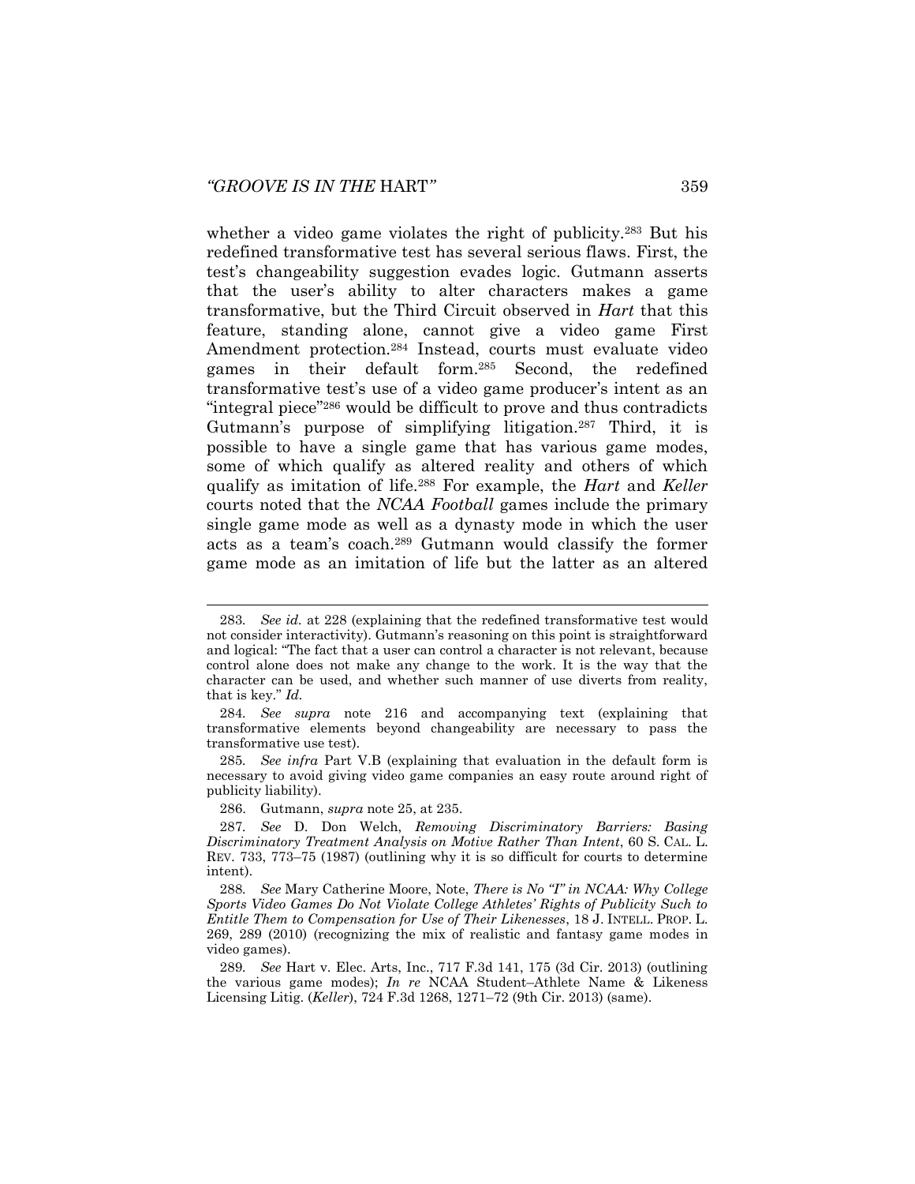whether a video game violates the right of publicity.[283] But his redefined transformative test has several serious flaws. First, the test's changeability suggestion evades logic. Gutmann asserts that the user's ability to alter characters makes a game transformative, but the Third Circuit observed in *Hart* that this feature, standing alone, cannot give a video game First Amendment protection.[284] Instead, courts must evaluate video games in their default form.[285] Second, the redefined transformative test's use of a video game producer's intent as an "integral piece"[286] would be difficult to prove and thus contradicts Gutmann's purpose of simplifying litigation.[287] Third, it is possible to have a single game that has various game modes, some of which qualify as altered reality and others of which qualify as imitation of life.[288] For example, the *Hart* and *Keller* courts noted that the *NCAA Football* games include the primary single game mode as well as a dynasty mode in which the user acts as a team's coach.[289] Gutmann would classify the former game mode as an imitation of life but the latter as an altered

---

283. *See id.* at 228 (explaining that the redefined transformative test would not consider interactivity). Gutmann's reasoning on this point is straightforward and logical: "The fact that a user can control a character is not relevant, because control alone does not make any change to the work. It is the way that the character can be used, and whether such manner of use diverts from reality, that is key." *Id.*

284. *See supra* note 216 and accompanying text (explaining that transformative elements beyond changeability are necessary to pass the transformative use test).

285. *See infra* Part V.B (explaining that evaluation in the default form is necessary to avoid giving video game companies an easy route around right of publicity liability).

286. Gutmann, *supra* note 25, at 235.

287. *See* D. Don Welch, *Removing Discriminatory Barriers: Basing Discriminatory Treatment Analysis on Motive Rather Than Intent*, 60 S. CAL. L. REV. 733, 773–75 (1987) (outlining why it is so difficult for courts to determine intent).

288. *See* Mary Catherine Moore, Note, *There is No "I" in NCAA: Why College Sports Video Games Do Not Violate College Athletes' Rights of Publicity Such to Entitle Them to Compensation for Use of Their Likenesses*, 18 J. INTELL. PROP. L. 269, 289 (2010) (recognizing the mix of realistic and fantasy game modes in video games).

289. *See* Hart v. Elec. Arts, Inc., 717 F.3d 141, 175 (3d Cir. 2013) (outlining the various game modes); *In re* NCAA Student–Athlete Name & Likeness Licensing Litig. (*Keller*), 724 F.3d 1268, 1271–72 (9th Cir. 2013) (same).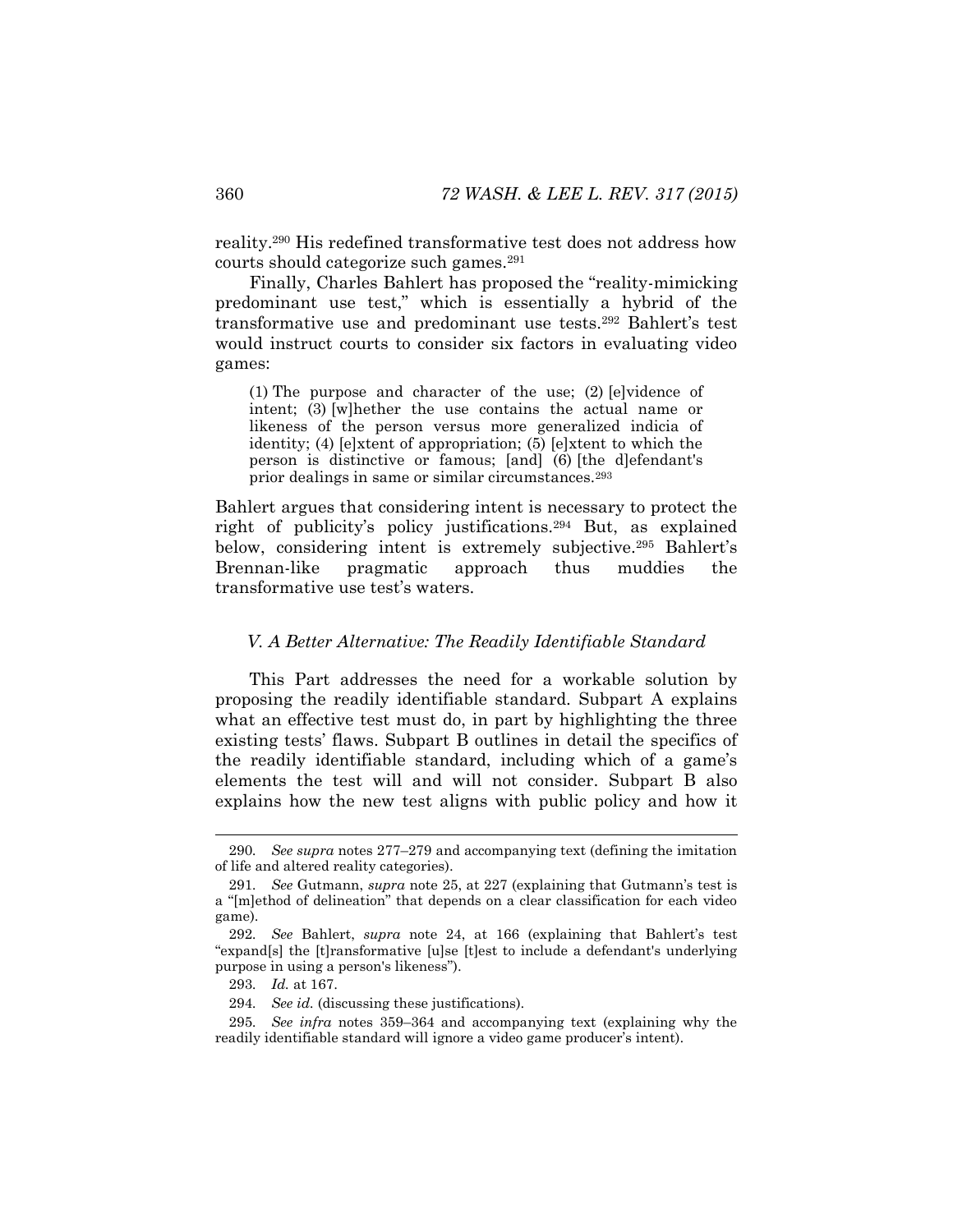reality.[290] His redefined transformative test does not address how courts should categorize such games.[291]

Finally, Charles Bahlert has proposed the "reality-mimicking predominant use test," which is essentially a hybrid of the transformative use and predominant use tests.[292] Bahlert's test would instruct courts to consider six factors in evaluating video games:

> (1) The purpose and character of the use; (2) [e]vidence of intent; (3) [w]hether the use contains the actual name or likeness of the person versus more generalized indicia of identity; (4) [e]xtent of appropriation; (5) [e]xtent to which the person is distinctive or famous; [and] (6) [the d]efendant's prior dealings in same or similar circumstances.[293]

Bahlert argues that considering intent is necessary to protect the right of publicity's policy justifications.[294] But, as explained below, considering intent is extremely subjective.[295] Bahlert's Brennan-like pragmatic approach thus muddies the transformative use test's waters.

### *V. A Better Alternative: The Readily Identifiable Standard*

This Part addresses the need for a workable solution by proposing the readily identifiable standard. Subpart A explains what an effective test must do, in part by highlighting the three existing tests' flaws. Subpart B outlines in detail the specifics of the readily identifiable standard, including which of a game's elements the test will and will not consider. Subpart B also explains how the new test aligns with public policy and how it

---

290. *See supra* notes 277–279 and accompanying text (defining the imitation of life and altered reality categories).

291. *See* Gutmann, *supra* note 25, at 227 (explaining that Gutmann's test is a "[m]ethod of delineation" that depends on a clear classification for each video game).

292. *See* Bahlert, *supra* note 24, at 166 (explaining that Bahlert's test "expand[s] the [t]ransformative [u]se [t]est to include a defendant's underlying purpose in using a person's likeness").

293. *Id.* at 167.

294. *See id.* (discussing these justifications).

295. *See infra* notes 359–364 and accompanying text (explaining why the readily identifiable standard will ignore a video game producer's intent).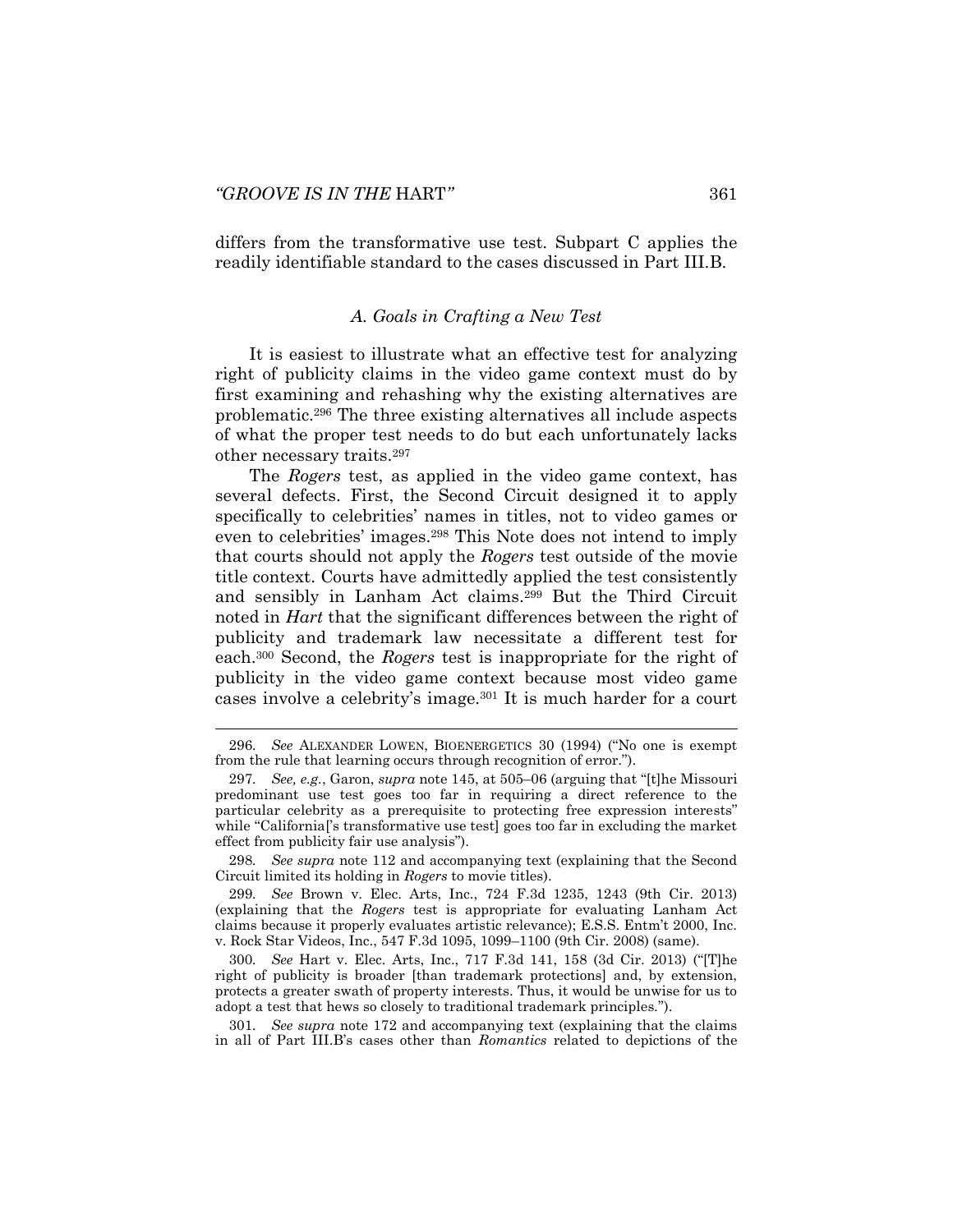differs from the transformative use test. Subpart C applies the readily identifiable standard to the cases discussed in Part III.B.

### *A. Goals in Crafting a New Test*

It is easiest to illustrate what an effective test for analyzing right of publicity claims in the video game context must do by first examining and rehashing why the existing alternatives are problematic.[296] The three existing alternatives all include aspects of what the proper test needs to do but each unfortunately lacks other necessary traits.[297]

The *Rogers* test, as applied in the video game context, has several defects. First, the Second Circuit designed it to apply specifically to celebrities' names in titles, not to video games or even to celebrities' images.[298] This Note does not intend to imply that courts should not apply the *Rogers* test outside of the movie title context. Courts have admittedly applied the test consistently and sensibly in Lanham Act claims.[299] But the Third Circuit noted in *Hart* that the significant differences between the right of publicity and trademark law necessitate a different test for each.[300] Second, the *Rogers* test is inappropriate for the right of publicity in the video game context because most video game cases involve a celebrity's image.[301] It is much harder for a court

---

296. *See* ALEXANDER LOWEN, BIOENERGETICS 30 (1994) ("No one is exempt from the rule that learning occurs through recognition of error.").

297. *See, e.g.*, Garon, *supra* note 145, at 505–06 (arguing that "[t]he Missouri predominant use test goes too far in requiring a direct reference to the particular celebrity as a prerequisite to protecting free expression interests" while "California['s transformative use test] goes too far in excluding the market effect from publicity fair use analysis").

298. *See supra* note 112 and accompanying text (explaining that the Second Circuit limited its holding in *Rogers* to movie titles).

299. *See* Brown v. Elec. Arts, Inc., 724 F.3d 1235, 1243 (9th Cir. 2013) (explaining that the *Rogers* test is appropriate for evaluating Lanham Act claims because it properly evaluates artistic relevance); E.S.S. Entm't 2000, Inc. v. Rock Star Videos, Inc., 547 F.3d 1095, 1099–1100 (9th Cir. 2008) (same).

300. *See* Hart v. Elec. Arts, Inc., 717 F.3d 141, 158 (3d Cir. 2013) ("[T]he right of publicity is broader [than trademark protections] and, by extension, protects a greater swath of property interests. Thus, it would be unwise for us to adopt a test that hews so closely to traditional trademark principles.").

301. *See supra* note 172 and accompanying text (explaining that the claims in all of Part III.B's cases other than *Romantics* related to depictions of the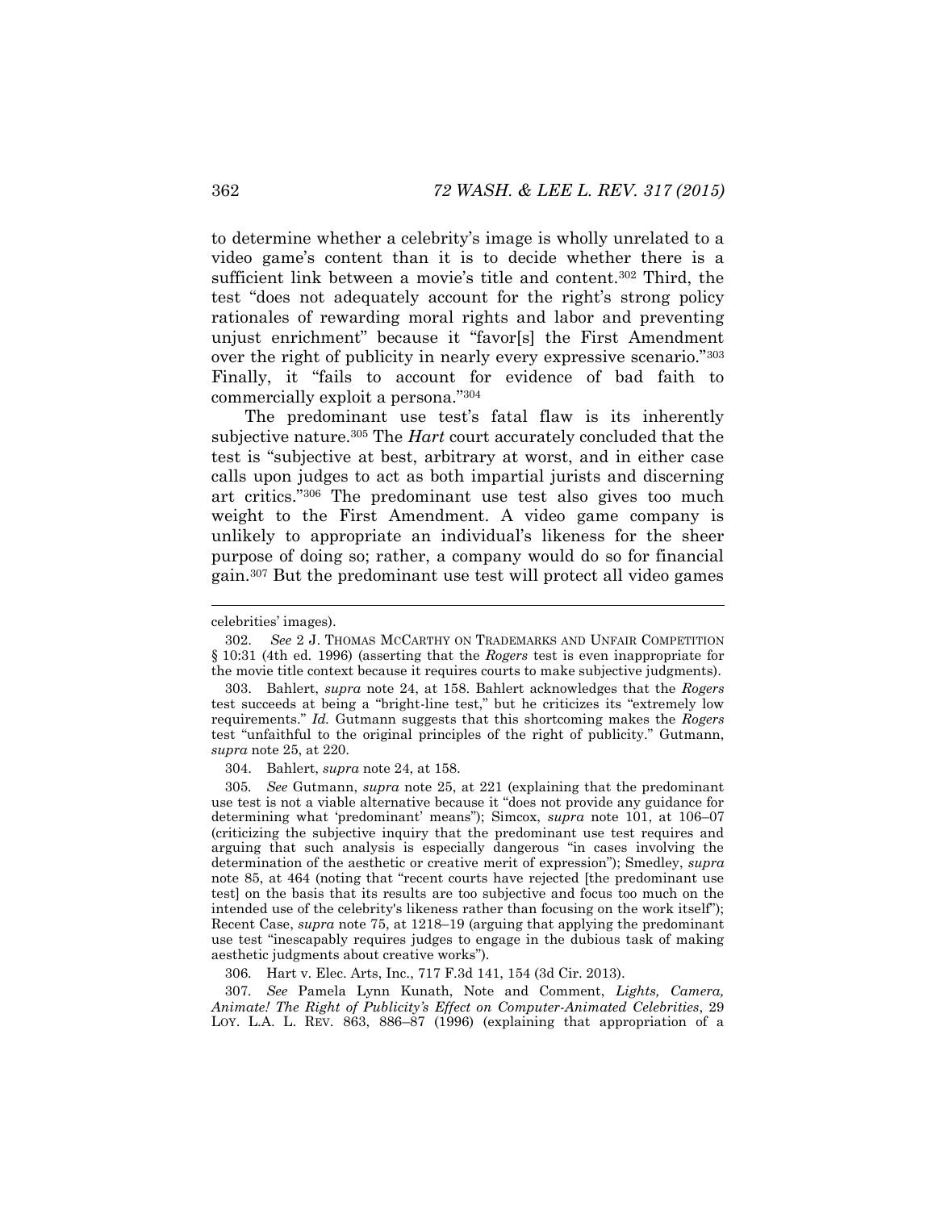to determine whether a celebrity's image is wholly unrelated to a video game's content than it is to decide whether there is a sufficient link between a movie's title and content.[302] Third, the test "does not adequately account for the right's strong policy rationales of rewarding moral rights and labor and preventing unjust enrichment" because it "favor[s] the First Amendment over the right of publicity in nearly every expressive scenario."[303] Finally, it "fails to account for evidence of bad faith to commercially exploit a persona."[304]

The predominant use test's fatal flaw is its inherently subjective nature.[305] The *Hart* court accurately concluded that the test is "subjective at best, arbitrary at worst, and in either case calls upon judges to act as both impartial jurists and discerning art critics."[306] The predominant use test also gives too much weight to the First Amendment. A video game company is unlikely to appropriate an individual's likeness for the sheer purpose of doing so; rather, a company would do so for financial gain.[307] But the predominant use test will protect all video games

---

celebrities' images).

302. *See* 2 J. THOMAS MCCARTHY ON TRADEMARKS AND UNFAIR COMPETITION § 10:31 (4th ed. 1996) (asserting that the *Rogers* test is even inappropriate for the movie title context because it requires courts to make subjective judgments).

303. Bahlert, *supra* note 24, at 158. Bahlert acknowledges that the *Rogers* test succeeds at being a "bright-line test," but he criticizes its "extremely low requirements." *Id.* Gutmann suggests that this shortcoming makes the *Rogers* test "unfaithful to the original principles of the right of publicity." Gutmann, *supra* note 25, at 220.

304. Bahlert, *supra* note 24, at 158.

305. *See* Gutmann, *supra* note 25, at 221 (explaining that the predominant use test is not a viable alternative because it "does not provide any guidance for determining what 'predominant' means"); Simcox, *supra* note 101, at 106–07 (criticizing the subjective inquiry that the predominant use test requires and arguing that such analysis is especially dangerous "in cases involving the determination of the aesthetic or creative merit of expression"); Smedley, *supra* note 85, at 464 (noting that "recent courts have rejected [the predominant use test] on the basis that its results are too subjective and focus too much on the intended use of the celebrity's likeness rather than focusing on the work itself"); Recent Case, *supra* note 75, at 1218–19 (arguing that applying the predominant use test "inescapably requires judges to engage in the dubious task of making aesthetic judgments about creative works").

306. Hart v. Elec. Arts, Inc., 717 F.3d 141, 154 (3d Cir. 2013).

307. *See* Pamela Lynn Kunath, Note and Comment, *Lights, Camera, Animate! The Right of Publicity's Effect on Computer-Animated Celebrities*, 29 LOY. L.A. L. REV. 863, 886–87 (1996) (explaining that appropriation of a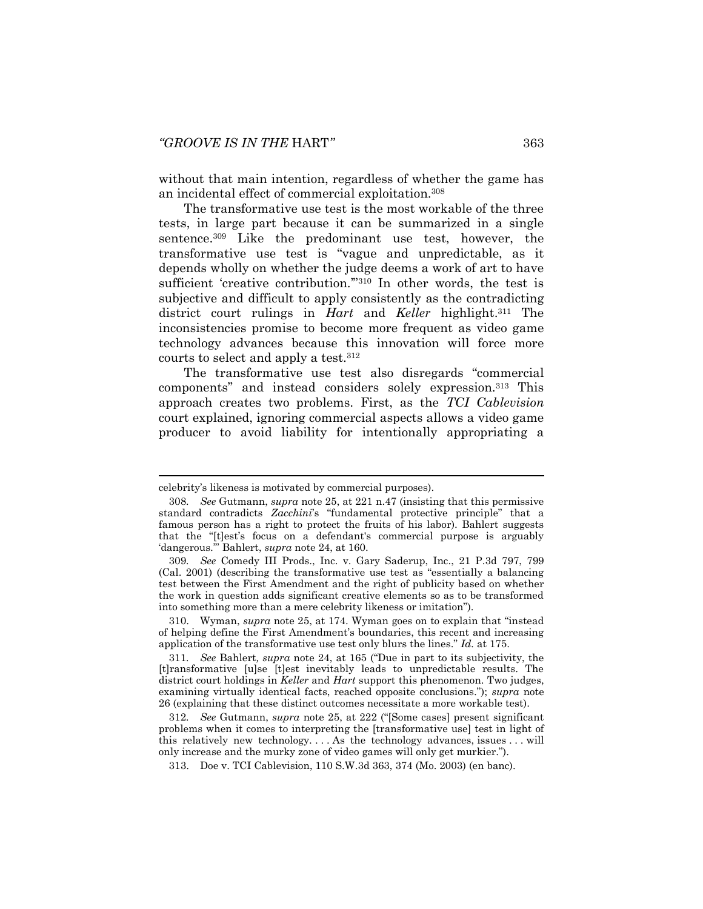without that main intention, regardless of whether the game has an incidental effect of commercial exploitation.[308]

The transformative use test is the most workable of the three tests, in large part because it can be summarized in a single sentence.[309] Like the predominant use test, however, the transformative use test is "vague and unpredictable, as it depends wholly on whether the judge deems a work of art to have sufficient 'creative contribution.'"[310] In other words, the test is subjective and difficult to apply consistently as the contradicting district court rulings in *Hart* and *Keller* highlight.[311] The inconsistencies promise to become more frequent as video game technology advances because this innovation will force more courts to select and apply a test.[312]

The transformative use test also disregards "commercial components" and instead considers solely expression.[313] This approach creates two problems. First, as the *TCI Cablevision* court explained, ignoring commercial aspects allows a video game producer to avoid liability for intentionally appropriating a

---

celebrity's likeness is motivated by commercial purposes).

308. *See* Gutmann, *supra* note 25, at 221 n.47 (insisting that this permissive standard contradicts *Zacchini*'s "fundamental protective principle" that a famous person has a right to protect the fruits of his labor). Bahlert suggests that the "[t]est's focus on a defendant's commercial purpose is arguably 'dangerous.'" Bahlert, *supra* note 24, at 160.

309. *See* Comedy III Prods., Inc. v. Gary Saderup, Inc., 21 P.3d 797, 799 (Cal. 2001) (describing the transformative use test as "essentially a balancing test between the First Amendment and the right of publicity based on whether the work in question adds significant creative elements so as to be transformed into something more than a mere celebrity likeness or imitation").

310. Wyman, *supra* note 25, at 174. Wyman goes on to explain that "instead of helping define the First Amendment's boundaries, this recent and increasing application of the transformative use test only blurs the lines." *Id.* at 175.

311. *See* Bahlert*, supra* note 24, at 165 ("Due in part to its subjectivity, the [t]ransformative [u]se [t]est inevitably leads to unpredictable results. The district court holdings in *Keller* and *Hart* support this phenomenon. Two judges, examining virtually identical facts, reached opposite conclusions."); *supra* note 26 (explaining that these distinct outcomes necessitate a more workable test).

312. *See* Gutmann, *supra* note 25, at 222 ("[Some cases] present significant problems when it comes to interpreting the [transformative use] test in light of this relatively new technology. . . . As the technology advances, issues . . . will only increase and the murky zone of video games will only get murkier.").

313. Doe v. TCI Cablevision, 110 S.W.3d 363, 374 (Mo. 2003) (en banc).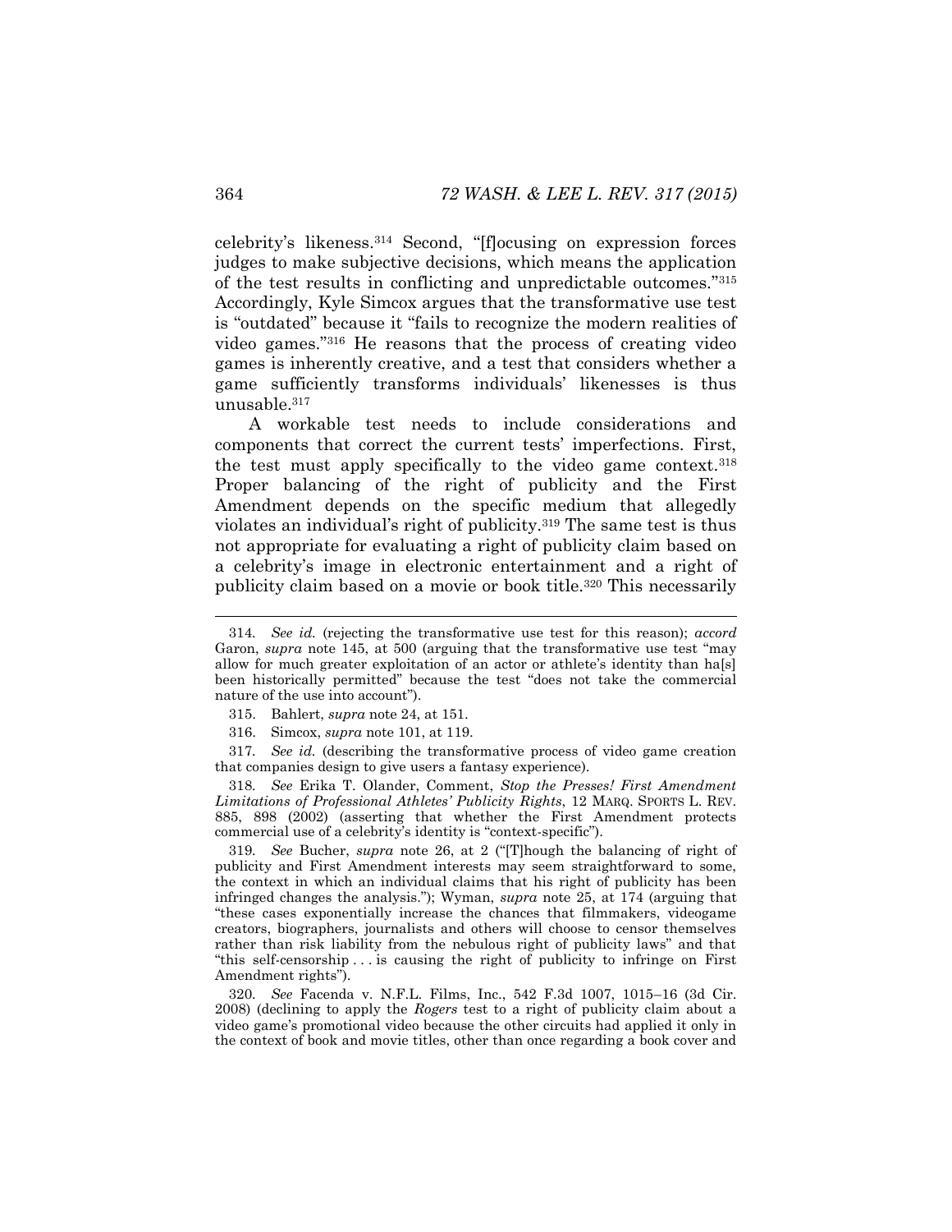celebrity's likeness.[314] Second, "[f]ocusing on expression forces judges to make subjective decisions, which means the application of the test results in conflicting and unpredictable outcomes."[315] Accordingly, Kyle Simcox argues that the transformative use test is "outdated" because it "fails to recognize the modern realities of video games."[316] He reasons that the process of creating video games is inherently creative, and a test that considers whether a game sufficiently transforms individuals' likenesses is thus unusable.[317]

A workable test needs to include considerations and components that correct the current tests' imperfections. First, the test must apply specifically to the video game context.[318] Proper balancing of the right of publicity and the First Amendment depends on the specific medium that allegedly violates an individual's right of publicity.[319] The same test is thus not appropriate for evaluating a right of publicity claim based on a celebrity's image in electronic entertainment and a right of publicity claim based on a movie or book title.[320] This necessarily

---

314. *See id.* (rejecting the transformative use test for this reason); *accord* Garon, *supra* note 145, at 500 (arguing that the transformative use test "may allow for much greater exploitation of an actor or athlete's identity than ha[s] been historically permitted" because the test "does not take the commercial nature of the use into account").

315. Bahlert, *supra* note 24, at 151.

316. Simcox, *supra* note 101, at 119.

317. *See id.* (describing the transformative process of video game creation that companies design to give users a fantasy experience).

318. *See* Erika T. Olander, Comment, *Stop the Presses! First Amendment Limitations of Professional Athletes' Publicity Rights*, 12 MARQ. SPORTS L. REV. 885, 898 (2002) (asserting that whether the First Amendment protects commercial use of a celebrity's identity is "context-specific").

319. *See* Bucher, *supra* note 26, at 2 ("[T]hough the balancing of right of publicity and First Amendment interests may seem straightforward to some, the context in which an individual claims that his right of publicity has been infringed changes the analysis."); Wyman, *supra* note 25, at 174 (arguing that "these cases exponentially increase the chances that filmmakers, videogame creators, biographers, journalists and others will choose to censor themselves rather than risk liability from the nebulous right of publicity laws" and that "this self-censorship . . . is causing the right of publicity to infringe on First Amendment rights").

320. *See* Facenda v. N.F.L. Films, Inc., 542 F.3d 1007, 1015–16 (3d Cir. 2008) (declining to apply the *Rogers* test to a right of publicity claim about a video game's promotional video because the other circuits had applied it only in the context of book and movie titles, other than once regarding a book cover and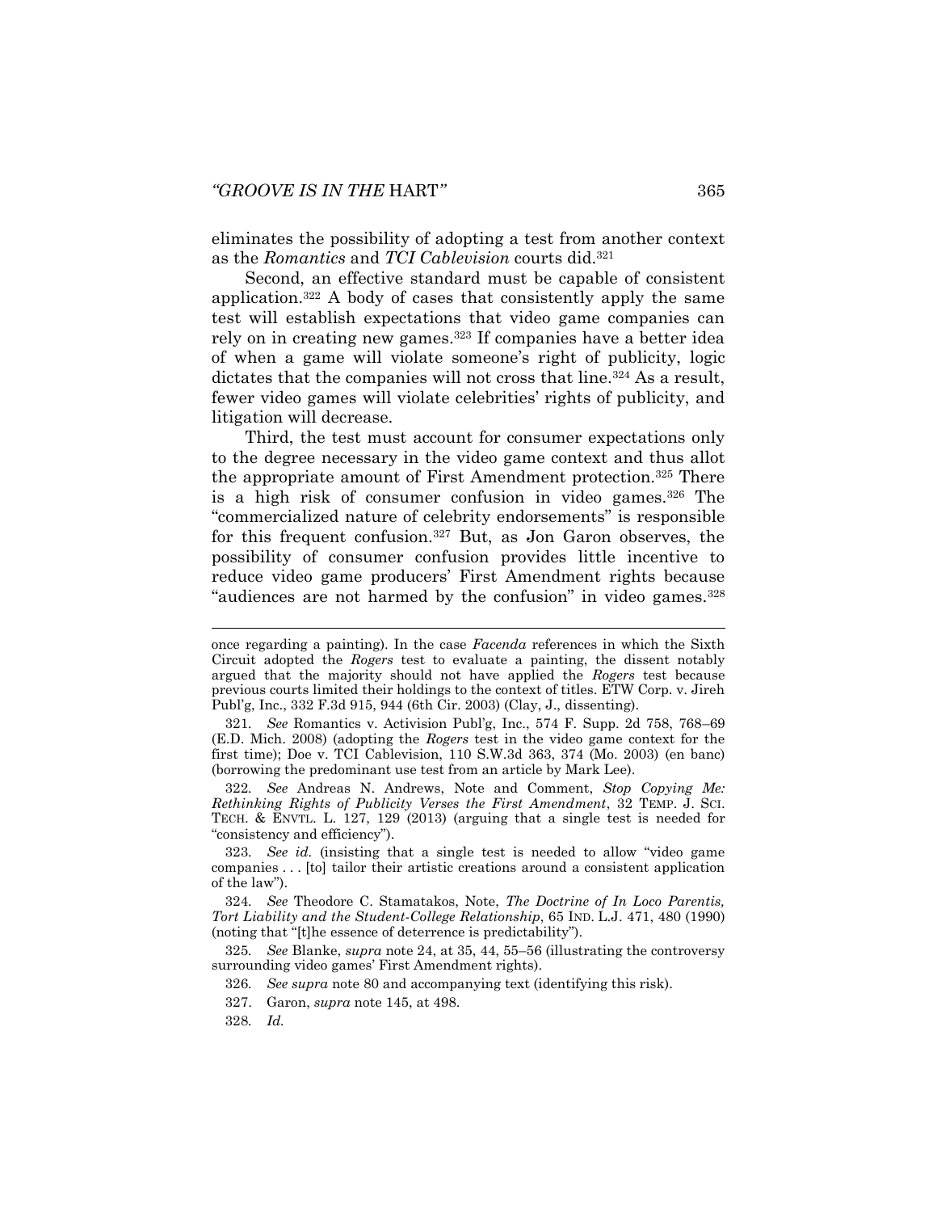eliminates the possibility of adopting a test from another context as the *Romantics* and *TCI Cablevision* courts did.[321]

Second, an effective standard must be capable of consistent application.[322] A body of cases that consistently apply the same test will establish expectations that video game companies can rely on in creating new games.[323] If companies have a better idea of when a game will violate someone's right of publicity, logic dictates that the companies will not cross that line.[324] As a result, fewer video games will violate celebrities' rights of publicity, and litigation will decrease.

Third, the test must account for consumer expectations only to the degree necessary in the video game context and thus allot the appropriate amount of First Amendment protection.[325] There is a high risk of consumer confusion in video games.[326] The "commercialized nature of celebrity endorsements" is responsible for this frequent confusion.[327] But, as Jon Garon observes, the possibility of consumer confusion provides little incentive to reduce video game producers' First Amendment rights because "audiences are not harmed by the confusion" in video games.[328]

---

once regarding a painting). In the case *Facenda* references in which the Sixth Circuit adopted the *Rogers* test to evaluate a painting, the dissent notably argued that the majority should not have applied the *Rogers* test because previous courts limited their holdings to the context of titles. ETW Corp. v. Jireh Publ'g, Inc., 332 F.3d 915, 944 (6th Cir. 2003) (Clay, J., dissenting).

321. *See* Romantics v. Activision Publ'g, Inc., 574 F. Supp. 2d 758, 768–69 (E.D. Mich. 2008) (adopting the *Rogers* test in the video game context for the first time); Doe v. TCI Cablevision, 110 S.W.3d 363, 374 (Mo. 2003) (en banc) (borrowing the predominant use test from an article by Mark Lee).

322. *See* Andreas N. Andrews, Note and Comment, *Stop Copying Me: Rethinking Rights of Publicity Verses the First Amendment*, 32 TEMP. J. SCI. TECH. & ENVTL. L. 127, 129 (2013) (arguing that a single test is needed for "consistency and efficiency").

323. *See id.* (insisting that a single test is needed to allow "video game companies . . . [to] tailor their artistic creations around a consistent application of the law").

324. *See* Theodore C. Stamatakos, Note, *The Doctrine of In Loco Parentis, Tort Liability and the Student-College Relationship*, 65 IND. L.J. 471, 480 (1990) (noting that "[t]he essence of deterrence is predictability").

325. *See* Blanke, *supra* note 24, at 35, 44, 55–56 (illustrating the controversy surrounding video games' First Amendment rights).

326. *See supra* note 80 and accompanying text (identifying this risk).

327. Garon, *supra* note 145, at 498.

328. *Id.*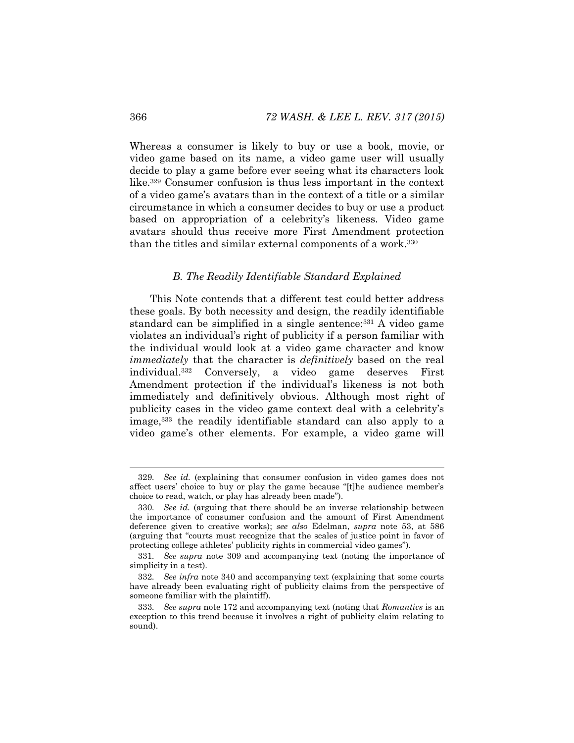Whereas a consumer is likely to buy or use a book, movie, or video game based on its name, a video game user will usually decide to play a game before ever seeing what its characters look like.[329] Consumer confusion is thus less important in the context of a video game's avatars than in the context of a title or a similar circumstance in which a consumer decides to buy or use a product based on appropriation of a celebrity's likeness. Video game avatars should thus receive more First Amendment protection than the titles and similar external components of a work.[330]

### *B. The Readily Identifiable Standard Explained*

This Note contends that a different test could better address these goals. By both necessity and design, the readily identifiable standard can be simplified in a single sentence:[331] A video game violates an individual's right of publicity if a person familiar with the individual would look at a video game character and know *immediately* that the character is *definitively* based on the real individual.[332] Conversely, a video game deserves First Amendment protection if the individual's likeness is not both immediately and definitively obvious. Although most right of publicity cases in the video game context deal with a celebrity's image,[333] the readily identifiable standard can also apply to a video game's other elements. For example, a video game will

---

329. *See id.* (explaining that consumer confusion in video games does not affect users' choice to buy or play the game because "[t]he audience member's choice to read, watch, or play has already been made").

330. *See id.* (arguing that there should be an inverse relationship between the importance of consumer confusion and the amount of First Amendment deference given to creative works); *see also* Edelman, *supra* note 53, at 586 (arguing that "courts must recognize that the scales of justice point in favor of protecting college athletes' publicity rights in commercial video games").

331. *See supra* note 309 and accompanying text (noting the importance of simplicity in a test).

332. *See infra* note 340 and accompanying text (explaining that some courts have already been evaluating right of publicity claims from the perspective of someone familiar with the plaintiff).

333. *See supra* note 172 and accompanying text (noting that *Romantics* is an exception to this trend because it involves a right of publicity claim relating to sound).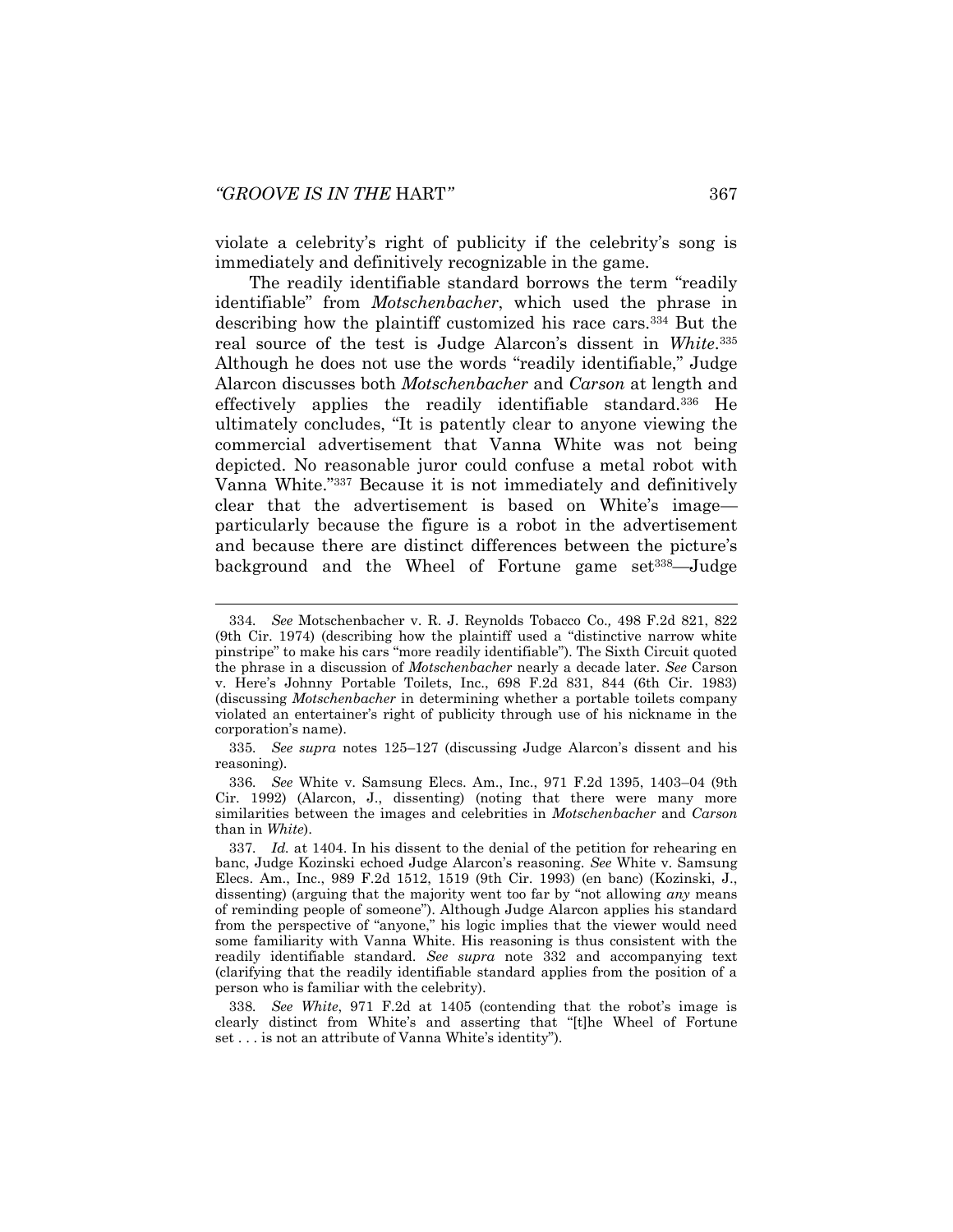violate a celebrity's right of publicity if the celebrity's song is immediately and definitively recognizable in the game.

The readily identifiable standard borrows the term "readily identifiable" from *Motschenbacher*, which used the phrase in describing how the plaintiff customized his race cars.[334] But the real source of the test is Judge Alarcon's dissent in *White*.[335] Although he does not use the words "readily identifiable," Judge Alarcon discusses both *Motschenbacher* and *Carson* at length and effectively applies the readily identifiable standard.[336] He ultimately concludes, "It is patently clear to anyone viewing the commercial advertisement that Vanna White was not being depicted. No reasonable juror could confuse a metal robot with Vanna White."[337] Because it is not immediately and definitively clear that the advertisement is based on White's image—particularly because the figure is a robot in the advertisement and because there are distinct differences between the picture's background and the Wheel of Fortune game set[338]—Judge

---

334. *See* Motschenbacher v. R. J. Reynolds Tobacco Co., 498 F.2d 821, 822 (9th Cir. 1974) (describing how the plaintiff used a "distinctive narrow white pinstripe" to make his cars "more readily identifiable"). The Sixth Circuit quoted the phrase in a discussion of *Motschenbacher* nearly a decade later. *See* Carson v. Here's Johnny Portable Toilets, Inc., 698 F.2d 831, 844 (6th Cir. 1983) (discussing *Motschenbacher* in determining whether a portable toilets company violated an entertainer's right of publicity through use of his nickname in the corporation's name).

335. *See supra* notes 125–127 (discussing Judge Alarcon's dissent and his reasoning).

336. *See* White v. Samsung Elecs. Am., Inc., 971 F.2d 1395, 1403–04 (9th Cir. 1992) (Alarcon, J., dissenting) (noting that there were many more similarities between the images and celebrities in *Motschenbacher* and *Carson* than in *White*).

337. *Id.* at 1404. In his dissent to the denial of the petition for rehearing en banc, Judge Kozinski echoed Judge Alarcon's reasoning. *See* White v. Samsung Elecs. Am., Inc., 989 F.2d 1512, 1519 (9th Cir. 1993) (en banc) (Kozinski, J., dissenting) (arguing that the majority went too far by "not allowing *any* means of reminding people of someone"). Although Judge Alarcon applies his standard from the perspective of "anyone," his logic implies that the viewer would need some familiarity with Vanna White. His reasoning is thus consistent with the readily identifiable standard. *See supra* note 332 and accompanying text (clarifying that the readily identifiable standard applies from the position of a person who is familiar with the celebrity).

338. *See White*, 971 F.2d at 1405 (contending that the robot's image is clearly distinct from White's and asserting that "[t]he Wheel of Fortune set . . . is not an attribute of Vanna White's identity").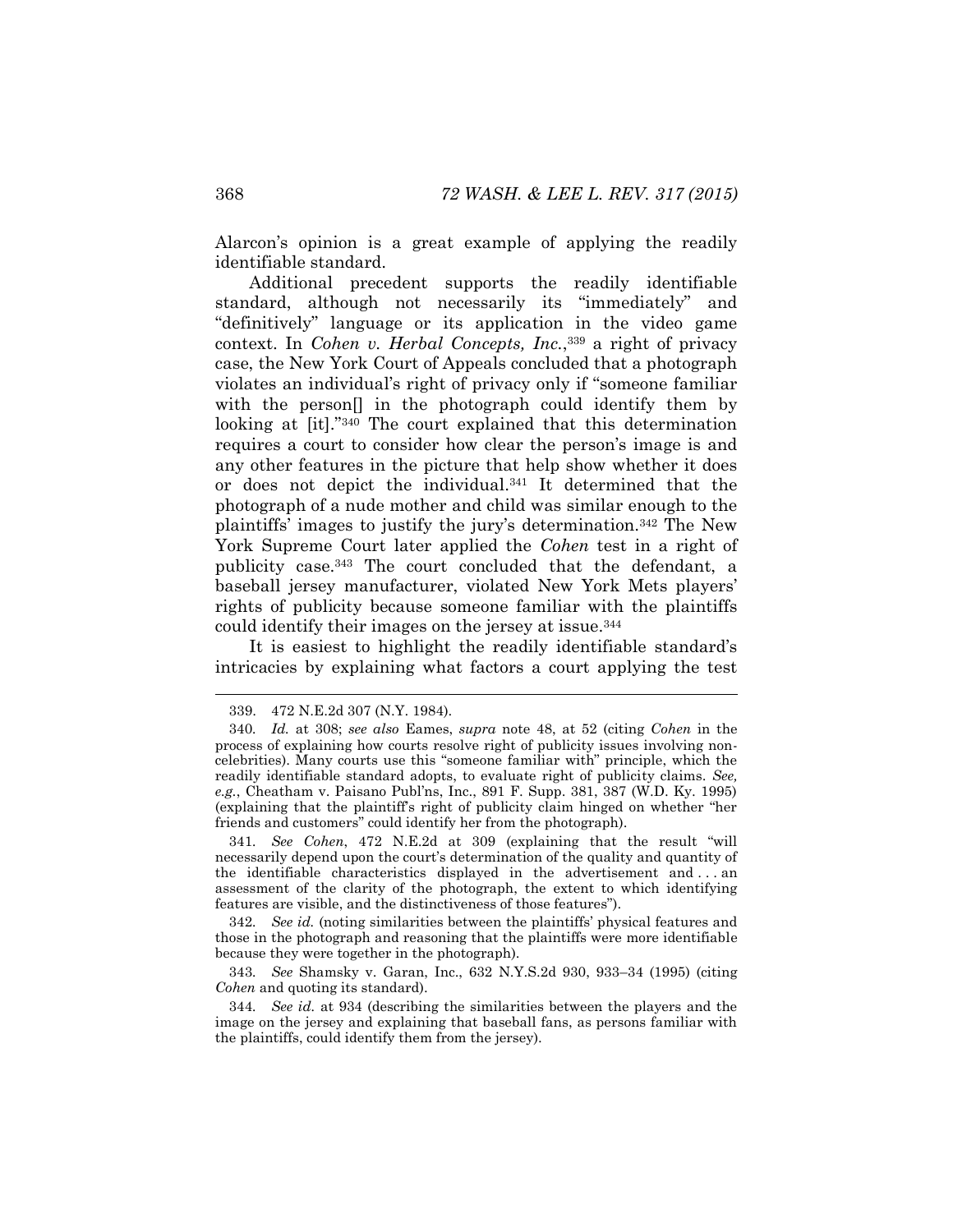Alarcon's opinion is a great example of applying the readily identifiable standard.

Additional precedent supports the readily identifiable standard, although not necessarily its "immediately" and "definitively" language or its application in the video game context. In *Cohen v. Herbal Concepts, Inc.*,[339] a right of privacy case, the New York Court of Appeals concluded that a photograph violates an individual's right of privacy only if "someone familiar with the person[] in the photograph could identify them by looking at [it]."[340] The court explained that this determination requires a court to consider how clear the person's image is and any other features in the picture that help show whether it does or does not depict the individual.[341] It determined that the photograph of a nude mother and child was similar enough to the plaintiffs' images to justify the jury's determination.[342] The New York Supreme Court later applied the *Cohen* test in a right of publicity case.[343] The court concluded that the defendant, a baseball jersey manufacturer, violated New York Mets players' rights of publicity because someone familiar with the plaintiffs could identify their images on the jersey at issue.[344]

It is easiest to highlight the readily identifiable standard's intricacies by explaining what factors a court applying the test

---

339. 472 N.E.2d 307 (N.Y. 1984).

340. *Id.* at 308; *see also* Eames, *supra* note 48, at 52 (citing *Cohen* in the process of explaining how courts resolve right of publicity issues involving non-celebrities). Many courts use this "someone familiar with" principle, which the readily identifiable standard adopts, to evaluate right of publicity claims. *See, e.g.*, Cheatham v. Paisano Publ'ns, Inc., 891 F. Supp. 381, 387 (W.D. Ky. 1995) (explaining that the plaintiff's right of publicity claim hinged on whether "her friends and customers" could identify her from the photograph).

341. *See Cohen*, 472 N.E.2d at 309 (explaining that the result "will necessarily depend upon the court's determination of the quality and quantity of the identifiable characteristics displayed in the advertisement and . . . an assessment of the clarity of the photograph, the extent to which identifying features are visible, and the distinctiveness of those features").

342. *See id.* (noting similarities between the plaintiffs' physical features and those in the photograph and reasoning that the plaintiffs were more identifiable because they were together in the photograph).

343. *See* Shamsky v. Garan, Inc., 632 N.Y.S.2d 930, 933–34 (1995) (citing *Cohen* and quoting its standard).

344. *See id.* at 934 (describing the similarities between the players and the image on the jersey and explaining that baseball fans, as persons familiar with the plaintiffs, could identify them from the jersey).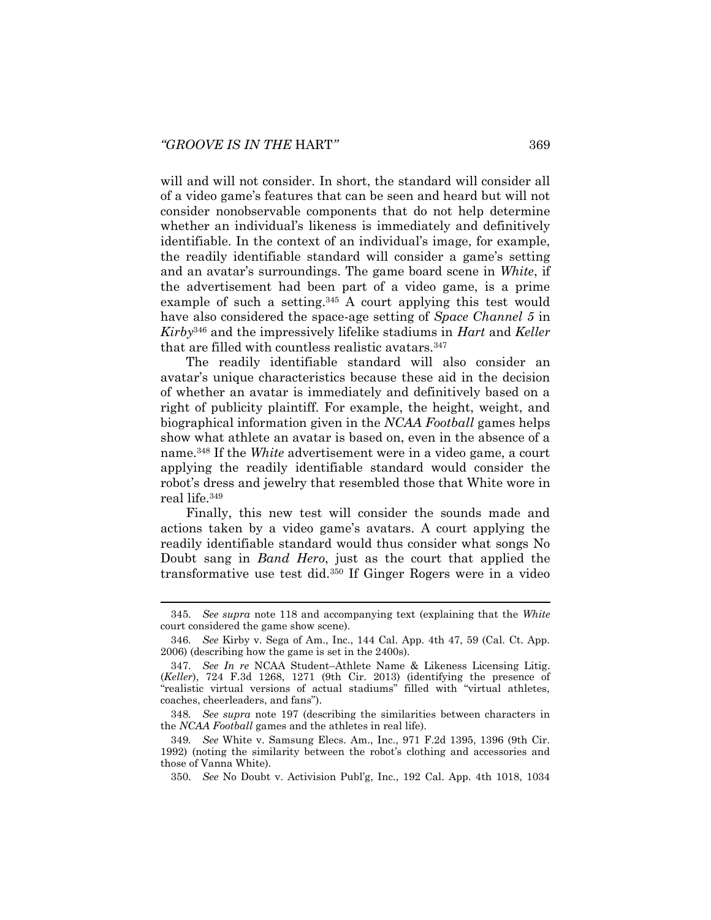will and will not consider. In short, the standard will consider all of a video game's features that can be seen and heard but will not consider nonobservable components that do not help determine whether an individual's likeness is immediately and definitively identifiable. In the context of an individual's image, for example, the readily identifiable standard will consider a game's setting and an avatar's surroundings. The game board scene in *White*, if the advertisement had been part of a video game, is a prime example of such a setting.[345] A court applying this test would have also considered the space-age setting of *Space Channel 5* in *Kirby*[346] and the impressively lifelike stadiums in *Hart* and *Keller* that are filled with countless realistic avatars.[347]

The readily identifiable standard will also consider an avatar's unique characteristics because these aid in the decision of whether an avatar is immediately and definitively based on a right of publicity plaintiff. For example, the height, weight, and biographical information given in the *NCAA Football* games helps show what athlete an avatar is based on, even in the absence of a name.[348] If the *White* advertisement were in a video game, a court applying the readily identifiable standard would consider the robot's dress and jewelry that resembled those that White wore in real life.[349]

Finally, this new test will consider the sounds made and actions taken by a video game's avatars. A court applying the readily identifiable standard would thus consider what songs No Doubt sang in *Band Hero*, just as the court that applied the transformative use test did.[350] If Ginger Rogers were in a video

---

345. *See supra* note 118 and accompanying text (explaining that the *White* court considered the game show scene).

346. *See* Kirby v. Sega of Am., Inc., 144 Cal. App. 4th 47, 59 (Cal. Ct. App. 2006) (describing how the game is set in the 2400s).

347. *See In re* NCAA Student–Athlete Name & Likeness Licensing Litig. (*Keller*), 724 F.3d 1268, 1271 (9th Cir. 2013) (identifying the presence of "realistic virtual versions of actual stadiums" filled with "virtual athletes, coaches, cheerleaders, and fans").

348. *See supra* note 197 (describing the similarities between characters in the *NCAA Football* games and the athletes in real life).

349. *See* White v. Samsung Elecs. Am., Inc., 971 F.2d 1395, 1396 (9th Cir. 1992) (noting the similarity between the robot's clothing and accessories and those of Vanna White).

350. *See* No Doubt v. Activision Publ'g, Inc., 192 Cal. App. 4th 1018, 1034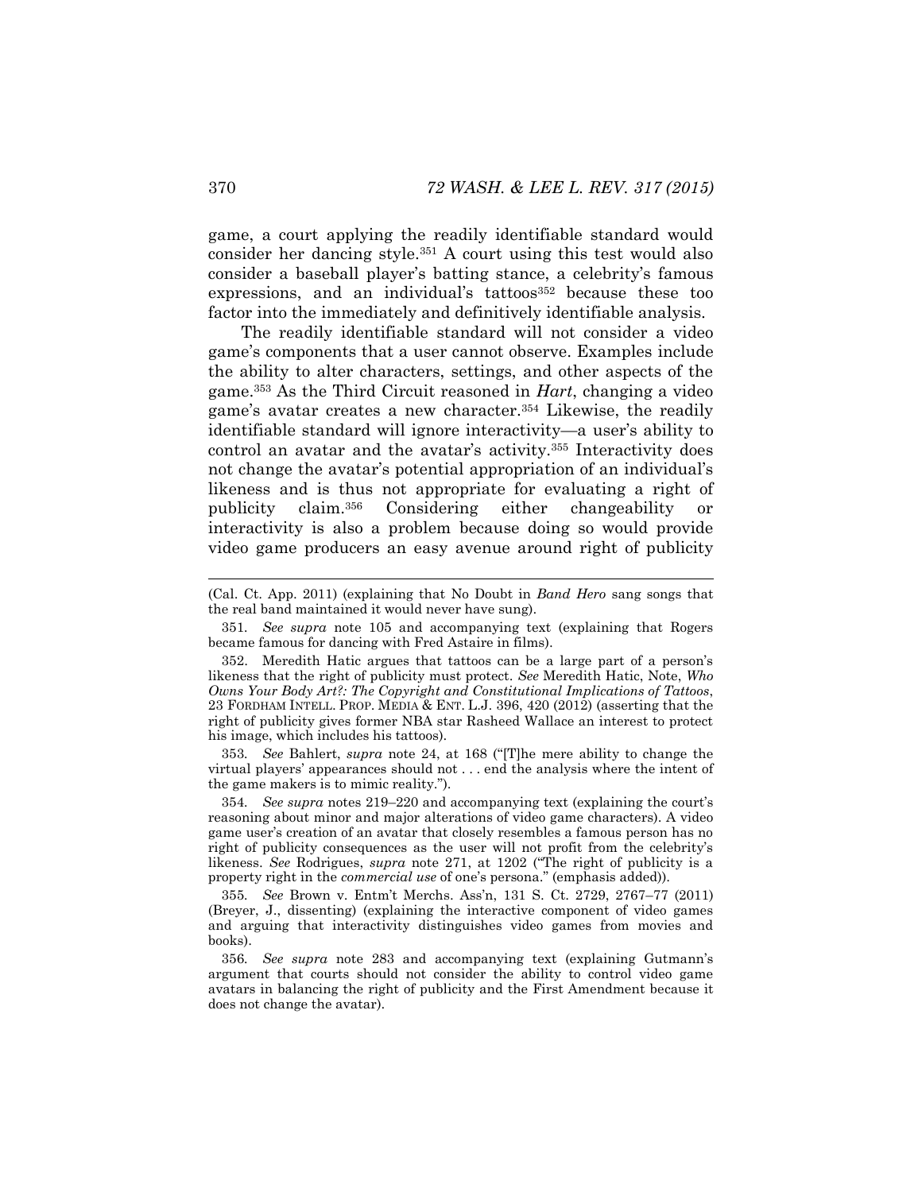game, a court applying the readily identifiable standard would consider her dancing style.[351] A court using this test would also consider a baseball player's batting stance, a celebrity's famous expressions, and an individual's tattoos[352] because these too factor into the immediately and definitively identifiable analysis.

The readily identifiable standard will not consider a video game's components that a user cannot observe. Examples include the ability to alter characters, settings, and other aspects of the game.[353] As the Third Circuit reasoned in *Hart*, changing a video game's avatar creates a new character.[354] Likewise, the readily identifiable standard will ignore interactivity—a user's ability to control an avatar and the avatar's activity.[355] Interactivity does not change the avatar's potential appropriation of an individual's likeness and is thus not appropriate for evaluating a right of publicity claim.[356] Considering either changeability or interactivity is also a problem because doing so would provide video game producers an easy avenue around right of publicity

---

(Cal. Ct. App. 2011) (explaining that No Doubt in *Band Hero* sang songs that the real band maintained it would never have sung).

351. *See supra* note 105 and accompanying text (explaining that Rogers became famous for dancing with Fred Astaire in films).

352. Meredith Hatic argues that tattoos can be a large part of a person's likeness that the right of publicity must protect. *See* Meredith Hatic, Note, *Who Owns Your Body Art?: The Copyright and Constitutional Implications of Tattoos*, 23 FORDHAM INTELL. PROP. MEDIA & ENT. L.J. 396, 420 (2012) (asserting that the right of publicity gives former NBA star Rasheed Wallace an interest to protect his image, which includes his tattoos).

353. *See* Bahlert, *supra* note 24, at 168 ("[T]he mere ability to change the virtual players' appearances should not . . . end the analysis where the intent of the game makers is to mimic reality.").

354. *See supra* notes 219–220 and accompanying text (explaining the court's reasoning about minor and major alterations of video game characters). A video game user's creation of an avatar that closely resembles a famous person has no right of publicity consequences as the user will not profit from the celebrity's likeness. *See* Rodrigues, *supra* note 271, at 1202 ("The right of publicity is a property right in the *commercial use* of one's persona." (emphasis added)).

355. *See* Brown v. Entm't Merchs. Ass'n, 131 S. Ct. 2729, 2767–77 (2011) (Breyer, J., dissenting) (explaining the interactive component of video games and arguing that interactivity distinguishes video games from movies and books).

356. *See supra* note 283 and accompanying text (explaining Gutmann's argument that courts should not consider the ability to control video game avatars in balancing the right of publicity and the First Amendment because it does not change the avatar).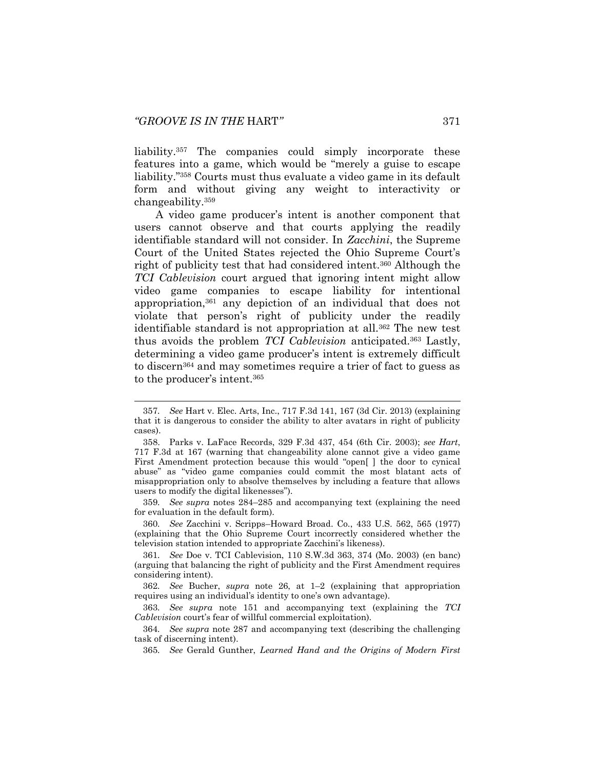liability.[357] The companies could simply incorporate these features into a game, which would be "merely a guise to escape liability."[358] Courts must thus evaluate a video game in its default form and without giving any weight to interactivity or changeability.[359]

A video game producer's intent is another component that users cannot observe and that courts applying the readily identifiable standard will not consider. In *Zacchini*, the Supreme Court of the United States rejected the Ohio Supreme Court's right of publicity test that had considered intent.[360] Although the *TCI Cablevision* court argued that ignoring intent might allow video game companies to escape liability for intentional appropriation,[361] any depiction of an individual that does not violate that person's right of publicity under the readily identifiable standard is not appropriation at all.[362] The new test thus avoids the problem *TCI Cablevision* anticipated.[363] Lastly, determining a video game producer's intent is extremely difficult to discern[364] and may sometimes require a trier of fact to guess as to the producer's intent.[365]

---

357. *See* Hart v. Elec. Arts, Inc., 717 F.3d 141, 167 (3d Cir. 2013) (explaining that it is dangerous to consider the ability to alter avatars in right of publicity cases).

358. Parks v. LaFace Records, 329 F.3d 437, 454 (6th Cir. 2003); *see Hart*, 717 F.3d at 167 (warning that changeability alone cannot give a video game First Amendment protection because this would "open[ ] the door to cynical abuse" as "video game companies could commit the most blatant acts of misappropriation only to absolve themselves by including a feature that allows users to modify the digital likenesses").

359. *See supra* notes 284–285 and accompanying text (explaining the need for evaluation in the default form).

360. *See* Zacchini v. Scripps–Howard Broad. Co., 433 U.S. 562, 565 (1977) (explaining that the Ohio Supreme Court incorrectly considered whether the television station intended to appropriate Zacchini's likeness).

361. *See* Doe v. TCI Cablevision, 110 S.W.3d 363, 374 (Mo. 2003) (en banc) (arguing that balancing the right of publicity and the First Amendment requires considering intent).

362. *See* Bucher, *supra* note 26, at 1–2 (explaining that appropriation requires using an individual's identity to one's own advantage).

363. *See supra* note 151 and accompanying text (explaining the *TCI Cablevision* court's fear of willful commercial exploitation).

364. *See supra* note 287 and accompanying text (describing the challenging task of discerning intent).

365. *See* Gerald Gunther, *Learned Hand and the Origins of Modern First*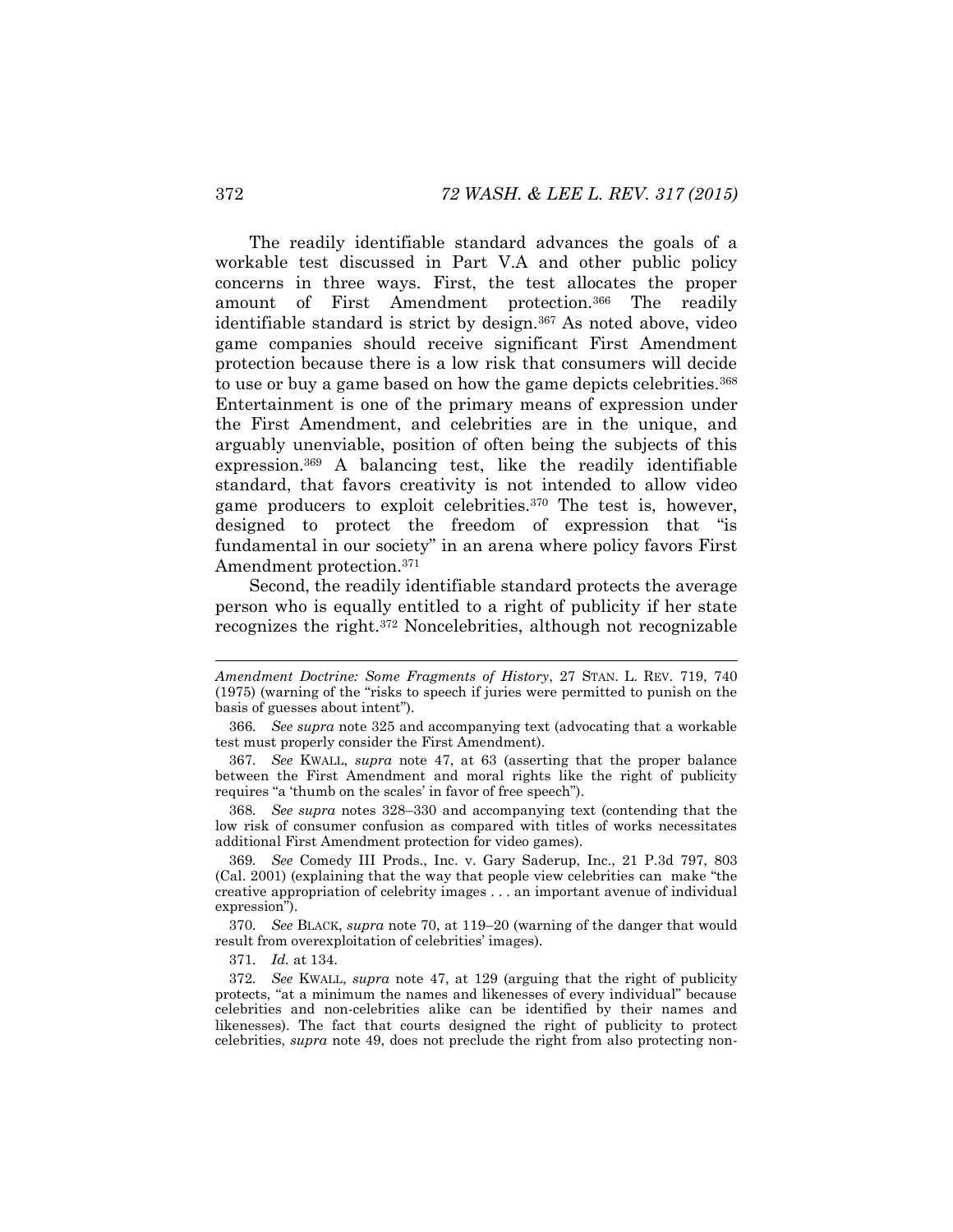The readily identifiable standard advances the goals of a workable test discussed in Part V.A and other public policy concerns in three ways. First, the test allocates the proper amount of First Amendment protection.[366] The readily identifiable standard is strict by design.[367] As noted above, video game companies should receive significant First Amendment protection because there is a low risk that consumers will decide to use or buy a game based on how the game depicts celebrities.[368] Entertainment is one of the primary means of expression under the First Amendment, and celebrities are in the unique, and arguably unenviable, position of often being the subjects of this expression.[369] A balancing test, like the readily identifiable standard, that favors creativity is not intended to allow video game producers to exploit celebrities.[370] The test is, however, designed to protect the freedom of expression that "is fundamental in our society" in an arena where policy favors First Amendment protection.[371]

Second, the readily identifiable standard protects the average person who is equally entitled to a right of publicity if her state recognizes the right.[372] Noncelebrities, although not recognizable

---

*Amendment Doctrine: Some Fragments of History*, 27 STAN. L. REV. 719, 740 (1975) (warning of the "risks to speech if juries were permitted to punish on the basis of guesses about intent").

366. *See supra* note 325 and accompanying text (advocating that a workable test must properly consider the First Amendment).

367. *See* KWALL, *supra* note 47, at 63 (asserting that the proper balance between the First Amendment and moral rights like the right of publicity requires "a 'thumb on the scales' in favor of free speech").

368. *See supra* notes 328–330 and accompanying text (contending that the low risk of consumer confusion as compared with titles of works necessitates additional First Amendment protection for video games).

369. *See* Comedy III Prods., Inc. v. Gary Saderup, Inc., 21 P.3d 797, 803 (Cal. 2001) (explaining that the way that people view celebrities can make "the creative appropriation of celebrity images . . . an important avenue of individual expression").

370. *See* BLACK, *supra* note 70, at 119–20 (warning of the danger that would result from overexploitation of celebrities' images).

371. *Id.* at 134.

372. *See* KWALL, *supra* note 47, at 129 (arguing that the right of publicity protects, "at a minimum the names and likenesses of every individual" because celebrities and non-celebrities alike can be identified by their names and likenesses). The fact that courts designed the right of publicity to protect celebrities, *supra* note 49, does not preclude the right from also protecting non-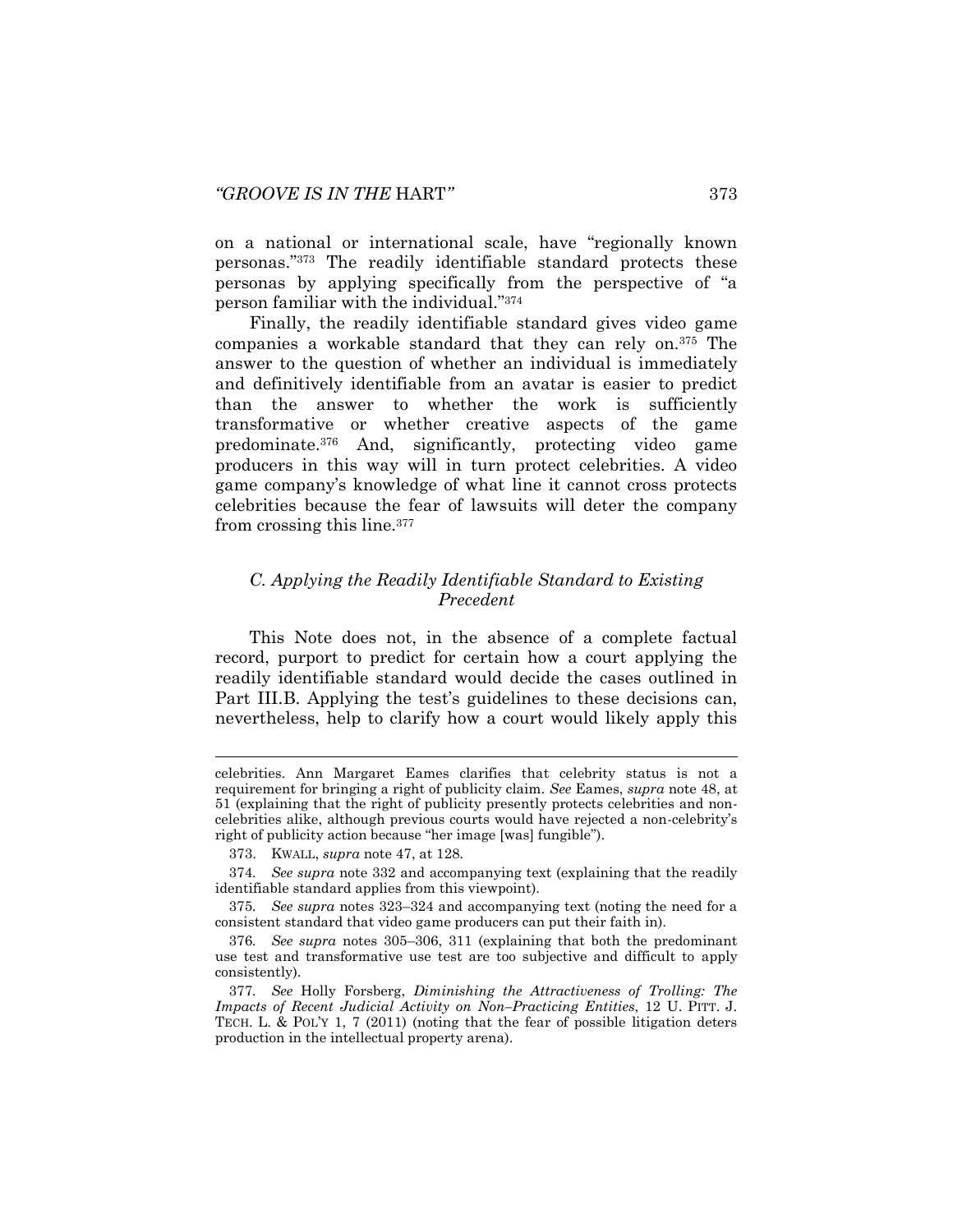on a national or international scale, have "regionally known personas."[373] The readily identifiable standard protects these personas by applying specifically from the perspective of "a person familiar with the individual."[374]

Finally, the readily identifiable standard gives video game companies a workable standard that they can rely on.[375] The answer to the question of whether an individual is immediately and definitively identifiable from an avatar is easier to predict than the answer to whether the work is sufficiently transformative or whether creative aspects of the game predominate.[376] And, significantly, protecting video game producers in this way will in turn protect celebrities. A video game company's knowledge of what line it cannot cross protects celebrities because the fear of lawsuits will deter the company from crossing this line.[377]

### *C. Applying the Readily Identifiable Standard to Existing Precedent*

This Note does not, in the absence of a complete factual record, purport to predict for certain how a court applying the readily identifiable standard would decide the cases outlined in Part III.B. Applying the test's guidelines to these decisions can, nevertheless, help to clarify how a court would likely apply this

---

celebrities. Ann Margaret Eames clarifies that celebrity status is not a requirement for bringing a right of publicity claim. *See* Eames, *supra* note 48, at 51 (explaining that the right of publicity presently protects celebrities and non-celebrities alike, although previous courts would have rejected a non-celebrity's right of publicity action because "her image [was] fungible").

373. KWALL, *supra* note 47, at 128.

374. *See supra* note 332 and accompanying text (explaining that the readily identifiable standard applies from this viewpoint).

375. *See supra* notes 323–324 and accompanying text (noting the need for a consistent standard that video game producers can put their faith in).

376. *See supra* notes 305–306, 311 (explaining that both the predominant use test and transformative use test are too subjective and difficult to apply consistently).

377. *See* Holly Forsberg, *Diminishing the Attractiveness of Trolling: The Impacts of Recent Judicial Activity on Non–Practicing Entities*, 12 U. PITT. J. TECH. L. & POL'Y 1, 7 (2011) (noting that the fear of possible litigation deters production in the intellectual property arena).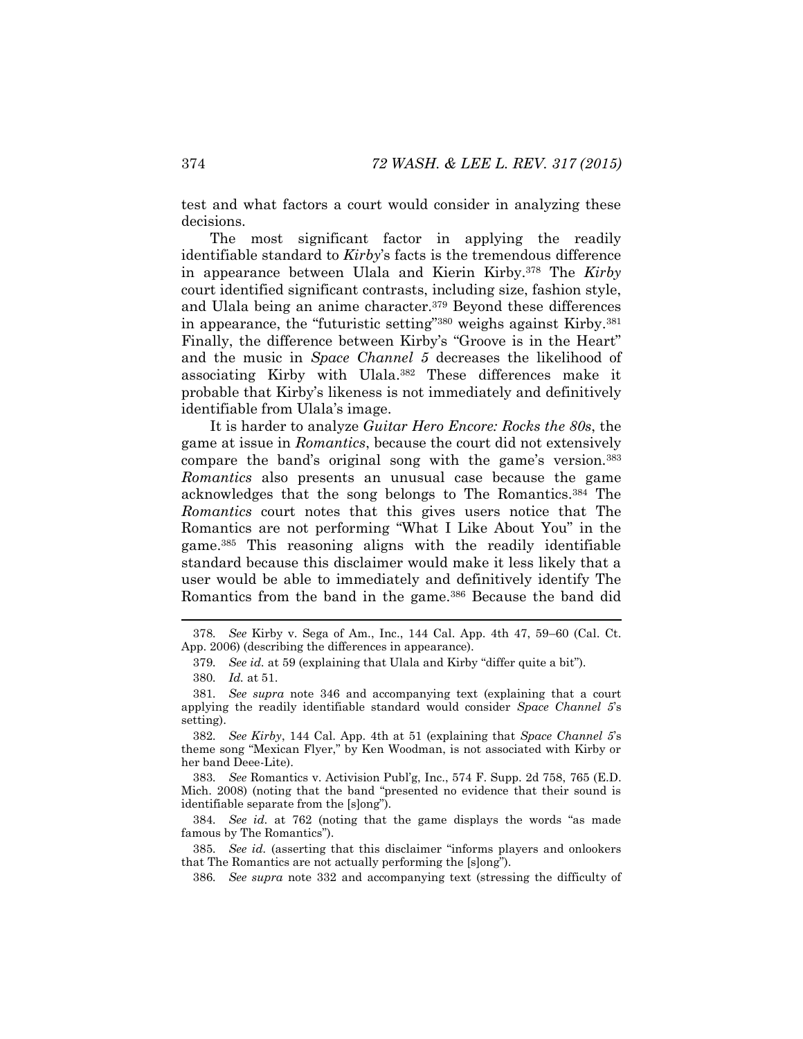test and what factors a court would consider in analyzing these decisions.

The most significant factor in applying the readily identifiable standard to *Kirby*'s facts is the tremendous difference in appearance between Ulala and Kierin Kirby.[378] The *Kirby* court identified significant contrasts, including size, fashion style, and Ulala being an anime character.[379] Beyond these differences in appearance, the "futuristic setting"[380] weighs against Kirby.[381] Finally, the difference between Kirby's "Groove is in the Heart" and the music in *Space Channel 5* decreases the likelihood of associating Kirby with Ulala.[382] These differences make it probable that Kirby's likeness is not immediately and definitively identifiable from Ulala's image.

It is harder to analyze *Guitar Hero Encore: Rocks the 80s*, the game at issue in *Romantics*, because the court did not extensively compare the band's original song with the game's version.[383] *Romantics* also presents an unusual case because the game acknowledges that the song belongs to The Romantics.[384] The *Romantics* court notes that this gives users notice that The Romantics are not performing "What I Like About You" in the game.[385] This reasoning aligns with the readily identifiable standard because this disclaimer would make it less likely that a user would be able to immediately and definitively identify The Romantics from the band in the game.[386] Because the band did

---

378. *See* Kirby v. Sega of Am., Inc., 144 Cal. App. 4th 47, 59–60 (Cal. Ct. App. 2006) (describing the differences in appearance).

379. *See id.* at 59 (explaining that Ulala and Kirby "differ quite a bit").

380. *Id.* at 51.

381. *See supra* note 346 and accompanying text (explaining that a court applying the readily identifiable standard would consider *Space Channel 5*'s setting).

382. *See Kirby*, 144 Cal. App. 4th at 51 (explaining that *Space Channel 5*'s theme song "Mexican Flyer," by Ken Woodman, is not associated with Kirby or her band Deee-Lite).

383. *See* Romantics v. Activision Publ'g, Inc., 574 F. Supp. 2d 758, 765 (E.D. Mich. 2008) (noting that the band "presented no evidence that their sound is identifiable separate from the [s]ong").

384. *See id.* at 762 (noting that the game displays the words "as made famous by The Romantics").

385. *See id.* (asserting that this disclaimer "informs players and onlookers that The Romantics are not actually performing the [s]ong").

386. *See supra* note 332 and accompanying text (stressing the difficulty of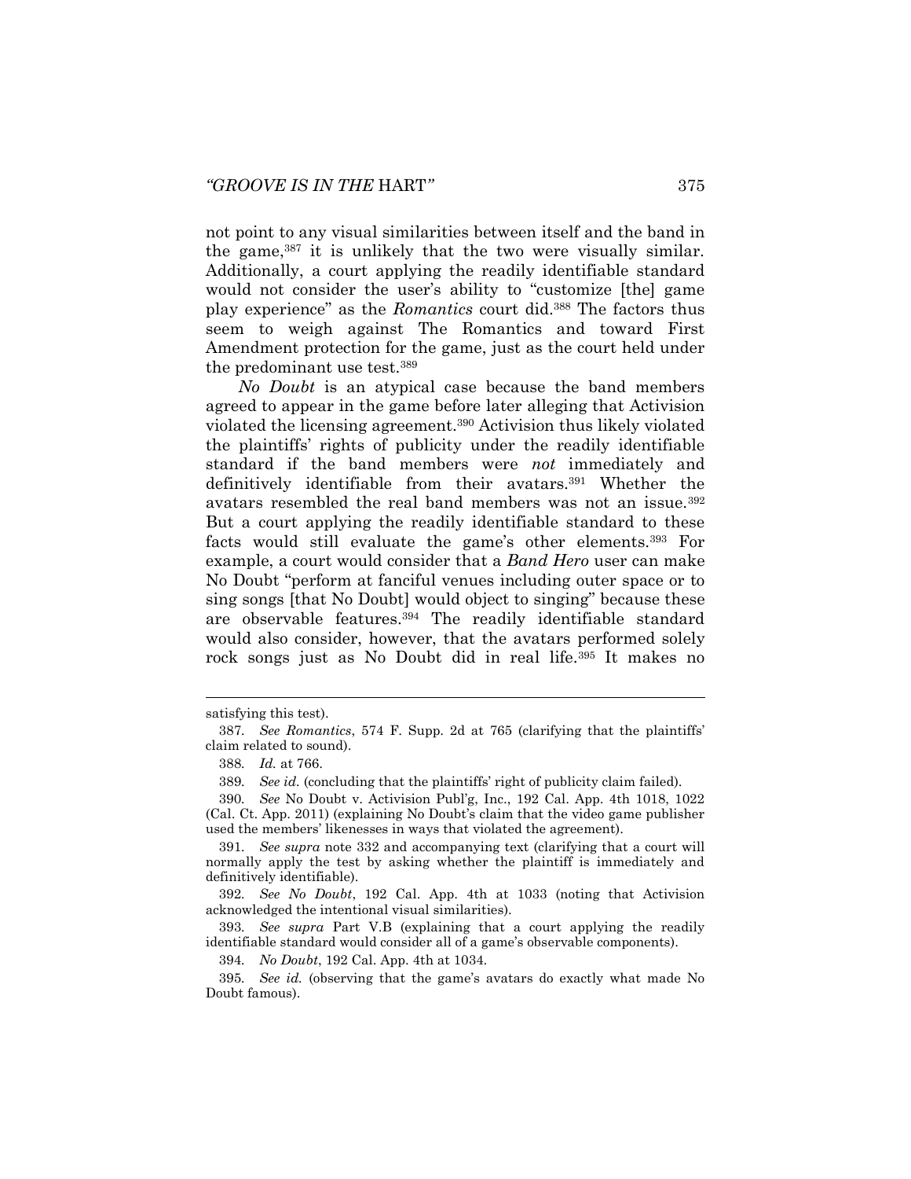not point to any visual similarities between itself and the band in the game,[387] it is unlikely that the two were visually similar. Additionally, a court applying the readily identifiable standard would not consider the user's ability to "customize [the] game play experience" as the *Romantics* court did.[388] The factors thus seem to weigh against The Romantics and toward First Amendment protection for the game, just as the court held under the predominant use test.[389]

*No Doubt* is an atypical case because the band members agreed to appear in the game before later alleging that Activision violated the licensing agreement.[390] Activision thus likely violated the plaintiffs' rights of publicity under the readily identifiable standard if the band members were *not* immediately and definitively identifiable from their avatars.[391] Whether the avatars resembled the real band members was not an issue.[392] But a court applying the readily identifiable standard to these facts would still evaluate the game's other elements.[393] For example, a court would consider that a *Band Hero* user can make No Doubt "perform at fanciful venues including outer space or to sing songs [that No Doubt] would object to singing" because these are observable features.[394] The readily identifiable standard would also consider, however, that the avatars performed solely rock songs just as No Doubt did in real life.[395] It makes no

---

satisfying this test).

387. *See Romantics*, 574 F. Supp. 2d at 765 (clarifying that the plaintiffs' claim related to sound).

388. *Id.* at 766.

389. *See id.* (concluding that the plaintiffs' right of publicity claim failed).

390. *See* No Doubt v. Activision Publ'g, Inc., 192 Cal. App. 4th 1018, 1022 (Cal. Ct. App. 2011) (explaining No Doubt's claim that the video game publisher used the members' likenesses in ways that violated the agreement).

391. *See supra* note 332 and accompanying text (clarifying that a court will normally apply the test by asking whether the plaintiff is immediately and definitively identifiable).

392. *See No Doubt*, 192 Cal. App. 4th at 1033 (noting that Activision acknowledged the intentional visual similarities).

393. *See supra* Part V.B (explaining that a court applying the readily identifiable standard would consider all of a game's observable components).

394. *No Doubt*, 192 Cal. App. 4th at 1034.

395. *See id.* (observing that the game's avatars do exactly what made No Doubt famous).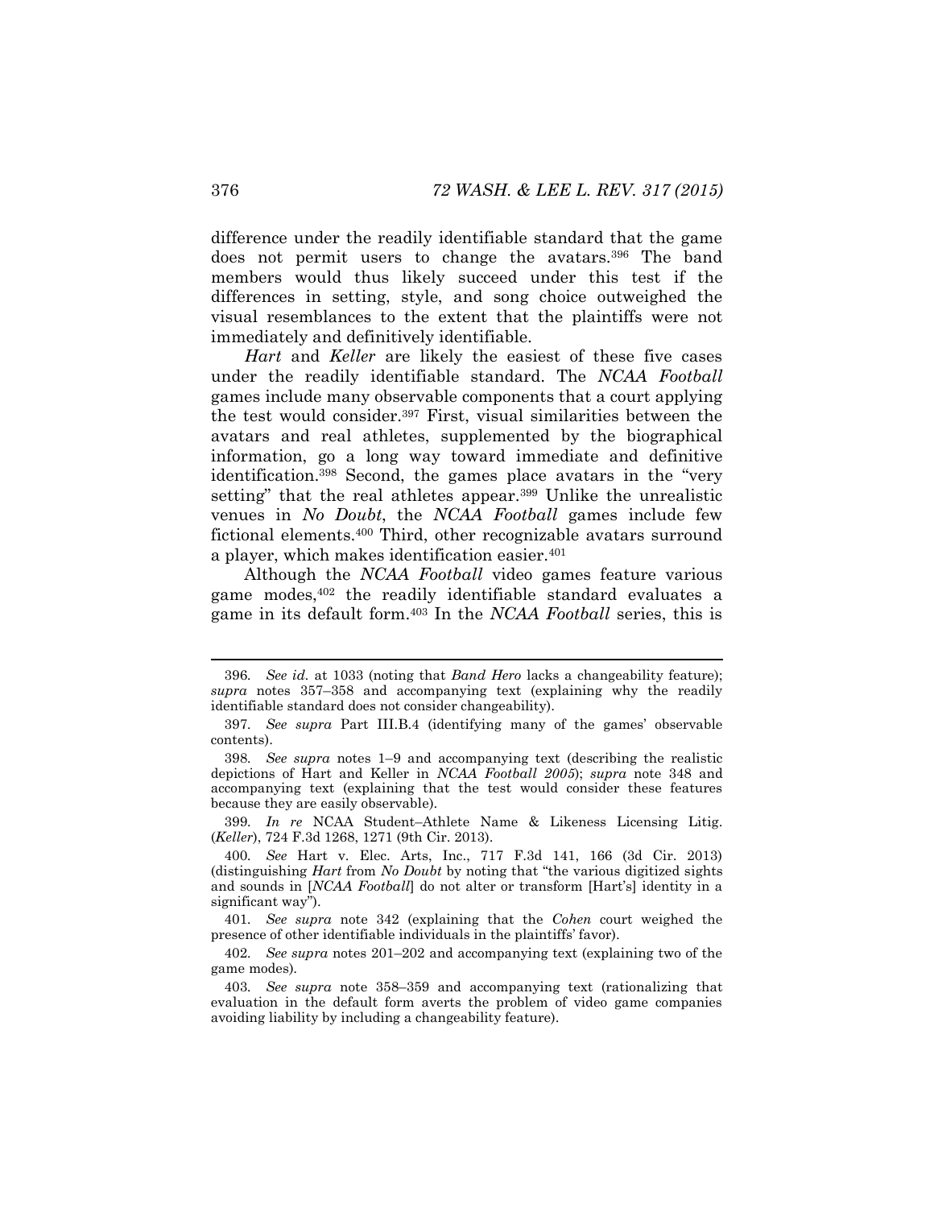difference under the readily identifiable standard that the game does not permit users to change the avatars.[396] The band members would thus likely succeed under this test if the differences in setting, style, and song choice outweighed the visual resemblances to the extent that the plaintiffs were not immediately and definitively identifiable.

*Hart* and *Keller* are likely the easiest of these five cases under the readily identifiable standard. The *NCAA Football* games include many observable components that a court applying the test would consider.[397] First, visual similarities between the avatars and real athletes, supplemented by the biographical information, go a long way toward immediate and definitive identification.[398] Second, the games place avatars in the "very setting" that the real athletes appear.[399] Unlike the unrealistic venues in *No Doubt*, the *NCAA Football* games include few fictional elements.[400] Third, other recognizable avatars surround a player, which makes identification easier.[401]

Although the *NCAA Football* video games feature various game modes,[402] the readily identifiable standard evaluates a game in its default form.[403] In the *NCAA Football* series, this is

---

396. *See id.* at 1033 (noting that *Band Hero* lacks a changeability feature); *supra* notes 357–358 and accompanying text (explaining why the readily identifiable standard does not consider changeability).

397. *See supra* Part III.B.4 (identifying many of the games' observable contents).

398. *See supra* notes 1–9 and accompanying text (describing the realistic depictions of Hart and Keller in *NCAA Football 2005*); *supra* note 348 and accompanying text (explaining that the test would consider these features because they are easily observable).

399. *In re* NCAA Student–Athlete Name & Likeness Licensing Litig. (*Keller*), 724 F.3d 1268, 1271 (9th Cir. 2013).

400. *See* Hart v. Elec. Arts, Inc., 717 F.3d 141, 166 (3d Cir. 2013) (distinguishing *Hart* from *No Doubt* by noting that "the various digitized sights and sounds in [*NCAA Football*] do not alter or transform [Hart's] identity in a significant way").

401. *See supra* note 342 (explaining that the *Cohen* court weighed the presence of other identifiable individuals in the plaintiffs' favor).

402. *See supra* notes 201–202 and accompanying text (explaining two of the game modes).

403. *See supra* note 358–359 and accompanying text (rationalizing that evaluation in the default form averts the problem of video game companies avoiding liability by including a changeability feature).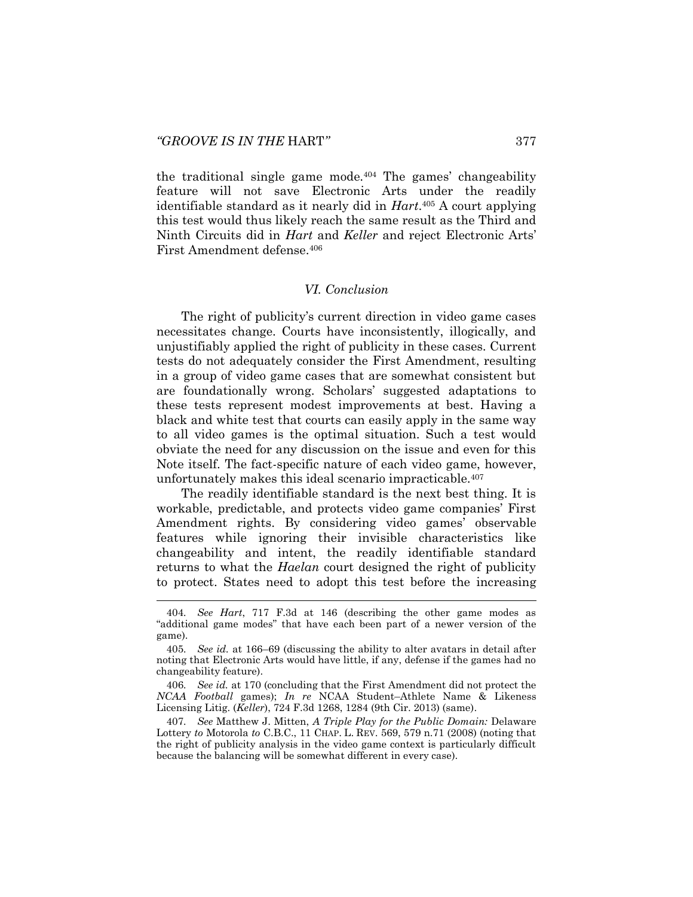the traditional single game mode.[404] The games' changeability feature will not save Electronic Arts under the readily identifiable standard as it nearly did in *Hart*.[405] A court applying this test would thus likely reach the same result as the Third and Ninth Circuits did in *Hart* and *Keller* and reject Electronic Arts' First Amendment defense.[406]

### *VI. Conclusion*

The right of publicity's current direction in video game cases necessitates change. Courts have inconsistently, illogically, and unjustifiably applied the right of publicity in these cases. Current tests do not adequately consider the First Amendment, resulting in a group of video game cases that are somewhat consistent but are foundationally wrong. Scholars' suggested adaptations to these tests represent modest improvements at best. Having a black and white test that courts can easily apply in the same way to all video games is the optimal situation. Such a test would obviate the need for any discussion on the issue and even for this Note itself. The fact-specific nature of each video game, however, unfortunately makes this ideal scenario impracticable.[407]

The readily identifiable standard is the next best thing. It is workable, predictable, and protects video game companies' First Amendment rights. By considering video games' observable features while ignoring their invisible characteristics like changeability and intent, the readily identifiable standard returns to what the *Haelan* court designed the right of publicity to protect. States need to adopt this test before the increasing

---

404. *See Hart*, 717 F.3d at 146 (describing the other game modes as "additional game modes" that have each been part of a newer version of the game).

405. *See id.* at 166–69 (discussing the ability to alter avatars in detail after noting that Electronic Arts would have little, if any, defense if the games had no changeability feature).

406. *See id.* at 170 (concluding that the First Amendment did not protect the *NCAA Football* games); *In re* NCAA Student–Athlete Name & Likeness Licensing Litig. (*Keller*), 724 F.3d 1268, 1284 (9th Cir. 2013) (same).

407. *See* Matthew J. Mitten, *A Triple Play for the Public Domain:* Delaware Lottery *to* Motorola *to* C.B.C., 11 CHAP. L. REV. 569, 579 n.71 (2008) (noting that the right of publicity analysis in the video game context is particularly difficult because the balancing will be somewhat different in every case).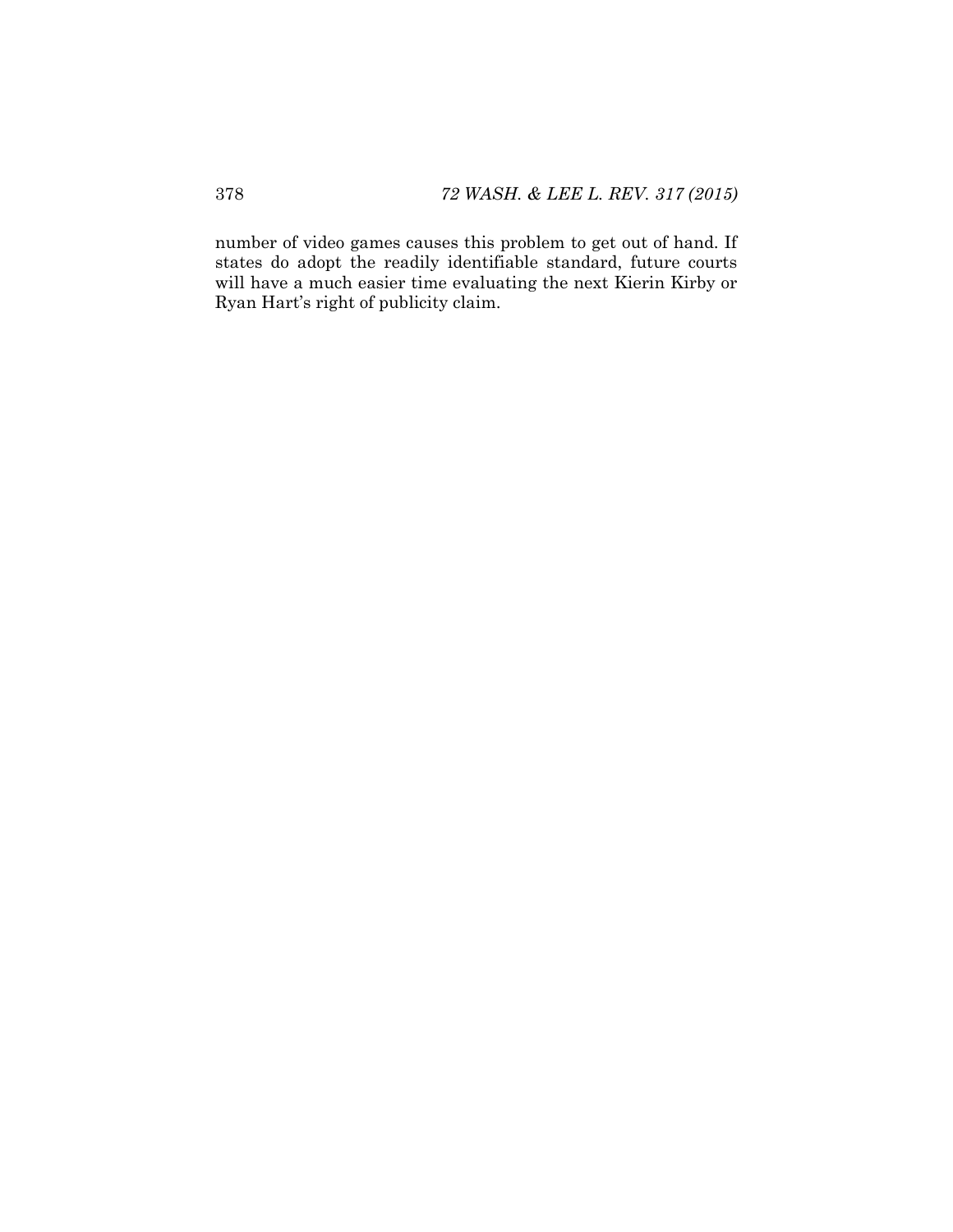number of video games causes this problem to get out of hand. If states do adopt the readily identifiable standard, future courts will have a much easier time evaluating the next Kierin Kirby or Ryan Hart's right of publicity claim.